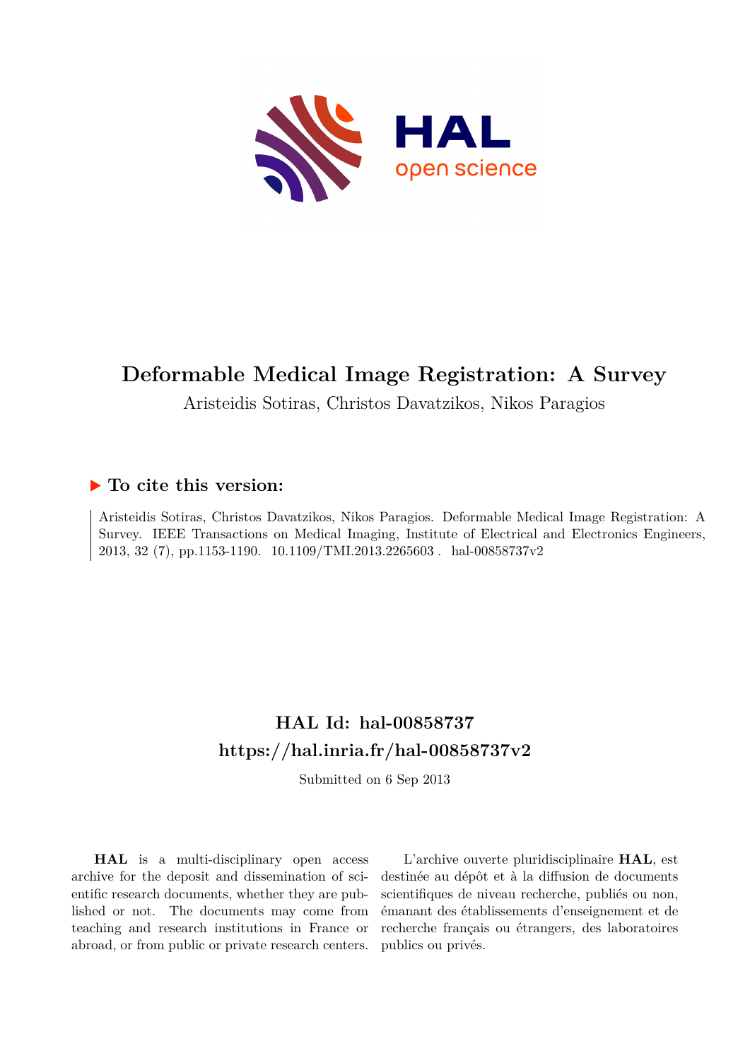# Deformable Medical Image Registration: A Survey

Aristeidis Sotiras, Christos Davatzikos, Nikos Paragios

## To cite this version:

Aristeidis Sotiras, Christos Davatzikos, Nikos Paragios. Deformable Medical Image Registration: A Survey. IEEE Transactions on Medical Imaging, Institute of Electrical and Electronics Engineers, 2013, 32 (7), pp.1153-1190. 10.1109/TMI.2013.2265603 . hal-00858737v2

## HAL Id: hal-00858737
## https://hal.inria.fr/hal-00858737v2

Submitted on 6 Sep 2013

**HAL** is a multi-disciplinary open access archive for the deposit and dissemination of scientific research documents, whether they are published or not. The documents may come from teaching and research institutions in France or abroad, or from public or private research centers.

L'archive ouverte pluridisciplinaire **HAL**, est destinée au dépôt et à la diffusion de documents scientifiques de niveau recherche, publiés ou non, émanant des établissements d'enseignement et de recherche français ou étrangers, des laboratoires publics ou privés.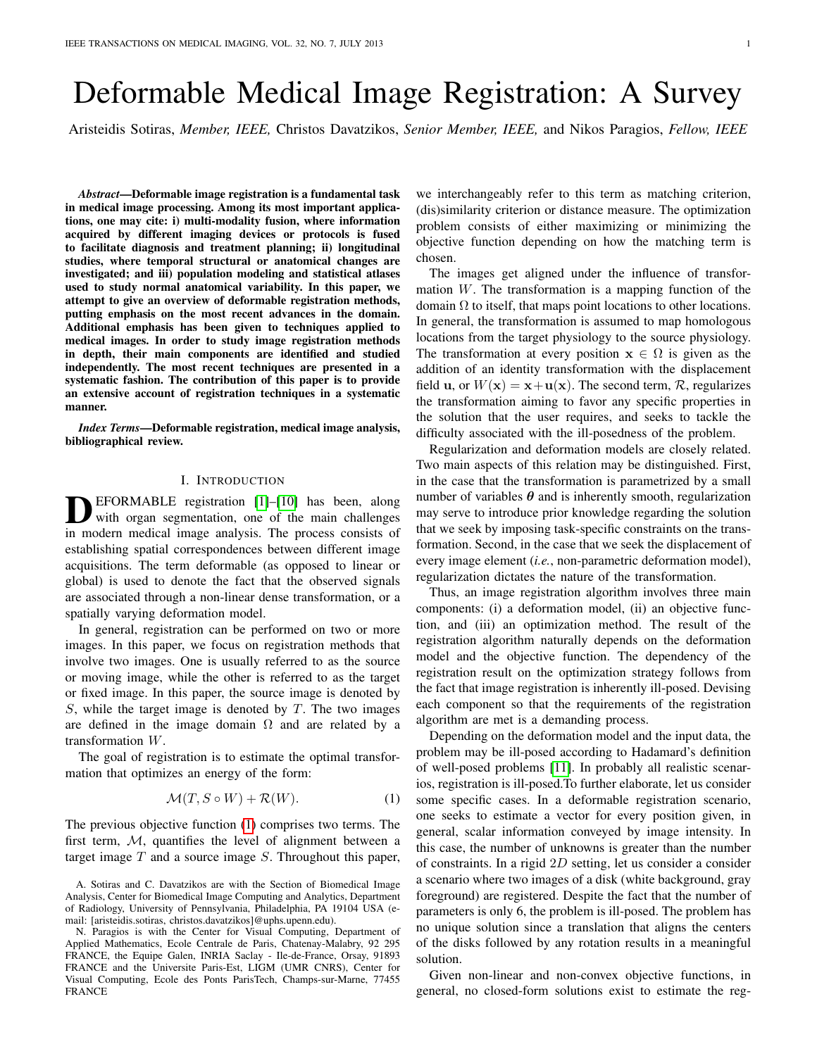# Deformable Medical Image Registration: A Survey

Aristeidis Sotiras, *Member, IEEE,* Christos Davatzikos, *Senior Member, IEEE,* and Nikos Paragios, *Fellow, IEEE*

***Abstract*—Deformable image registration is a fundamental task in medical image processing. Among its most important applications, one may cite: i) multi-modality fusion, where information acquired by different imaging devices or protocols is fused to facilitate diagnosis and treatment planning; ii) longitudinal studies, where temporal structural or anatomical changes are investigated; and iii) population modeling and statistical atlases used to study normal anatomical variability. In this paper, we attempt to give an overview of deformable registration methods, putting emphasis on the most recent advances in the domain. Additional emphasis has been given to techniques applied to medical images. In order to study image registration methods in depth, their main components are identified and studied independently. The most recent techniques are presented in a systematic fashion. The contribution of this paper is to provide an extensive account of registration techniques in a systematic manner.**

***Index Terms*—Deformable registration, medical image analysis, bibliographical review.**

## I. Introduction

DEFORMABLE registration [1]–[10] has been, along with organ segmentation, one of the main challenges in modern medical image analysis. The process consists of establishing spatial correspondences between different image acquisitions. The term deformable (as opposed to linear or global) is used to denote the fact that the observed signals are associated through a non-linear dense transformation, or a spatially varying deformation model.

In general, registration can be performed on two or more images. In this paper, we focus on registration methods that involve two images. One is usually referred to as the source or moving image, while the other is referred to as the target or fixed image. In this paper, the source image is denoted by $S$, while the target image is denoted by $T$. The two images are defined in the image domain $\Omega$ and are related by a transformation $W$.

The goal of registration is to estimate the optimal transformation that optimizes an energy of the form:

$$\mathcal{M}(T, S \circ W) + \mathcal{R}(W). \tag{1}$$

The previous objective function (1) comprises two terms. The first term, $\mathcal{M}$, quantifies the level of alignment between a target image $T$ and a source image $S$. Throughout this paper, we interchangeably refer to this term as matching criterion, (dis)similarity criterion or distance measure. The optimization problem consists of either maximizing or minimizing the objective function depending on how the matching term is chosen.

The images get aligned under the influence of transformation $W$. The transformation is a mapping function of the domain $\Omega$ to itself, that maps point locations to other locations. In general, the transformation is assumed to map homologous locations from the target physiology to the source physiology. The transformation at every position $\mathbf{x} \in \Omega$ is given as the addition of an identity transformation with the displacement field $\mathbf{u}$, or $W(\mathbf{x}) = \mathbf{x} + \mathbf{u}(\mathbf{x})$. The second term, $\mathcal{R}$, regularizes the transformation aiming to favor any specific properties in the solution that the user requires, and seeks to tackle the difficulty associated with the ill-posedness of the problem.

Regularization and deformation models are closely related. Two main aspects of this relation may be distinguished. First, in the case that the transformation is parametrized by a small number of variables $\boldsymbol{\theta}$ and is inherently smooth, regularization may serve to introduce prior knowledge regarding the solution that we seek by imposing task-specific constraints on the transformation. Second, in the case that we seek the displacement of every image element (*i.e.*, non-parametric deformation model), regularization dictates the nature of the transformation.

Thus, an image registration algorithm involves three main components: (i) a deformation model, (ii) an objective function, and (iii) an optimization method. The result of the registration algorithm naturally depends on the deformation model and the objective function. The dependency of the registration result on the optimization strategy follows from the fact that image registration is inherently ill-posed. Devising each component so that the requirements of the registration algorithm are met is a demanding process.

Depending on the deformation model and the input data, the problem may be ill-posed according to Hadamard's definition of well-posed problems [11]. In probably all realistic scenarios, registration is ill-posed.To further elaborate, let us consider some specific cases. In a deformable registration scenario, one seeks to estimate a vector for every position given, in general, scalar information conveyed by image intensity. In this case, the number of unknowns is greater than the number of constraints. In a rigid $2D$ setting, let us consider a consider a scenario where two images of a disk (white background, gray foreground) are registered. Despite the fact that the number of parameters is only 6, the problem is ill-posed. The problem has no unique solution since a translation that aligns the centers of the disks followed by any rotation results in a meaningful solution.

Given non-linear and non-convex objective functions, in general, no closed-form solutions exist to estimate the reg-

A. Sotiras and C. Davatzikos are with the Section of Biomedical Image Analysis, Center for Biomedical Image Computing and Analytics, Department of Radiology, University of Pennsylvania, Philadelphia, PA 19104 USA (e-mail: [aristeidis.sotiras, christos.davatzikos]@uphs.upenn.edu).

N. Paragios is with the Center for Visual Computing, Department of Applied Mathematics, Ecole Centrale de Paris, Chatenay-Malabry, 92 295 FRANCE, the Equipe Galen, INRIA Saclay - Ile-de-France, Orsay, 91893 FRANCE and the Universite Paris-Est, LIGM (UMR CNRS), Center for Visual Computing, Ecole des Ponts ParisTech, Champs-sur-Marne, 77455 FRANCE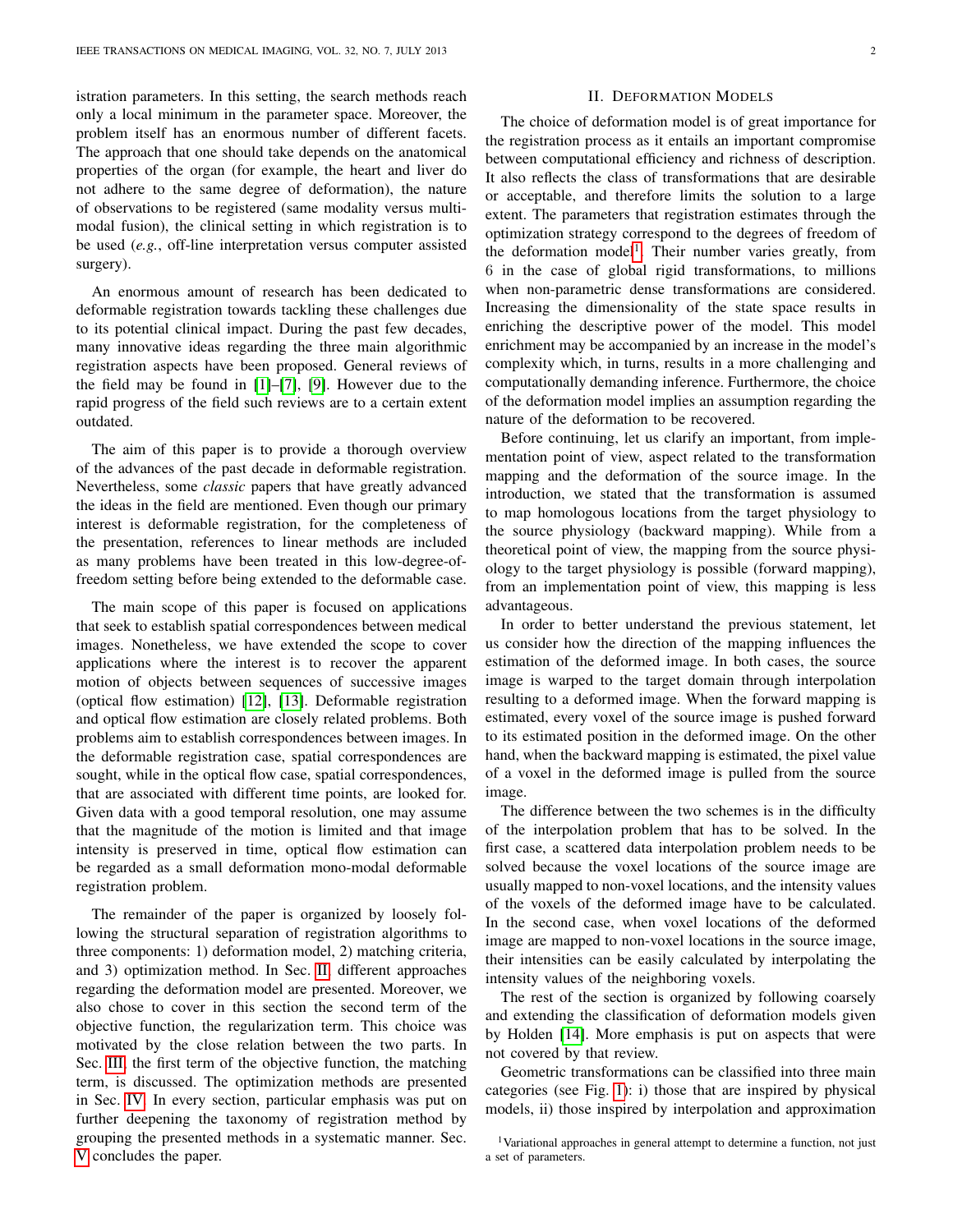istration parameters. In this setting, the search methods reach only a local minimum in the parameter space. Moreover, the problem itself has an enormous number of different facets. The approach that one should take depends on the anatomical properties of the organ (for example, the heart and liver do not adhere to the same degree of deformation), the nature of observations to be registered (same modality versus multi-modal fusion), the clinical setting in which registration is to be used (*e.g.*, off-line interpretation versus computer assisted surgery).

An enormous amount of research has been dedicated to deformable registration towards tackling these challenges due to its potential clinical impact. During the past few decades, many innovative ideas regarding the three main algorithmic registration aspects have been proposed. General reviews of the field may be found in [1]–[7], [9]. However due to the rapid progress of the field such reviews are to a certain extent outdated.

The aim of this paper is to provide a thorough overview of the advances of the past decade in deformable registration. Nevertheless, some *classic* papers that have greatly advanced the ideas in the field are mentioned. Even though our primary interest is deformable registration, for the completeness of the presentation, references to linear methods are included as many problems have been treated in this low-degree-of-freedom setting before being extended to the deformable case.

The main scope of this paper is focused on applications that seek to establish spatial correspondences between medical images. Nonetheless, we have extended the scope to cover applications where the interest is to recover the apparent motion of objects between sequences of successive images (optical flow estimation) [12], [13]. Deformable registration and optical flow estimation are closely related problems. Both problems aim to establish correspondences between images. In the deformable registration case, spatial correspondences are sought, while in the optical flow case, spatial correspondences, that are associated with different time points, are looked for. Given data with a good temporal resolution, one may assume that the magnitude of the motion is limited and that image intensity is preserved in time, optical flow estimation can be regarded as a small deformation mono-modal deformable registration problem.

The remainder of the paper is organized by loosely following the structural separation of registration algorithms to three components: 1) deformation model, 2) matching criteria, and 3) optimization method. In Sec. II different approaches regarding the deformation model are presented. Moreover, we also chose to cover in this section the second term of the objective function, the regularization term. This choice was motivated by the close relation between the two parts. In Sec. III the first term of the objective function, the matching term, is discussed. The optimization methods are presented in Sec. IV. In every section, particular emphasis was put on further deepening the taxonomy of registration method by grouping the presented methods in a systematic manner. Sec. V concludes the paper.

## II. Deformation Models

The choice of deformation model is of great importance for the registration process as it entails an important compromise between computational efficiency and richness of description. It also reflects the class of transformations that are desirable or acceptable, and therefore limits the solution to a large extent. The parameters that registration estimates through the optimization strategy correspond to the degrees of freedom of the deformation model[1]. Their number varies greatly, from 6 in the case of global rigid transformations, to millions when non-parametric dense transformations are considered. Increasing the dimensionality of the state space results in enriching the descriptive power of the model. This model enrichment may be accompanied by an increase in the model's complexity which, in turns, results in a more challenging and computationally demanding inference. Furthermore, the choice of the deformation model implies an assumption regarding the nature of the deformation to be recovered.

Before continuing, let us clarify an important, from implementation point of view, aspect related to the transformation mapping and the deformation of the source image. In the introduction, we stated that the transformation is assumed to map homologous locations from the target physiology to the source physiology (backward mapping). While from a theoretical point of view, the mapping from the source physiology to the target physiology is possible (forward mapping), from an implementation point of view, this mapping is less advantageous.

In order to better understand the previous statement, let us consider how the direction of the mapping influences the estimation of the deformed image. In both cases, the source image is warped to the target domain through interpolation resulting to a deformed image. When the forward mapping is estimated, every voxel of the source image is pushed forward to its estimated position in the deformed image. On the other hand, when the backward mapping is estimated, the pixel value of a voxel in the deformed image is pulled from the source image.

The difference between the two schemes is in the difficulty of the interpolation problem that has to be solved. In the first case, a scattered data interpolation problem needs to be solved because the voxel locations of the source image are usually mapped to non-voxel locations, and the intensity values of the voxels of the deformed image have to be calculated. In the second case, when voxel locations of the deformed image are mapped to non-voxel locations in the source image, their intensities can be easily calculated by interpolating the intensity values of the neighboring voxels.

The rest of the section is organized by following coarsely and extending the classification of deformation models given by Holden [14]. More emphasis is put on aspects that were not covered by that review.

Geometric transformations can be classified into three main categories (see Fig. 1): i) those that are inspired by physical models, ii) those inspired by interpolation and approximation

[1]Variational approaches in general attempt to determine a function, not just a set of parameters.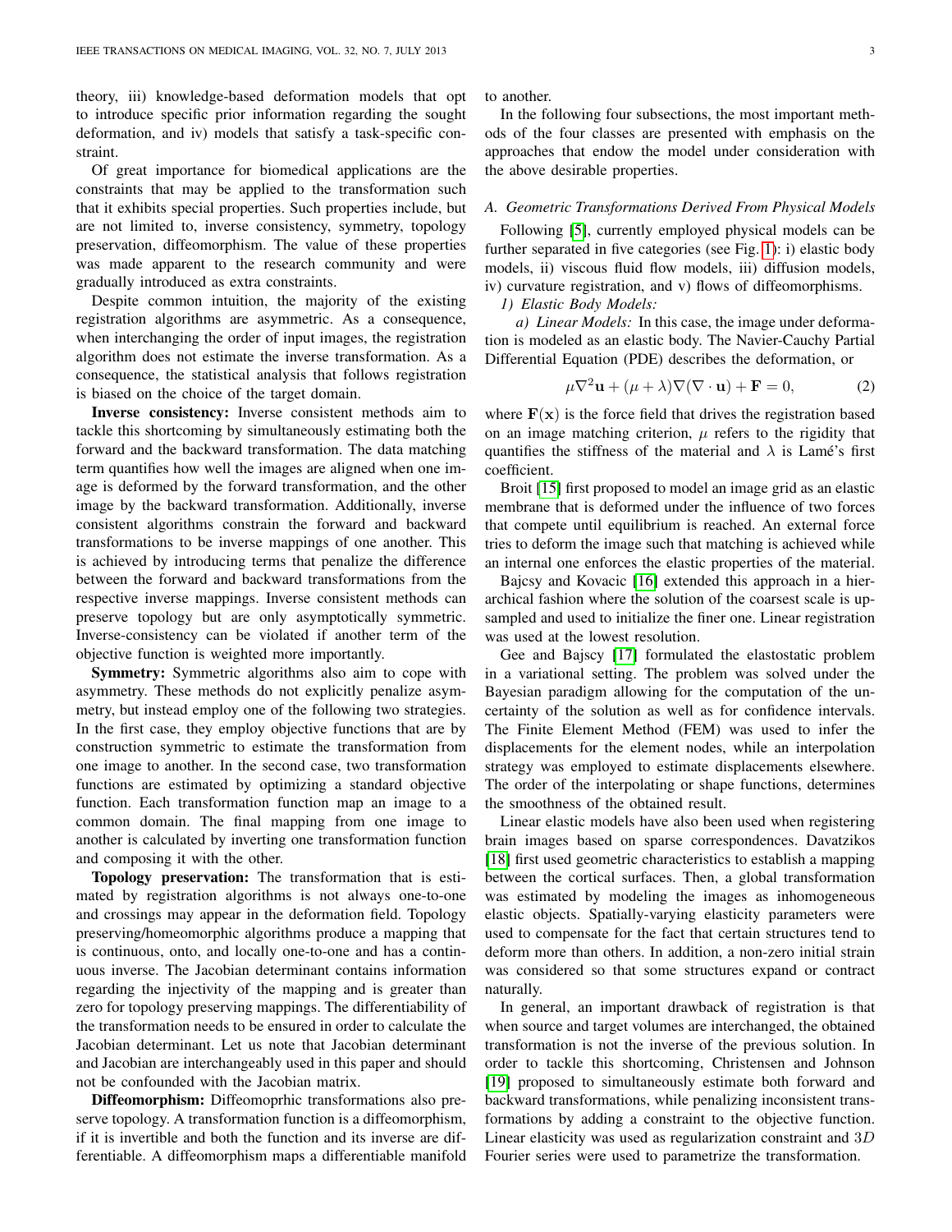theory, iii) knowledge-based deformation models that opt to introduce specific prior information regarding the sought deformation, and iv) models that satisfy a task-specific constraint.

Of great importance for biomedical applications are the constraints that may be applied to the transformation such that it exhibits special properties. Such properties include, but are not limited to, inverse consistency, symmetry, topology preservation, diffeomorphism. The value of these properties was made apparent to the research community and were gradually introduced as extra constraints.

Despite common intuition, the majority of the existing registration algorithms are asymmetric. As a consequence, when interchanging the order of input images, the registration algorithm does not estimate the inverse transformation. As a consequence, the statistical analysis that follows registration is biased on the choice of the target domain.

**Inverse consistency:** Inverse consistent methods aim to tackle this shortcoming by simultaneously estimating both the forward and the backward transformation. The data matching term quantifies how well the images are aligned when one image is deformed by the forward transformation, and the other image by the backward transformation. Additionally, inverse consistent algorithms constrain the forward and backward transformations to be inverse mappings of one another. This is achieved by introducing terms that penalize the difference between the forward and backward transformations from the respective inverse mappings. Inverse consistent methods can preserve topology but are only asymptotically symmetric. Inverse-consistency can be violated if another term of the objective function is weighted more importantly.

**Symmetry:** Symmetric algorithms also aim to cope with asymmetry. These methods do not explicitly penalize asymmetry, but instead employ one of the following two strategies. In the first case, they employ objective functions that are by construction symmetric to estimate the transformation from one image to another. In the second case, two transformation functions are estimated by optimizing a standard objective function. Each transformation function map an image to a common domain. The final mapping from one image to another is calculated by inverting one transformation function and composing it with the other.

**Topology preservation:** The transformation that is estimated by registration algorithms is not always one-to-one and crossings may appear in the deformation field. Topology preserving/homeomorphic algorithms produce a mapping that is continuous, onto, and locally one-to-one and has a continuous inverse. The Jacobian determinant contains information regarding the injectivity of the mapping and is greater than zero for topology preserving mappings. The differentiability of the transformation needs to be ensured in order to calculate the Jacobian determinant. Let us note that Jacobian determinant and Jacobian are interchangeably used in this paper and should not be confounded with the Jacobian matrix.

**Diffeomorphism:** Diffeomoprhic transformations also preserve topology. A transformation function is a diffeomorphism, if it is invertible and both the function and its inverse are differentiable. A diffeomorphism maps a differentiable manifold to another.

In the following four subsections, the most important methods of the four classes are presented with emphasis on the approaches that endow the model under consideration with the above desirable properties.

### *A. Geometric Transformations Derived From Physical Models*

Following [5], currently employed physical models can be further separated in five categories (see Fig. 1): i) elastic body models, ii) viscous fluid flow models, iii) diffusion models, iv) curvature registration, and v) flows of diffeomorphisms.

*1) Elastic Body Models:*

*a) Linear Models:* In this case, the image under deformation is modeled as an elastic body. The Navier-Cauchy Partial Differential Equation (PDE) describes the deformation, or

$$\mu \nabla^2 \mathbf{u} + (\mu + \lambda) \nabla (\nabla \cdot \mathbf{u}) + \mathbf{F} = 0, \tag{2}$$

where $\mathbf{F}(\mathbf{x})$ is the force field that drives the registration based on an image matching criterion, $\mu$ refers to the rigidity that quantifies the stiffness of the material and $\lambda$ is Lamé's first coefficient.

Broit [15] first proposed to model an image grid as an elastic membrane that is deformed under the influence of two forces that compete until equilibrium is reached. An external force tries to deform the image such that matching is achieved while an internal one enforces the elastic properties of the material.

Bajcsy and Kovacic [16] extended this approach in a hierarchical fashion where the solution of the coarsest scale is upsampled and used to initialize the finer one. Linear registration was used at the lowest resolution.

Gee and Bajscy [17] formulated the elastostatic problem in a variational setting. The problem was solved under the Bayesian paradigm allowing for the computation of the uncertainty of the solution as well as for confidence intervals. The Finite Element Method (FEM) was used to infer the displacements for the element nodes, while an interpolation strategy was employed to estimate displacements elsewhere. The order of the interpolating or shape functions, determines the smoothness of the obtained result.

Linear elastic models have also been used when registering brain images based on sparse correspondences. Davatzikos [18] first used geometric characteristics to establish a mapping between the cortical surfaces. Then, a global transformation was estimated by modeling the images as inhomogeneous elastic objects. Spatially-varying elasticity parameters were used to compensate for the fact that certain structures tend to deform more than others. In addition, a non-zero initial strain was considered so that some structures expand or contract naturally.

In general, an important drawback of registration is that when source and target volumes are interchanged, the obtained transformation is not the inverse of the previous solution. In order to tackle this shortcoming, Christensen and Johnson [19] proposed to simultaneously estimate both forward and backward transformations, while penalizing inconsistent transformations by adding a constraint to the objective function. Linear elasticity was used as regularization constraint and $3D$ Fourier series were used to parametrize the transformation.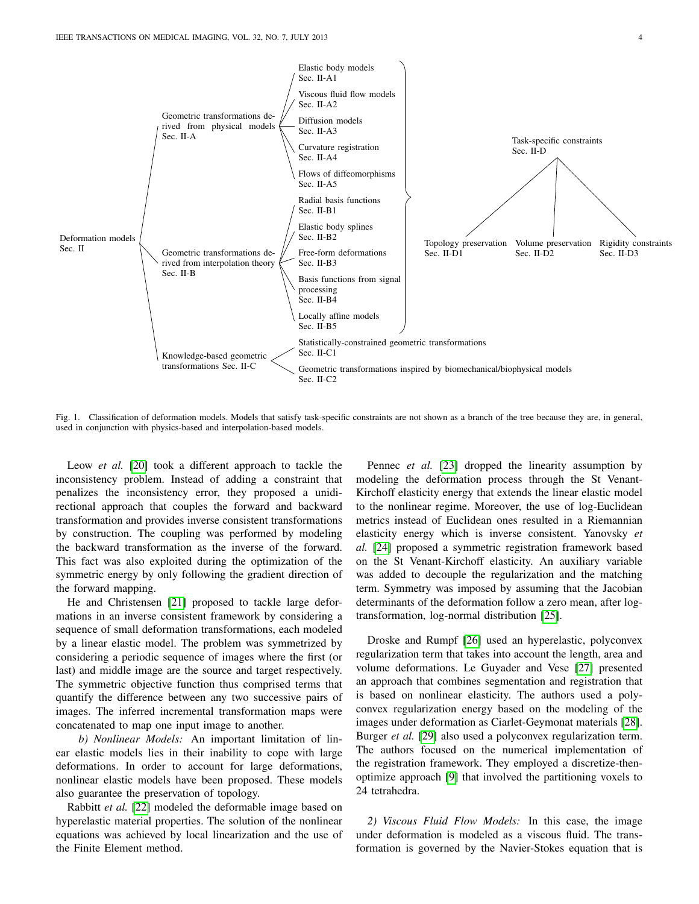Deformation models
Sec. II

Geometric transformations derived from physical models
Sec. II-A

Elastic body models
Sec. II-A1

Viscous fluid flow models
Sec. II-A2

Diffusion models
Sec. II-A3

Curvature registration
Sec. II-A4

Flows of diffeomorphisms
Sec. II-A5

Geometric transformations derived from interpolation theory
Sec. II-B

Radial basis functions
Sec. II-B1

Elastic body splines
Sec. II-B2

Free-form deformations
Sec. II-B3

Basis functions from signal processing
Sec. II-B4

Locally affine models
Sec. II-B5

Knowledge-based geometric transformations Sec. II-C

Statistically-constrained geometric transformations
Sec. II-C1

Geometric transformations inspired by biomechanical/biophysical models
Sec. II-C2

Task-specific constraints
Sec. II-D

Topology preservation
Sec. II-D1

Volume preservation
Sec. II-D2

Rigidity constraints
Sec. II-D3

Fig. 1. Classification of deformation models. Models that satisfy task-specific constraints are not shown as a branch of the tree because they are, in general, used in conjunction with physics-based and interpolation-based models.

Leow *et al.* [20] took a different approach to tackle the inconsistency problem. Instead of adding a constraint that penalizes the inconsistency error, they proposed a unidirectional approach that couples the forward and backward transformation and provides inverse consistent transformations by construction. The coupling was performed by modeling the backward transformation as the inverse of the forward. This fact was also exploited during the optimization of the symmetric energy by only following the gradient direction of the forward mapping.

He and Christensen [21] proposed to tackle large deformations in an inverse consistent framework by considering a sequence of small deformation transformations, each modeled by a linear elastic model. The problem was symmetrized by considering a periodic sequence of images where the first (or last) and middle image are the source and target respectively. The symmetric objective function thus comprised terms that quantify the difference between any two successive pairs of images. The inferred incremental transformation maps were concatenated to map one input image to another.

*b) Nonlinear Models:* An important limitation of linear elastic models lies in their inability to cope with large deformations. In order to account for large deformations, nonlinear elastic models have been proposed. These models also guarantee the preservation of topology.

Rabbitt *et al.* [22] modeled the deformable image based on hyperelastic material properties. The solution of the nonlinear equations was achieved by local linearization and the use of the Finite Element method.

Pennec *et al.* [23] dropped the linearity assumption by modeling the deformation process through the St Venant-Kirchoff elasticity energy that extends the linear elastic model to the nonlinear regime. Moreover, the use of log-Euclidean metrics instead of Euclidean ones resulted in a Riemannian elasticity energy which is inverse consistent. Yanovsky *et al.* [24] proposed a symmetric registration framework based on the St Venant-Kirchoff elasticity. An auxiliary variable was added to decouple the regularization and the matching term. Symmetry was imposed by assuming that the Jacobian determinants of the deformation follow a zero mean, after log-transformation, log-normal distribution [25].

Droske and Rumpf [26] used an hyperelastic, polyconvex regularization term that takes into account the length, area and volume deformations. Le Guyader and Vese [27] presented an approach that combines segmentation and registration that is based on nonlinear elasticity. The authors used a polyconvex regularization energy based on the modeling of the images under deformation as Ciarlet-Geymonat materials [28]. Burger *et al.* [29] also used a polyconvex regularization term. The authors focused on the numerical implementation of the registration framework. They employed a discretize-then-optimize approach [9] that involved the partitioning voxels to 24 tetrahedra.

*2) Viscous Fluid Flow Models:* In this case, the image under deformation is modeled as a viscous fluid. The transformation is governed by the Navier-Stokes equation that is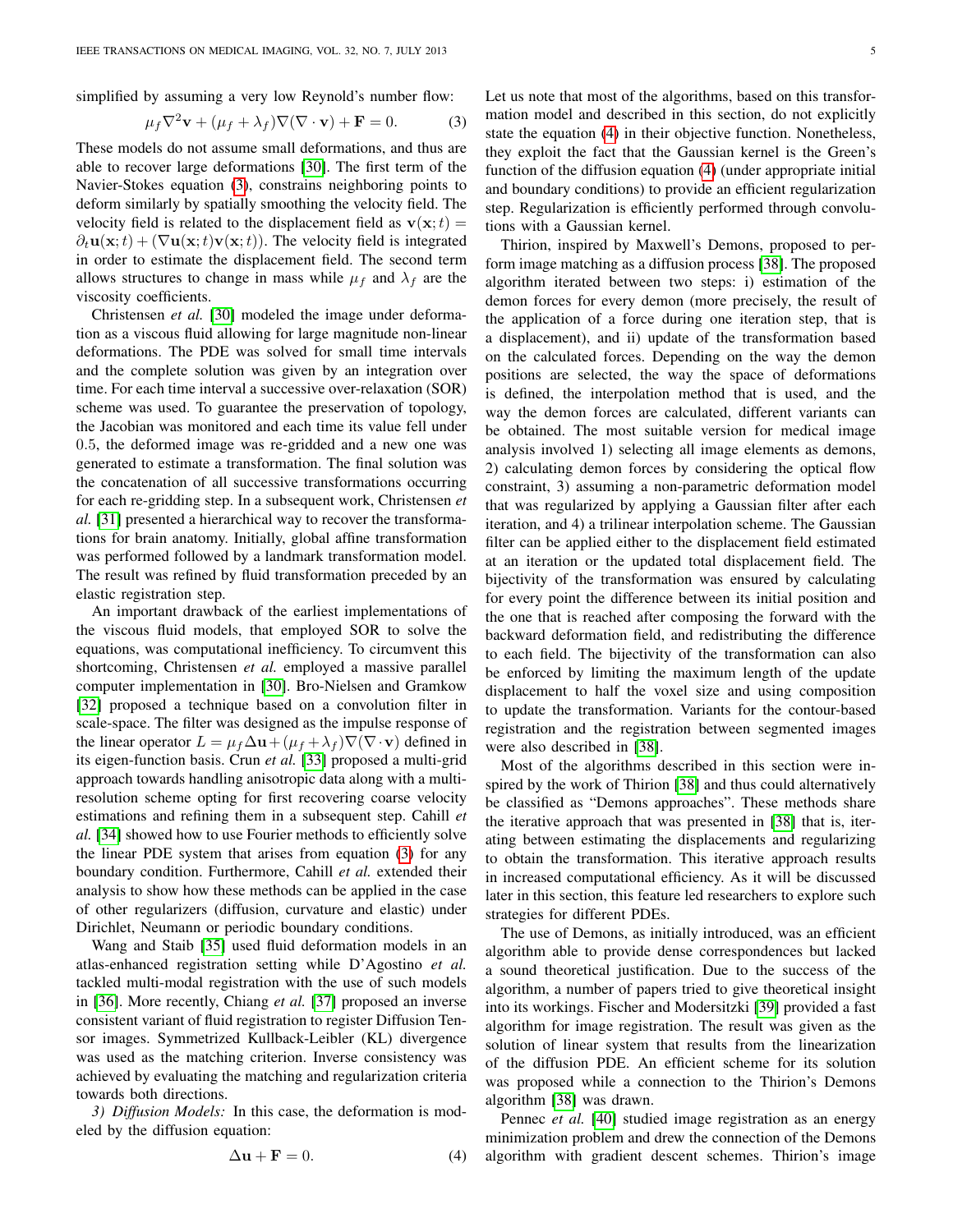simplified by assuming a very low Reynold's number flow:

$$\mu_f \nabla^2 \mathbf{v} + (\mu_f + \lambda_f)\nabla(\nabla \cdot \mathbf{v}) + \mathbf{F} = 0. \tag{3}$$

These models do not assume small deformations, and thus are able to recover large deformations [30]. The first term of the Navier-Stokes equation (3), constrains neighboring points to deform similarly by spatially smoothing the velocity field. The velocity field is related to the displacement field as $\mathbf{v}(\mathbf{x};t) = \partial_t \mathbf{u}(\mathbf{x};t) + (\nabla \mathbf{u}(\mathbf{x};t)\mathbf{v}(\mathbf{x};t))$. The velocity field is integrated in order to estimate the displacement field. The second term allows structures to change in mass while $\mu_f$ and $\lambda_f$ are the viscosity coefficients.

Christensen *et al.* [30] modeled the image under deformation as a viscous fluid allowing for large magnitude non-linear deformations. The PDE was solved for small time intervals and the complete solution was given by an integration over time. For each time interval a successive over-relaxation (SOR) scheme was used. To guarantee the preservation of topology, the Jacobian was monitored and each time its value fell under 0.5, the deformed image was re-gridded and a new one was generated to estimate a transformation. The final solution was the concatenation of all successive transformations occurring for each re-gridding step. In a subsequent work, Christensen *et al.* [31] presented a hierarchical way to recover the transformations for brain anatomy. Initially, global affine transformation was performed followed by a landmark transformation model. The result was refined by fluid transformation preceded by an elastic registration step.

An important drawback of the earliest implementations of the viscous fluid models, that employed SOR to solve the equations, was computational inefficiency. To circumvent this shortcoming, Christensen *et al.* employed a massive parallel computer implementation in [30]. Bro-Nielsen and Gramkow [32] proposed a technique based on a convolution filter in scale-space. The filter was designed as the impulse response of the linear operator $L = \mu_f \Delta \mathbf{u} + (\mu_f + \lambda_f)\nabla(\nabla \cdot \mathbf{v})$ defined in its eigen-function basis. Crun *et al.* [33] proposed a multi-grid approach towards handling anisotropic data along with a multi-resolution scheme opting for first recovering coarse velocity estimations and refining them in a subsequent step. Cahill *et al.* [34] showed how to use Fourier methods to efficiently solve the linear PDE system that arises from equation (3) for any boundary condition. Furthermore, Cahill *et al.* extended their analysis to show how these methods can be applied in the case of other regularizers (diffusion, curvature and elastic) under Dirichlet, Neumann or periodic boundary conditions.

Wang and Staib [35] used fluid deformation models in an atlas-enhanced registration setting while D'Agostino *et al.* tackled multi-modal registration with the use of such models in [36]. More recently, Chiang *et al.* [37] proposed an inverse consistent variant of fluid registration to register Diffusion Tensor images. Symmetrized Kullback-Leibler (KL) divergence was used as the matching criterion. Inverse consistency was achieved by evaluating the matching and regularization criteria towards both directions.

*3) Diffusion Models:* In this case, the deformation is modeled by the diffusion equation:

$$\Delta \mathbf{u} + \mathbf{F} = 0. \tag{4}$$

Let us note that most of the algorithms, based on this transformation model and described in this section, do not explicitly state the equation (4) in their objective function. Nonetheless, they exploit the fact that the Gaussian kernel is the Green's function of the diffusion equation (4) (under appropriate initial and boundary conditions) to provide an efficient regularization step. Regularization is efficiently performed through convolutions with a Gaussian kernel.

Thirion, inspired by Maxwell's Demons, proposed to perform image matching as a diffusion process [38]. The proposed algorithm iterated between two steps: i) estimation of the demon forces for every demon (more precisely, the result of the application of a force during one iteration step, that is a displacement), and ii) update of the transformation based on the calculated forces. Depending on the way the demon positions are selected, the way the space of deformations is defined, the interpolation method that is used, and the way the demon forces are calculated, different variants can be obtained. The most suitable version for medical image analysis involved 1) selecting all image elements as demons, 2) calculating demon forces by considering the optical flow constraint, 3) assuming a non-parametric deformation model that was regularized by applying a Gaussian filter after each iteration, and 4) a trilinear interpolation scheme. The Gaussian filter can be applied either to the displacement field estimated at an iteration or the updated total displacement field. The bijectivity of the transformation was ensured by calculating for every point the difference between its initial position and the one that is reached after composing the forward with the backward deformation field, and redistributing the difference to each field. The bijectivity of the transformation can also be enforced by limiting the maximum length of the update displacement to half the voxel size and using composition to update the transformation. Variants for the contour-based registration and the registration between segmented images were also described in [38].

Most of the algorithms described in this section were inspired by the work of Thirion [38] and thus could alternatively be classified as "Demons approaches". These methods share the iterative approach that was presented in [38] that is, iterating between estimating the displacements and regularizing to obtain the transformation. This iterative approach results in increased computational efficiency. As it will be discussed later in this section, this feature led researchers to explore such strategies for different PDEs.

The use of Demons, as initially introduced, was an efficient algorithm able to provide dense correspondences but lacked a sound theoretical justification. Due to the success of the algorithm, a number of papers tried to give theoretical insight into its workings. Fischer and Modersitzki [39] provided a fast algorithm for image registration. The result was given as the solution of linear system that results from the linearization of the diffusion PDE. An efficient scheme for its solution was proposed while a connection to the Thirion's Demons algorithm [38] was drawn.

Pennec *et al.* [40] studied image registration as an energy minimization problem and drew the connection of the Demons algorithm with gradient descent schemes. Thirion's image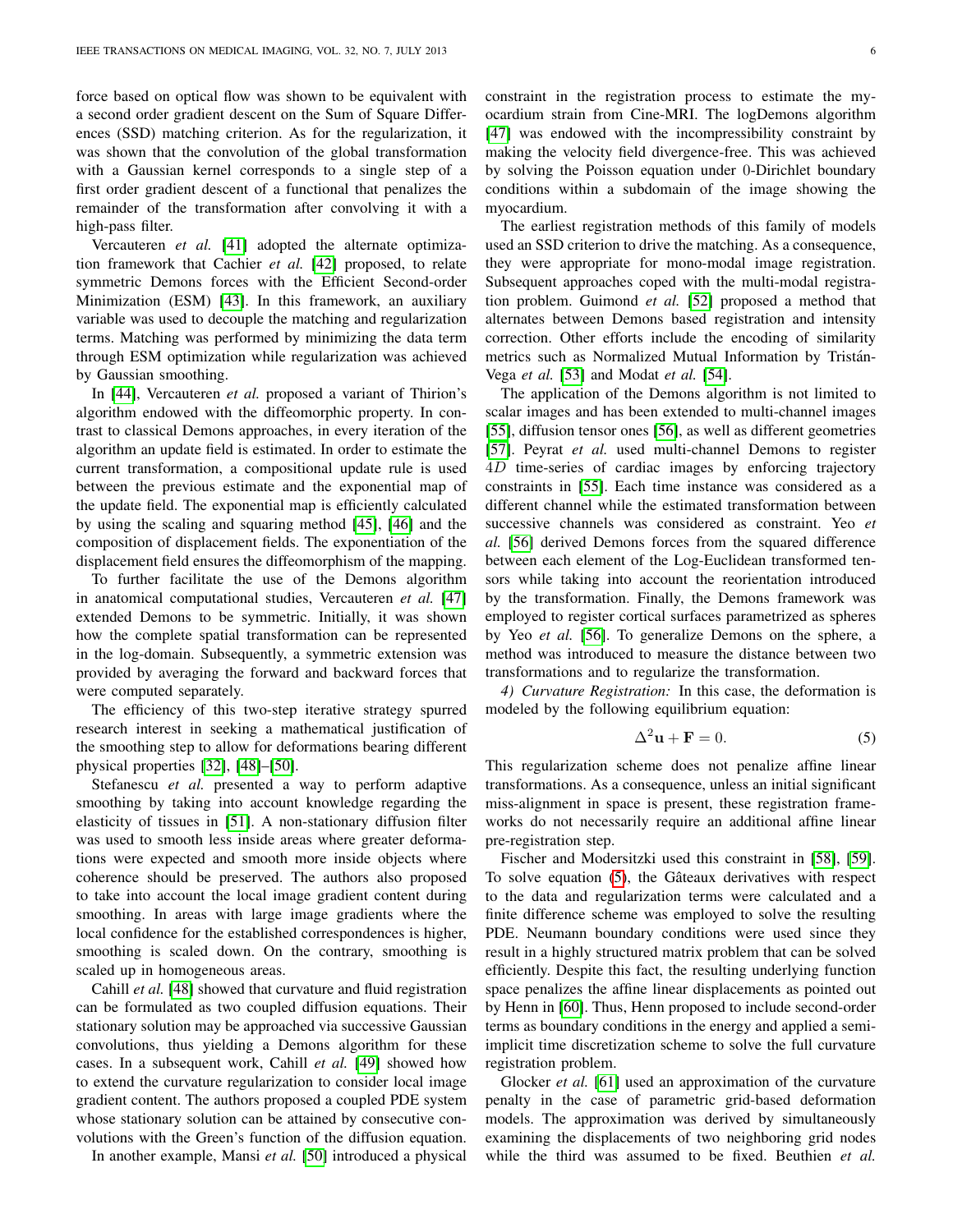force based on optical flow was shown to be equivalent with a second order gradient descent on the Sum of Square Differences (SSD) matching criterion. As for the regularization, it was shown that the convolution of the global transformation with a Gaussian kernel corresponds to a single step of a first order gradient descent of a functional that penalizes the remainder of the transformation after convolving it with a high-pass filter.

Vercauteren *et al.* [41] adopted the alternate optimization framework that Cachier *et al.* [42] proposed, to relate symmetric Demons forces with the Efficient Second-order Minimization (ESM) [43]. In this framework, an auxiliary variable was used to decouple the matching and regularization terms. Matching was performed by minimizing the data term through ESM optimization while regularization was achieved by Gaussian smoothing.

In [44], Vercauteren *et al.* proposed a variant of Thirion's algorithm endowed with the diffeomorphic property. In contrast to classical Demons approaches, in every iteration of the algorithm an update field is estimated. In order to estimate the current transformation, a compositional update rule is used between the previous estimate and the exponential map of the update field. The exponential map is efficiently calculated by using the scaling and squaring method [45], [46] and the composition of displacement fields. The exponentiation of the displacement field ensures the diffeomorphism of the mapping.

To further facilitate the use of the Demons algorithm in anatomical computational studies, Vercauteren *et al.* [47] extended Demons to be symmetric. Initially, it was shown how the complete spatial transformation can be represented in the log-domain. Subsequently, a symmetric extension was provided by averaging the forward and backward forces that were computed separately.

The efficiency of this two-step iterative strategy spurred research interest in seeking a mathematical justification of the smoothing step to allow for deformations bearing different physical properties [32], [48]–[50].

Stefanescu *et al.* presented a way to perform adaptive smoothing by taking into account knowledge regarding the elasticity of tissues in [51]. A non-stationary diffusion filter was used to smooth less inside areas where greater deformations were expected and smooth more inside objects where coherence should be preserved. The authors also proposed to take into account the local image gradient content during smoothing. In areas with large image gradients where the local confidence for the established correspondences is higher, smoothing is scaled down. On the contrary, smoothing is scaled up in homogeneous areas.

Cahill *et al.* [48] showed that curvature and fluid registration can be formulated as two coupled diffusion equations. Their stationary solution may be approached via successive Gaussian convolutions, thus yielding a Demons algorithm for these cases. In a subsequent work, Cahill *et al.* [49] showed how to extend the curvature regularization to consider local image gradient content. The authors proposed a coupled PDE system whose stationary solution can be attained by consecutive convolutions with the Green's function of the diffusion equation.

In another example, Mansi *et al.* [50] introduced a physical constraint in the registration process to estimate the myocardium strain from Cine-MRI. The logDemons algorithm [47] was endowed with the incompressibility constraint by making the velocity field divergence-free. This was achieved by solving the Poisson equation under 0-Dirichlet boundary conditions within a subdomain of the image showing the myocardium.

The earliest registration methods of this family of models used an SSD criterion to drive the matching. As a consequence, they were appropriate for mono-modal image registration. Subsequent approaches coped with the multi-modal registration problem. Guimond *et al.* [52] proposed a method that alternates between Demons based registration and intensity correction. Other efforts include the encoding of similarity metrics such as Normalized Mutual Information by Tristán-Vega *et al.* [53] and Modat *et al.* [54].

The application of the Demons algorithm is not limited to scalar images and has been extended to multi-channel images [55], diffusion tensor ones [56], as well as different geometries [57]. Peyrat *et al.* used multi-channel Demons to register $4D$ time-series of cardiac images by enforcing trajectory constraints in [55]. Each time instance was considered as a different channel while the estimated transformation between successive channels was considered as constraint. Yeo *et al.* [56] derived Demons forces from the squared difference between each element of the Log-Euclidean transformed tensors while taking into account the reorientation introduced by the transformation. Finally, the Demons framework was employed to register cortical surfaces parametrized as spheres by Yeo *et al.* [56]. To generalize Demons on the sphere, a method was introduced to measure the distance between two transformations and to regularize the transformation.

*4) Curvature Registration:* In this case, the deformation is modeled by the following equilibrium equation:

$$\Delta^2 \mathbf{u} + \mathbf{F} = 0. \tag{5}$$

This regularization scheme does not penalize affine linear transformations. As a consequence, unless an initial significant miss-alignment in space is present, these registration frameworks do not necessarily require an additional affine linear pre-registration step.

Fischer and Modersitzki used this constraint in [58], [59]. To solve equation (5), the Gâteaux derivatives with respect to the data and regularization terms were calculated and a finite difference scheme was employed to solve the resulting PDE. Neumann boundary conditions were used since they result in a highly structured matrix problem that can be solved efficiently. Despite this fact, the resulting underlying function space penalizes the affine linear displacements as pointed out by Henn in [60]. Thus, Henn proposed to include second-order terms as boundary conditions in the energy and applied a semi-implicit time discretization scheme to solve the full curvature registration problem.

Glocker *et al.* [61] used an approximation of the curvature penalty in the case of parametric grid-based deformation models. The approximation was derived by simultaneously examining the displacements of two neighboring grid nodes while the third was assumed to be fixed. Beuthien *et al.*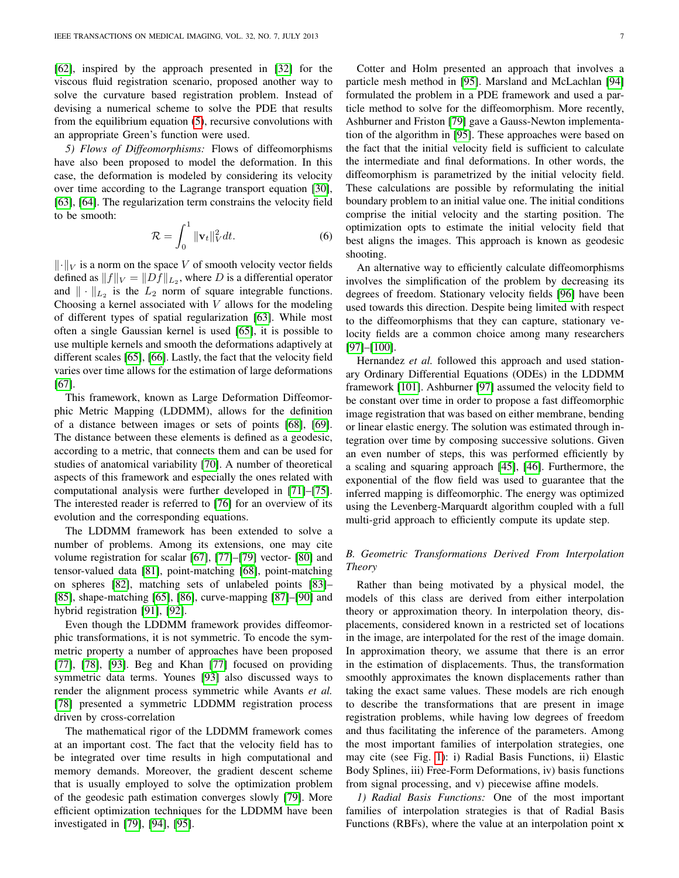[62], inspired by the approach presented in [32] for the viscous fluid registration scenario, proposed another way to solve the curvature based registration problem. Instead of devising a numerical scheme to solve the PDE that results from the equilibrium equation (5), recursive convolutions with an appropriate Green's function were used.

*5) Flows of Diffeomorphisms:* Flows of diffeomorphisms have also been proposed to model the deformation. In this case, the deformation is modeled by considering its velocity over time according to the Lagrange transport equation [30], [63], [64]. The regularization term constrains the velocity field to be smooth:

$$\mathcal{R} = \int_0^1 \|\mathbf{v}_t\|_V^2 dt. \tag{6}$$

$\|\cdot\|_V$ is a norm on the space $V$ of smooth velocity vector fields defined as $\|f\|_V = \|Df\|_{L_2}$, where $D$ is a differential operator and $\|\cdot\|_{L_2}$ is the $L_2$ norm of square integrable functions. Choosing a kernel associated with $V$ allows for the modeling of different types of spatial regularization [63]. While most often a single Gaussian kernel is used [65], it is possible to use multiple kernels and smooth the deformations adaptively at different scales [65], [66]. Lastly, the fact that the velocity field varies over time allows for the estimation of large deformations [67].

This framework, known as Large Deformation Diffeomorphic Metric Mapping (LDDMM), allows for the definition of a distance between images or sets of points [68], [69]. The distance between these elements is defined as a geodesic, according to a metric, that connects them and can be used for studies of anatomical variability [70]. A number of theoretical aspects of this framework and especially the ones related with computational analysis were further developed in [71]–[75]. The interested reader is referred to [76] for an overview of its evolution and the corresponding equations.

The LDDMM framework has been extended to solve a number of problems. Among its extensions, one may cite volume registration for scalar [67], [77]–[79] vector- [80] and tensor-valued data [81], point-matching [68], point-matching on spheres [82], matching sets of unlabeled points [83]–[85], shape-matching [65], [86], curve-mapping [87]–[90] and hybrid registration [91], [92].

Even though the LDDMM framework provides diffeomorphic transformations, it is not symmetric. To encode the symmetric property a number of approaches have been proposed [77], [78], [93]. Beg and Khan [77] focused on providing symmetric data terms. Younes [93] also discussed ways to render the alignment process symmetric while Avants *et al.* [78] presented a symmetric LDDMM registration process driven by cross-correlation

The mathematical rigor of the LDDMM framework comes at an important cost. The fact that the velocity field has to be integrated over time results in high computational and memory demands. Moreover, the gradient descent scheme that is usually employed to solve the optimization problem of the geodesic path estimation converges slowly [79]. More efficient optimization techniques for the LDDMM have been investigated in [79], [94], [95].

Cotter and Holm presented an approach that involves a particle mesh method in [95]. Marsland and McLachlan [94] formulated the problem in a PDE framework and used a particle method to solve for the diffeomorphism. More recently, Ashburner and Friston [79] gave a Gauss-Newton implementation of the algorithm in [95]. These approaches were based on the fact that the initial velocity field is sufficient to calculate the intermediate and final deformations. In other words, the diffeomorphism is parametrized by the initial velocity field. These calculations are possible by reformulating the initial boundary problem to an initial value one. The initial conditions comprise the initial velocity and the starting position. The optimization opts to estimate the initial velocity field that best aligns the images. This approach is known as geodesic shooting.

An alternative way to efficiently calculate diffeomorphisms involves the simplification of the problem by decreasing its degrees of freedom. Stationary velocity fields [96] have been used towards this direction. Despite being limited with respect to the diffeomorphisms that they can capture, stationary velocity fields are a common choice among many researchers [97]–[100].

Hernandez *et al.* followed this approach and used stationary Ordinary Differential Equations (ODEs) in the LDDMM framework [101]. Ashburner [97] assumed the velocity field to be constant over time in order to propose a fast diffeomorphic image registration that was based on either membrane, bending or linear elastic energy. The solution was estimated through integration over time by composing successive solutions. Given an even number of steps, this was performed efficiently by a scaling and squaring approach [45], [46]. Furthermore, the exponential of the flow field was used to guarantee that the inferred mapping is diffeomorphic. The energy was optimized using the Levenberg-Marquardt algorithm coupled with a full multi-grid approach to efficiently compute its update step.

### *B. Geometric Transformations Derived From Interpolation Theory*

Rather than being motivated by a physical model, the models of this class are derived from either interpolation theory or approximation theory. In interpolation theory, displacements, considered known in a restricted set of locations in the image, are interpolated for the rest of the image domain. In approximation theory, we assume that there is an error in the estimation of displacements. Thus, the transformation smoothly approximates the known displacements rather than taking the exact same values. These models are rich enough to describe the transformations that are present in image registration problems, while having low degrees of freedom and thus facilitating the inference of the parameters. Among the most important families of interpolation strategies, one may cite (see Fig. 1): i) Radial Basis Functions, ii) Elastic Body Splines, iii) Free-Form Deformations, iv) basis functions from signal processing, and v) piecewise affine models.

*1) Radial Basis Functions:* One of the most important families of interpolation strategies is that of Radial Basis Functions (RBFs), where the value at an interpolation point $\mathbf{x}$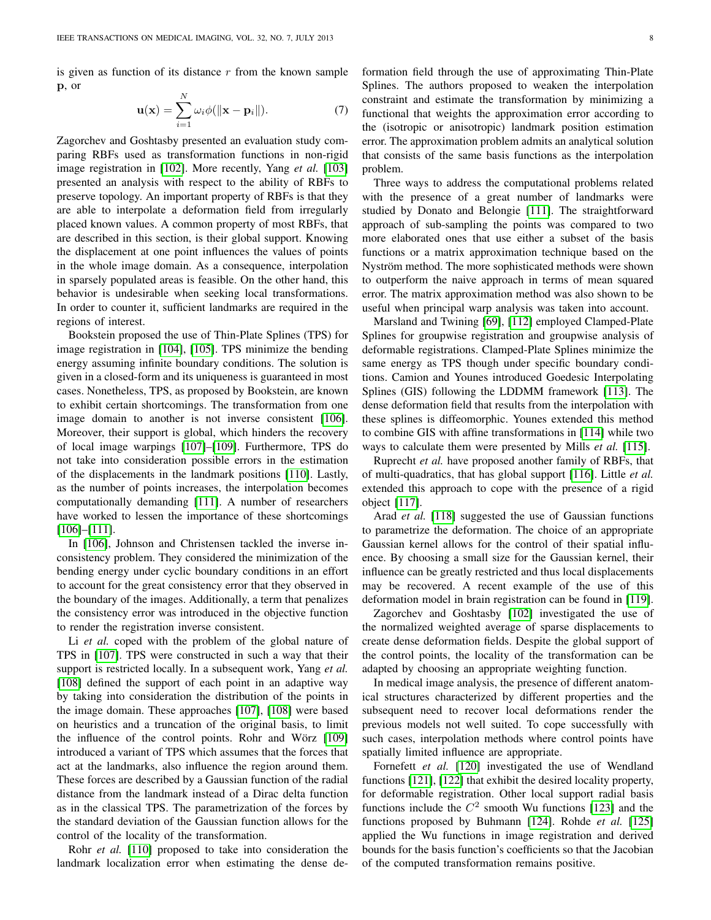is given as function of its distance $r$ from the known sample $\mathbf{p}$, or

$$\mathbf{u}(\mathbf{x}) = \sum_{i=1}^{N} \omega_i \phi(\|\mathbf{x} - \mathbf{p}_i\|). \quad (7)$$

Zagorchev and Goshtasby presented an evaluation study comparing RBFs used as transformation functions in non-rigid image registration in [102]. More recently, Yang *et al.* [103] presented an analysis with respect to the ability of RBFs to preserve topology. An important property of RBFs is that they are able to interpolate a deformation field from irregularly placed known values. A common property of most RBFs, that are described in this section, is their global support. Knowing the displacement at one point influences the values of points in the whole image domain. As a consequence, interpolation in sparsely populated areas is feasible. On the other hand, this behavior is undesirable when seeking local transformations. In order to counter it, sufficient landmarks are required in the regions of interest.

Bookstein proposed the use of Thin-Plate Splines (TPS) for image registration in [104], [105]. TPS minimize the bending energy assuming infinite boundary conditions. The solution is given in a closed-form and its uniqueness is guaranteed in most cases. Nonetheless, TPS, as proposed by Bookstein, are known to exhibit certain shortcomings. The transformation from one image domain to another is not inverse consistent [106]. Moreover, their support is global, which hinders the recovery of local image warpings [107]–[109]. Furthermore, TPS do not take into consideration possible errors in the estimation of the displacements in the landmark positions [110]. Lastly, as the number of points increases, the interpolation becomes computationally demanding [111]. A number of researchers have worked to lessen the importance of these shortcomings [106]–[111].

In [106], Johnson and Christensen tackled the inverse inconsistency problem. They considered the minimization of the bending energy under cyclic boundary conditions in an effort to account for the great consistency error that they observed in the boundary of the images. Additionally, a term that penalizes the consistency error was introduced in the objective function to render the registration inverse consistent.

Li *et al.* coped with the problem of the global nature of TPS in [107]. TPS were constructed in such a way that their support is restricted locally. In a subsequent work, Yang *et al.* [108] defined the support of each point in an adaptive way by taking into consideration the distribution of the points in the image domain. These approaches [107], [108] were based on heuristics and a truncation of the original basis, to limit the influence of the control points. Rohr and Wörz [109] introduced a variant of TPS which assumes that the forces that act at the landmarks, also influence the region around them. These forces are described by a Gaussian function of the radial distance from the landmark instead of a Dirac delta function as in the classical TPS. The parametrization of the forces by the standard deviation of the Gaussian function allows for the control of the locality of the transformation.

Rohr *et al.* [110] proposed to take into consideration the landmark localization error when estimating the dense deformation field through the use of approximating Thin-Plate Splines. The authors proposed to weaken the interpolation constraint and estimate the transformation by minimizing a functional that weights the approximation error according to the (isotropic or anisotropic) landmark position estimation error. The approximation problem admits an analytical solution that consists of the same basis functions as the interpolation problem.

Three ways to address the computational problems related with the presence of a great number of landmarks were studied by Donato and Belongie [111]. The straightforward approach of sub-sampling the points was compared to two more elaborated ones that use either a subset of the basis functions or a matrix approximation technique based on the Nyström method. The more sophisticated methods were shown to outperform the naive approach in terms of mean squared error. The matrix approximation method was also shown to be useful when principal warp analysis was taken into account.

Marsland and Twining [69], [112] employed Clamped-Plate Splines for groupwise registration and groupwise analysis of deformable registrations. Clamped-Plate Splines minimize the same energy as TPS though under specific boundary conditions. Camion and Younes introduced Goedesic Interpolating Splines (GIS) following the LDDMM framework [113]. The dense deformation field that results from the interpolation with these splines is diffeomorphic. Younes extended this method to combine GIS with affine transformations in [114] while two ways to calculate them were presented by Mills *et al.* [115].

Ruprecht *et al.* have proposed another family of RBFs, that of multi-quadratics, that has global support [116]. Little *et al.* extended this approach to cope with the presence of a rigid object [117].

Arad *et al.* [118] suggested the use of Gaussian functions to parametrize the deformation. The choice of an appropriate Gaussian kernel allows for the control of their spatial influence. By choosing a small size for the Gaussian kernel, their influence can be greatly restricted and thus local displacements may be recovered. A recent example of the use of this deformation model in brain registration can be found in [119].

Zagorchev and Goshtasby [102] investigated the use of the normalized weighted average of sparse displacements to create dense deformation fields. Despite the global support of the control points, the locality of the transformation can be adapted by choosing an appropriate weighting function.

In medical image analysis, the presence of different anatomical structures characterized by different properties and the subsequent need to recover local deformations render the previous models not well suited. To cope successfully with such cases, interpolation methods where control points have spatially limited influence are appropriate.

Fornefett *et al.* [120] investigated the use of Wendland functions [121], [122] that exhibit the desired locality property, for deformable registration. Other local support radial basis functions include the $C^2$ smooth Wu functions [123] and the functions proposed by Buhmann [124]. Rohde *et al.* [125] applied the Wu functions in image registration and derived bounds for the basis function's coefficients so that the Jacobian of the computed transformation remains positive.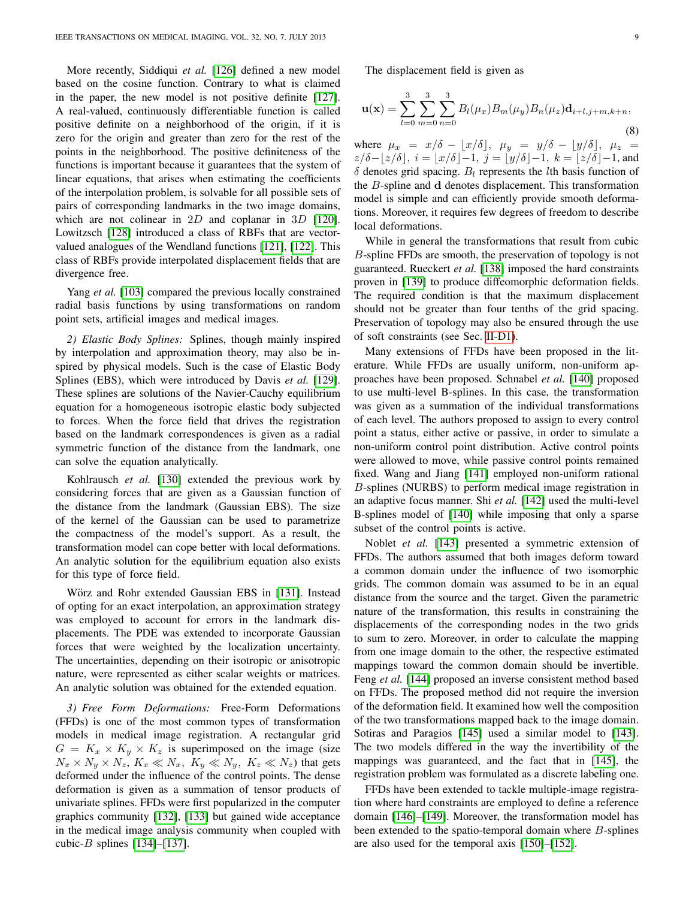More recently, Siddiqui *et al.* [126] defined a new model based on the cosine function. Contrary to what is claimed in the paper, the new model is not positive definite [127]. A real-valued, continuously differentiable function is called positive definite on a neighborhood of the origin, if it is zero for the origin and greater than zero for the rest of the points in the neighborhood. The positive definiteness of the functions is important because it guarantees that the system of linear equations, that arises when estimating the coefficients of the interpolation problem, is solvable for all possible sets of pairs of corresponding landmarks in the two image domains, which are not colinear in $2D$ and coplanar in $3D$ [120]. Lowitzsch [128] introduced a class of RBFs that are vector-valued analogues of the Wendland functions [121], [122]. This class of RBFs provide interpolated displacement fields that are divergence free.

Yang *et al.* [103] compared the previous locally constrained radial basis functions by using transformations on random point sets, artificial images and medical images.

*2) Elastic Body Splines:* Splines, though mainly inspired by interpolation and approximation theory, may also be inspired by physical models. Such is the case of Elastic Body Splines (EBS), which were introduced by Davis *et al.* [129]. These splines are solutions of the Navier-Cauchy equilibrium equation for a homogeneous isotropic elastic body subjected to forces. When the force field that drives the registration based on the landmark correspondences is given as a radial symmetric function of the distance from the landmark, one can solve the equation analytically.

Kohlrausch *et al.* [130] extended the previous work by considering forces that are given as a Gaussian function of the distance from the landmark (Gaussian EBS). The size of the kernel of the Gaussian can be used to parametrize the compactness of the model's support. As a result, the transformation model can cope better with local deformations. An analytic solution for the equilibrium equation also exists for this type of force field.

Wörz and Rohr extended Gaussian EBS in [131]. Instead of opting for an exact interpolation, an approximation strategy was employed to account for errors in the landmark displacements. The PDE was extended to incorporate Gaussian forces that were weighted by the localization uncertainty. The uncertainties, depending on their isotropic or anisotropic nature, were represented as either scalar weights or matrices. An analytic solution was obtained for the extended equation.

*3) Free Form Deformations:* Free-Form Deformations (FFDs) is one of the most common types of transformation models in medical image registration. A rectangular grid $G = K_x \times K_y \times K_z$ is superimposed on the image (size $N_x \times N_y \times N_z$, $K_x \ll N_x$, $K_y \ll N_y$, $K_z \ll N_z$) that gets deformed under the influence of the control points. The dense deformation is given as a summation of tensor products of univariate splines. FFDs were first popularized in the computer graphics community [132], [133] but gained wide acceptance in the medical image analysis community when coupled with cubic-$B$ splines [134]–[137].

The displacement field is given as

$$\mathbf{u}(\mathbf{x}) = \sum_{l=0}^{3}\sum_{m=0}^{3}\sum_{n=0}^{3} B_l(\mu_x)B_m(\mu_y)B_n(\mu_z)\mathbf{d}_{i+l,j+m,k+n}, \tag{8}$$

where $\mu_x = x/\delta - \lfloor x/\delta \rfloor$, $\mu_y = y/\delta - \lfloor y/\delta \rfloor$, $\mu_z = z/\delta - \lfloor z/\delta \rfloor$, $i = \lfloor x/\delta \rfloor - 1$, $j = \lfloor y/\delta \rfloor - 1$, $k = \lfloor z/\delta \rfloor - 1$, and $\delta$ denotes grid spacing. $B_l$ represents the $l$th basis function of the $B$-spline and $\mathbf{d}$ denotes displacement. This transformation model is simple and can efficiently provide smooth deformations. Moreover, it requires few degrees of freedom to describe local deformations.

While in general the transformations that result from cubic $B$-spline FFDs are smooth, the preservation of topology is not guaranteed. Rueckert *et al.* [138] imposed the hard constraints proven in [139] to produce diffeomorphic deformation fields. The required condition is that the maximum displacement should not be greater than four tenths of the grid spacing. Preservation of topology may also be ensured through the use of soft constraints (see Sec. II-D1).

Many extensions of FFDs have been proposed in the literature. While FFDs are usually uniform, non-uniform approaches have been proposed. Schnabel *et al.* [140] proposed to use multi-level B-splines. In this case, the transformation was given as a summation of the individual transformations of each level. The authors proposed to assign to every control point a status, either active or passive, in order to simulate a non-uniform control point distribution. Active control points were allowed to move, while passive control points remained fixed. Wang and Jiang [141] employed non-uniform rational $B$-splines (NURBS) to perform medical image registration in an adaptive focus manner. Shi *et al.* [142] used the multi-level B-splines model of [140] while imposing that only a sparse subset of the control points is active.

Noblet *et al.* [143] presented a symmetric extension of FFDs. The authors assumed that both images deform toward a common domain under the influence of two isomorphic grids. The common domain was assumed to be in an equal distance from the source and the target. Given the parametric nature of the transformation, this results in constraining the displacements of the corresponding nodes in the two grids to sum to zero. Moreover, in order to calculate the mapping from one image domain to the other, the respective estimated mappings toward the common domain should be invertible. Feng *et al.* [144] proposed an inverse consistent method based on FFDs. The proposed method did not require the inversion of the deformation field. It examined how well the composition of the two transformations mapped back to the image domain. Sotiras and Paragios [145] used a similar model to [143]. The two models differed in the way the invertibility of the mappings was guaranteed, and the fact that in [145], the registration problem was formulated as a discrete labeling one.

FFDs have been extended to tackle multiple-image registration where hard constraints are employed to define a reference domain [146]–[149]. Moreover, the transformation model has been extended to the spatio-temporal domain where $B$-splines are also used for the temporal axis [150]–[152].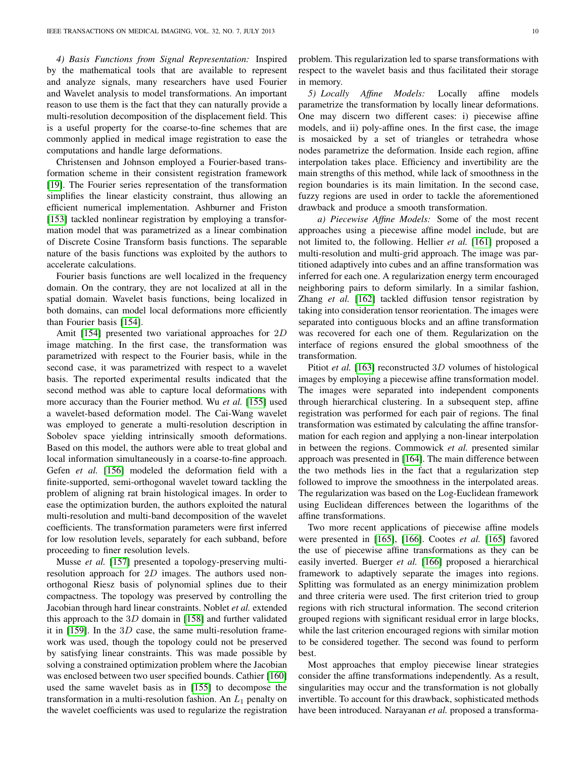*4) Basis Functions from Signal Representation:* Inspired by the mathematical tools that are available to represent and analyze signals, many researchers have used Fourier and Wavelet analysis to model transformations. An important reason to use them is the fact that they can naturally provide a multi-resolution decomposition of the displacement field. This is a useful property for the coarse-to-fine schemes that are commonly applied in medical image registration to ease the computations and handle large deformations.

Christensen and Johnson employed a Fourier-based transformation scheme in their consistent registration framework [19]. The Fourier series representation of the transformation simplifies the linear elasticity constraint, thus allowing an efficient numerical implementation. Ashburner and Friston [153] tackled nonlinear registration by employing a transformation model that was parametrized as a linear combination of Discrete Cosine Transform basis functions. The separable nature of the basis functions was exploited by the authors to accelerate calculations.

Fourier basis functions are well localized in the frequency domain. On the contrary, they are not localized at all in the spatial domain. Wavelet basis functions, being localized in both domains, can model local deformations more efficiently than Fourier basis [154].

Amit [154] presented two variational approaches for $2D$ image matching. In the first case, the transformation was parametrized with respect to the Fourier basis, while in the second case, it was parametrized with respect to a wavelet basis. The reported experimental results indicated that the second method was able to capture local deformations with more accuracy than the Fourier method. Wu *et al.* [155] used a wavelet-based deformation model. The Cai-Wang wavelet was employed to generate a multi-resolution description in Sobolev space yielding intrinsically smooth deformations. Based on this model, the authors were able to treat global and local information simultaneously in a coarse-to-fine approach. Gefen *et al.* [156] modeled the deformation field with a finite-supported, semi-orthogonal wavelet toward tackling the problem of aligning rat brain histological images. In order to ease the optimization burden, the authors exploited the natural multi-resolution and multi-band decomposition of the wavelet coefficients. The transformation parameters were first inferred for low resolution levels, separately for each subband, before proceeding to finer resolution levels.

Musse *et al.* [157] presented a topology-preserving multi-resolution approach for $2D$ images. The authors used non-orthogonal Riesz basis of polynomial splines due to their compactness. The topology was preserved by controlling the Jacobian through hard linear constraints. Noblet *et al.* extended this approach to the $3D$ domain in [158] and further validated it in [159]. In the $3D$ case, the same multi-resolution framework was used, though the topology could not be preserved by satisfying linear constraints. This was made possible by solving a constrained optimization problem where the Jacobian was enclosed between two user specified bounds. Cathier [160] used the same wavelet basis as in [155] to decompose the transformation in a multi-resolution fashion. An $L_1$ penalty on the wavelet coefficients was used to regularize the registration problem. This regularization led to sparse transformations with respect to the wavelet basis and thus facilitated their storage in memory.

*5) Locally Affine Models:* Locally affine models parametrize the transformation by locally linear deformations. One may discern two different cases: i) piecewise affine models, and ii) poly-affine ones. In the first case, the image is mosaicked by a set of triangles or tetrahedra whose nodes parametrize the deformation. Inside each region, affine interpolation takes place. Efficiency and invertibility are the main strengths of this method, while lack of smoothness in the region boundaries is its main limitation. In the second case, fuzzy regions are used in order to tackle the aforementioned drawback and produce a smooth transformation.

*a) Piecewise Affine Models:* Some of the most recent approaches using a piecewise affine model include, but are not limited to, the following. Hellier *et al.* [161] proposed a multi-resolution and multi-grid approach. The image was partitioned adaptively into cubes and an affine transformation was inferred for each one. A regularization energy term encouraged neighboring pairs to deform similarly. In a similar fashion, Zhang *et al.* [162] tackled diffusion tensor registration by taking into consideration tensor reorientation. The images were separated into contiguous blocks and an affine transformation was recovered for each one of them. Regularization on the interface of regions ensured the global smoothness of the transformation.

Pitiot *et al.* [163] reconstructed $3D$ volumes of histological images by employing a piecewise affine transformation model. The images were separated into independent components through hierarchical clustering. In a subsequent step, affine registration was performed for each pair of regions. The final transformation was estimated by calculating the affine transformation for each region and applying a non-linear interpolation in between the regions. Commowick *et al.* presented similar approach was presented in [164]. The main difference between the two methods lies in the fact that a regularization step followed to improve the smoothness in the interpolated areas. The regularization was based on the Log-Euclidean framework using Euclidean differences between the logarithms of the affine transformations.

Two more recent applications of piecewise affine models were presented in [165], [166]. Cootes *et al.* [165] favored the use of piecewise affine transformations as they can be easily inverted. Buerger *et al.* [166] proposed a hierarchical framework to adaptively separate the images into regions. Splitting was formulated as an energy minimization problem and three criteria were used. The first criterion tried to group regions with rich structural information. The second criterion grouped regions with significant residual error in large blocks, while the last criterion encouraged regions with similar motion to be considered together. The second was found to perform best.

Most approaches that employ piecewise linear strategies consider the affine transformations independently. As a result, singularities may occur and the transformation is not globally invertible. To account for this drawback, sophisticated methods have been introduced. Narayanan *et al.* proposed a transforma-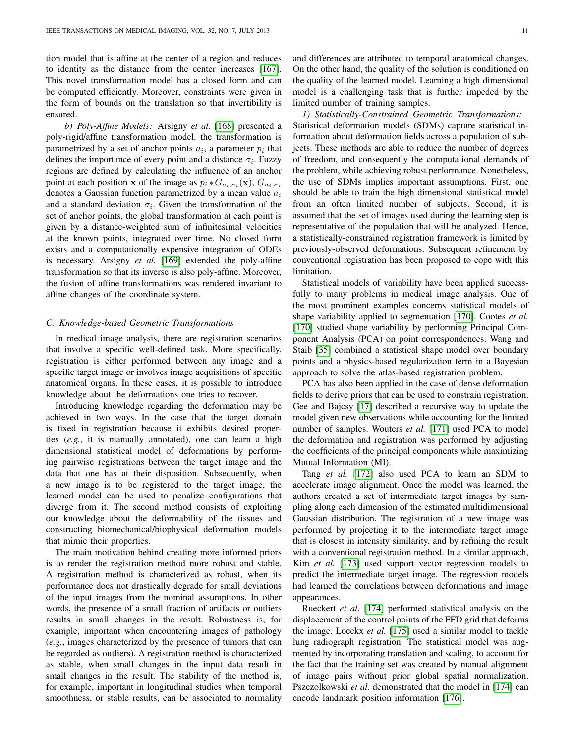tion model that is affine at the center of a region and reduces to identity as the distance from the center increases [167]. This novel transformation model has a closed form and can be computed efficiently. Moreover, constraints were given in the form of bounds on the translation so that invertibility is ensured.

*b) Poly-Affine Models:* Arsigny *et al.* [168] presented a poly-rigid/affine transformation model. the transformation is parametrized by a set of anchor points $a_i$, a parameter $p_i$ that defines the importance of every point and a distance $\sigma_i$. Fuzzy regions are defined by calculating the influence of an anchor point at each position $\mathbf{x}$ of the image as $p_i * G_{a_i,\sigma_i}(\mathbf{x})$, $G_{a_i,\sigma_i}$ denotes a Gaussian function parametrized by a mean value $a_i$ and a standard deviation $\sigma_i$. Given the transformation of the set of anchor points, the global transformation at each point is given by a distance-weighted sum of infinitesimal velocities at the known points, integrated over time. No closed form exists and a computationally expensive integration of ODEs is necessary. Arsigny *et al.* [169] extended the poly-affine transformation so that its inverse is also poly-affine. Moreover, the fusion of affine transformations was rendered invariant to affine changes of the coordinate system.

### C. Knowledge-based Geometric Transformations

In medical image analysis, there are registration scenarios that involve a specific well-defined task. More specifically, registration is either performed between any image and a specific target image or involves image acquisitions of specific anatomical organs. In these cases, it is possible to introduce knowledge about the deformations one tries to recover.

Introducing knowledge regarding the deformation may be achieved in two ways. In the case that the target domain is fixed in registration because it exhibits desired properties (*e.g.*, it is manually annotated), one can learn a high dimensional statistical model of deformations by performing pairwise registrations between the target image and the data that one has at their disposition. Subsequently, when a new image is to be registered to the target image, the learned model can be used to penalize configurations that diverge from it. The second method consists of exploiting our knowledge about the deformability of the tissues and constructing biomechanical/biophysical deformation models that mimic their properties.

The main motivation behind creating more informed priors is to render the registration method more robust and stable. A registration method is characterized as robust, when its performance does not drastically degrade for small deviations of the input images from the nominal assumptions. In other words, the presence of a small fraction of artifacts or outliers results in small changes in the result. Robustness is, for example, important when encountering images of pathology (*e.g.*, images characterized by the presence of tumors that can be regarded as outliers). A registration method is characterized as stable, when small changes in the input data result in small changes in the result. The stability of the method is, for example, important in longitudinal studies when temporal smoothness, or stable results, can be associated to normality and differences are attributed to temporal anatomical changes. On the other hand, the quality of the solution is conditioned on the quality of the learned model. Learning a high dimensional model is a challenging task that is further impeded by the limited number of training samples.

*1) Statistically-Constrained Geometric Transformations:* Statistical deformation models (SDMs) capture statistical information about deformation fields across a population of subjects. These methods are able to reduce the number of degrees of freedom, and consequently the computational demands of the problem, while achieving robust performance. Nonetheless, the use of SDMs implies important assumptions. First, one should be able to train the high dimensional statistical model from an often limited number of subjects. Second, it is assumed that the set of images used during the learning step is representative of the population that will be analyzed. Hence, a statistically-constrained registration framework is limited by previously-observed deformations. Subsequent refinement by conventional registration has been proposed to cope with this limitation.

Statistical models of variability have been applied successfully to many problems in medical image analysis. One of the most prominent examples concerns statistical models of shape variability applied to segmentation [170]. Cootes *et al.* [170] studied shape variability by performing Principal Component Analysis (PCA) on point correspondences. Wang and Staib [35] combined a statistical shape model over boundary points and a physics-based regularization term in a Bayesian approach to solve the atlas-based registration problem.

PCA has also been applied in the case of dense deformation fields to derive priors that can be used to constrain registration. Gee and Bajcsy [17] described a recursive way to update the model given new observations while accounting for the limited number of samples. Wouters *et al.* [171] used PCA to model the deformation and registration was performed by adjusting the coefficients of the principal components while maximizing Mutual Information (MI).

Tang *et al.* [172] also used PCA to learn an SDM to accelerate image alignment. Once the model was learned, the authors created a set of intermediate target images by sampling along each dimension of the estimated multidimensional Gaussian distribution. The registration of a new image was performed by projecting it to the intermediate target image that is closest in intensity similarity, and by refining the result with a conventional registration method. In a similar approach, Kim *et al.* [173] used support vector regression models to predict the intermediate target image. The regression models had learned the correlations between deformations and image appearances.

Rueckert *et al.* [174] performed statistical analysis on the displacement of the control points of the FFD grid that deforms the image. Loeckx *et al.* [175] used a similar model to tackle lung radiograph registration. The statistical model was augmented by incorporating translation and scaling, to account for the fact that the training set was created by manual alignment of image pairs without prior global spatial normalization. Pszczolkowski *et al.* demonstrated that the model in [174] can encode landmark position information [176].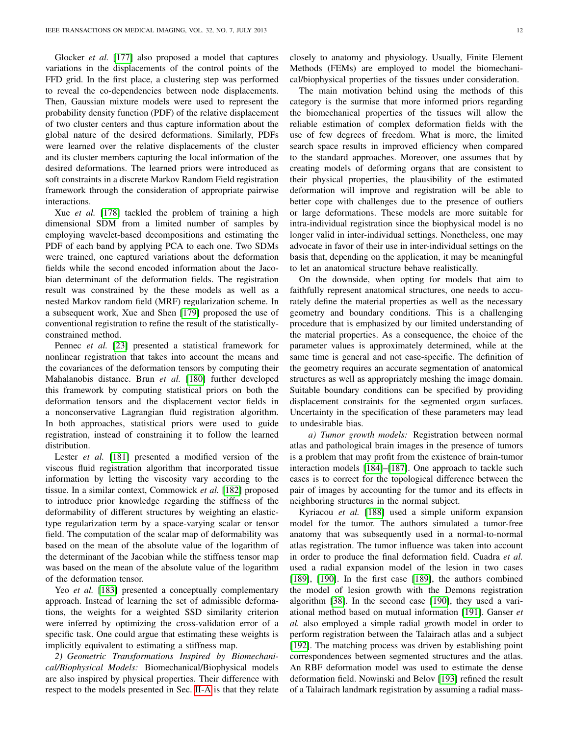Glocker *et al.* [177] also proposed a model that captures variations in the displacements of the control points of the FFD grid. In the first place, a clustering step was performed to reveal the co-dependencies between node displacements. Then, Gaussian mixture models were used to represent the probability density function (PDF) of the relative displacement of two cluster centers and thus capture information about the global nature of the desired deformations. Similarly, PDFs were learned over the relative displacements of the cluster and its cluster members capturing the local information of the desired deformations. The learned priors were introduced as soft constraints in a discrete Markov Random Field registration framework through the consideration of appropriate pairwise interactions.

Xue *et al.* [178] tackled the problem of training a high dimensional SDM from a limited number of samples by employing wavelet-based decompositions and estimating the PDF of each band by applying PCA to each one. Two SDMs were trained, one captured variations about the deformation fields while the second encoded information about the Jacobian determinant of the deformation fields. The registration result was constrained by the these models as well as a nested Markov random field (MRF) regularization scheme. In a subsequent work, Xue and Shen [179] proposed the use of conventional registration to refine the result of the statistically-constrained method.

Pennec *et al.* [23] presented a statistical framework for nonlinear registration that takes into account the means and the covariances of the deformation tensors by computing their Mahalanobis distance. Brun *et al.* [180] further developed this framework by computing statistical priors on both the deformation tensors and the displacement vector fields in a nonconservative Lagrangian fluid registration algorithm. In both approaches, statistical priors were used to guide registration, instead of constraining it to follow the learned distribution.

Lester *et al.* [181] presented a modified version of the viscous fluid registration algorithm that incorporated tissue information by letting the viscosity vary according to the tissue. In a similar context, Commowick *et al.* [182] proposed to introduce prior knowledge regarding the stiffness of the deformability of different structures by weighting an elastic-type regularization term by a space-varying scalar or tensor field. The computation of the scalar map of deformability was based on the mean of the absolute value of the logarithm of the determinant of the Jacobian while the stiffness tensor map was based on the mean of the absolute value of the logarithm of the deformation tensor.

Yeo *et al.* [183] presented a conceptually complementary approach. Instead of learning the set of admissible deformations, the weights for a weighted SSD similarity criterion were inferred by optimizing the cross-validation error of a specific task. One could argue that estimating these weights is implicitly equivalent to estimating a stiffness map.

*2) Geometric Transformations Inspired by Biomechanical/Biophysical Models:* Biomechanical/Biophysical models are also inspired by physical properties. Their difference with respect to the models presented in Sec. II-A is that they relate closely to anatomy and physiology. Usually, Finite Element Methods (FEMs) are employed to model the biomechanical/biophysical properties of the tissues under consideration.

The main motivation behind using the methods of this category is the surmise that more informed priors regarding the biomechanical properties of the tissues will allow the reliable estimation of complex deformation fields with the use of few degrees of freedom. What is more, the limited search space results in improved efficiency when compared to the standard approaches. Moreover, one assumes that by creating models of deforming organs that are consistent to their physical properties, the plausibility of the estimated deformation will improve and registration will be able to better cope with challenges due to the presence of outliers or large deformations. These models are more suitable for intra-individual registration since the biophysical model is no longer valid in inter-individual settings. Nonetheless, one may advocate in favor of their use in inter-individual settings on the basis that, depending on the application, it may be meaningful to let an anatomical structure behave realistically.

On the downside, when opting for models that aim to faithfully represent anatomical structures, one needs to accurately define the material properties as well as the necessary geometry and boundary conditions. This is a challenging procedure that is emphasized by our limited understanding of the material properties. As a consequence, the choice of the parameter values is approximately determined, while at the same time is general and not case-specific. The definition of the geometry requires an accurate segmentation of anatomical structures as well as appropriately meshing the image domain. Suitable boundary conditions can be specified by providing displacement constraints for the segmented organ surfaces. Uncertainty in the specification of these parameters may lead to undesirable bias.

*a) Tumor growth models:* Registration between normal atlas and pathological brain images in the presence of tumors is a problem that may profit from the existence of brain-tumor interaction models [184]–[187]. One approach to tackle such cases is to correct for the topological difference between the pair of images by accounting for the tumor and its effects in neighboring structures in the normal subject.

Kyriacou *et al.* [188] used a simple uniform expansion model for the tumor. The authors simulated a tumor-free anatomy that was subsequently used in a normal-to-normal atlas registration. The tumor influence was taken into account in order to produce the final deformation field. Cuadra *et al.* used a radial expansion model of the lesion in two cases [189], [190]. In the first case [189], the authors combined the model of lesion growth with the Demons registration algorithm [38]. In the second case [190], they used a variational method based on mutual information [191]. Ganser *et al.* also employed a simple radial growth model in order to perform registration between the Talairach atlas and a subject [192]. The matching process was driven by establishing point correspondences between segmented structures and the atlas. An RBF deformation model was used to estimate the dense deformation field. Nowinski and Belov [193] refined the result of a Talairach landmark registration by assuming a radial mass-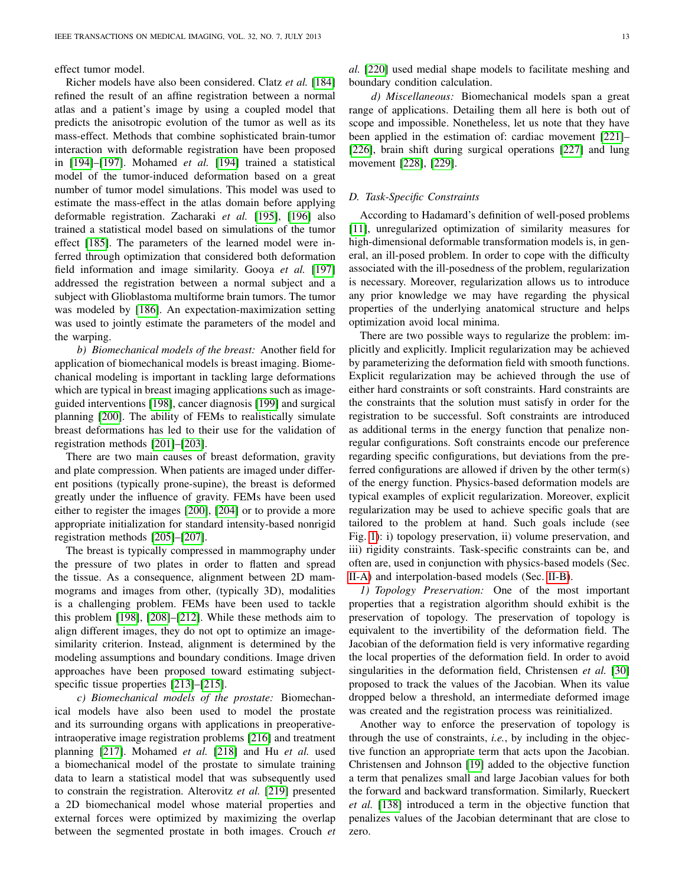effect tumor model.

Richer models have also been considered. Clatz *et al.* [184] refined the result of an affine registration between a normal atlas and a patient's image by using a coupled model that predicts the anisotropic evolution of the tumor as well as its mass-effect. Methods that combine sophisticated brain-tumor interaction with deformable registration have been proposed in [194]–[197]. Mohamed *et al.* [194] trained a statistical model of the tumor-induced deformation based on a great number of tumor model simulations. This model was used to estimate the mass-effect in the atlas domain before applying deformable registration. Zacharaki *et al.* [195], [196] also trained a statistical model based on simulations of the tumor effect [185]. The parameters of the learned model were inferred through optimization that considered both deformation field information and image similarity. Gooya *et al.* [197] addressed the registration between a normal subject and a subject with Glioblastoma multiforme brain tumors. The tumor was modeled by [186]. An expectation-maximization setting was used to jointly estimate the parameters of the model and the warping.

*b) Biomechanical models of the breast:* Another field for application of biomechanical models is breast imaging. Biomechanical modeling is important in tackling large deformations which are typical in breast imaging applications such as image-guided interventions [198], cancer diagnosis [199] and surgical planning [200]. The ability of FEMs to realistically simulate breast deformations has led to their use for the validation of registration methods [201]–[203].

There are two main causes of breast deformation, gravity and plate compression. When patients are imaged under different positions (typically prone-supine), the breast is deformed greatly under the influence of gravity. FEMs have been used either to register the images [200], [204] or to provide a more appropriate initialization for standard intensity-based nonrigid registration methods [205]–[207].

The breast is typically compressed in mammography under the pressure of two plates in order to flatten and spread the tissue. As a consequence, alignment between 2D mammograms and images from other, (typically 3D), modalities is a challenging problem. FEMs have been used to tackle this problem [198], [208]–[212]. While these methods aim to align different images, they do not opt to optimize an image-similarity criterion. Instead, alignment is determined by the modeling assumptions and boundary conditions. Image driven approaches have been proposed toward estimating subject-specific tissue properties [213]–[215].

*c) Biomechanical models of the prostate:* Biomechanical models have also been used to model the prostate and its surrounding organs with applications in preoperative-intraoperative image registration problems [216] and treatment planning [217]. Mohamed *et al.* [218] and Hu *et al.* used a biomechanical model of the prostate to simulate training data to learn a statistical model that was subsequently used to constrain the registration. Alterovitz *et al.* [219] presented a 2D biomechanical model whose material properties and external forces were optimized by maximizing the overlap between the segmented prostate in both images. Crouch *et al.* [220] used medial shape models to facilitate meshing and boundary condition calculation.

*d) Miscellaneous:* Biomechanical models span a great range of applications. Detailing them all here is both out of scope and impossible. Nonetheless, let us note that they have been applied in the estimation of: cardiac movement [221]–[226], brain shift during surgical operations [227] and lung movement [228], [229].

### D. Task-Specific Constraints

According to Hadamard's definition of well-posed problems [11], unregularized optimization of similarity measures for high-dimensional deformable transformation models is, in general, an ill-posed problem. In order to cope with the difficulty associated with the ill-posedness of the problem, regularization is necessary. Moreover, regularization allows us to introduce any prior knowledge we may have regarding the physical properties of the underlying anatomical structure and helps optimization avoid local minima.

There are two possible ways to regularize the problem: implicitly and explicitly. Implicit regularization may be achieved by parameterizing the deformation field with smooth functions. Explicit regularization may be achieved through the use of either hard constraints or soft constraints. Hard constraints are the constraints that the solution must satisfy in order for the registration to be successful. Soft constraints are introduced as additional terms in the energy function that penalize non-regular configurations. Soft constraints encode our preference regarding specific configurations, but deviations from the preferred configurations are allowed if driven by the other term(s) of the energy function. Physics-based deformation models are typical examples of explicit regularization. Moreover, explicit regularization may be used to achieve specific goals that are tailored to the problem at hand. Such goals include (see Fig. 1): i) topology preservation, ii) volume preservation, and iii) rigidity constraints. Task-specific constraints can be, and often are, used in conjunction with physics-based models (Sec. II-A) and interpolation-based models (Sec. II-B).

*1) Topology Preservation:* One of the most important properties that a registration algorithm should exhibit is the preservation of topology. The preservation of topology is equivalent to the invertibility of the deformation field. The Jacobian of the deformation field is very informative regarding the local properties of the deformation field. In order to avoid singularities in the deformation field, Christensen *et al.* [30] proposed to track the values of the Jacobian. When its value dropped below a threshold, an intermediate deformed image was created and the registration process was reinitialized.

Another way to enforce the preservation of topology is through the use of constraints, *i.e.*, by including in the objective function an appropriate term that acts upon the Jacobian. Christensen and Johnson [19] added to the objective function a term that penalizes small and large Jacobian values for both the forward and backward transformation. Similarly, Rueckert *et al.* [138] introduced a term in the objective function that penalizes values of the Jacobian determinant that are close to zero.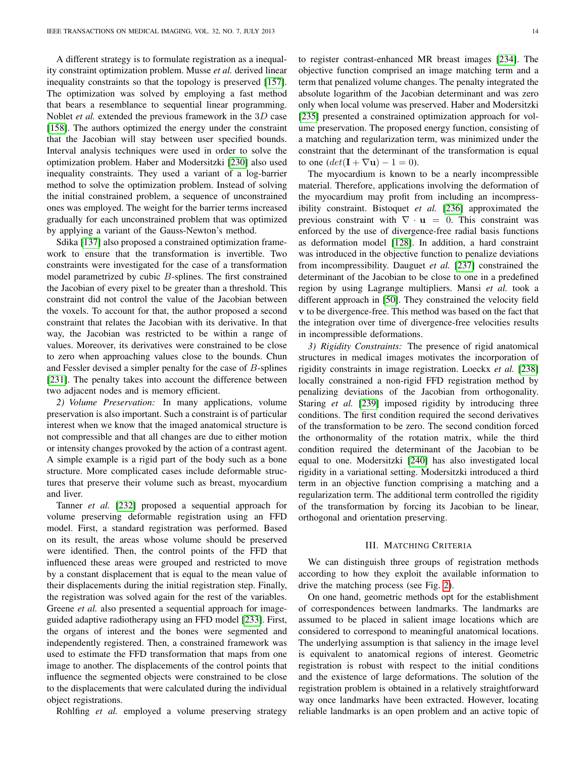A different strategy is to formulate registration as a inequality constraint optimization problem. Musse *et al.* derived linear inequality constraints so that the topology is preserved [157]. The optimization was solved by employing a fast method that bears a resemblance to sequential linear programming. Noblet *et al.* extended the previous framework in the $3D$ case [158]. The authors optimized the energy under the constraint that the Jacobian will stay between user specified bounds. Interval analysis techniques were used in order to solve the optimization problem. Haber and Modersitzki [230] also used inequality constraints. They used a variant of a log-barrier method to solve the optimization problem. Instead of solving the initial constrained problem, a sequence of unconstrained ones was employed. The weight for the barrier terms increased gradually for each unconstrained problem that was optimized by applying a variant of the Gauss-Newton's method.

Sdika [137] also proposed a constrained optimization framework to ensure that the transformation is invertible. Two constraints were investigated for the case of a transformation model parametrized by cubic $B$-splines. The first constrained the Jacobian of every pixel to be greater than a threshold. This constraint did not control the value of the Jacobian between the voxels. To account for that, the author proposed a second constraint that relates the Jacobian with its derivative. In that way, the Jacobian was restricted to be within a range of values. Moreover, its derivatives were constrained to be close to zero when approaching values close to the bounds. Chun and Fessler devised a simpler penalty for the case of $B$-splines [231]. The penalty takes into account the difference between two adjacent nodes and is memory efficient.

*2) Volume Preservation:* In many applications, volume preservation is also important. Such a constraint is of particular interest when we know that the imaged anatomical structure is not compressible and that all changes are due to either motion or intensity changes provoked by the action of a contrast agent. A simple example is a rigid part of the body such as a bone structure. More complicated cases include deformable structures that preserve their volume such as breast, myocardium and liver.

Tanner *et al.* [232] proposed a sequential approach for volume preserving deformable registration using an FFD model. First, a standard registration was performed. Based on its result, the areas whose volume should be preserved were identified. Then, the control points of the FFD that influenced these areas were grouped and restricted to move by a constant displacement that is equal to the mean value of their displacements during the initial registration step. Finally, the registration was solved again for the rest of the variables. Greene *et al.* also presented a sequential approach for image-guided adaptive radiotherapy using an FFD model [233]. First, the organs of interest and the bones were segmented and independently registered. Then, a constrained framework was used to estimate the FFD transformation that maps from one image to another. The displacements of the control points that influence the segmented objects were constrained to be close to the displacements that were calculated during the individual object registrations.

Rohlfing *et al.* employed a volume preserving strategy to register contrast-enhanced MR breast images [234]. The objective function comprised an image matching term and a term that penalized volume changes. The penalty integrated the absolute logarithm of the Jacobian determinant and was zero only when local volume was preserved. Haber and Modersitzki [235] presented a constrained optimization approach for volume preservation. The proposed energy function, consisting of a matching and regularization term, was minimized under the constraint that the determinant of the transformation is equal to one ($det(\mathbf{I} + \nabla \mathbf{u}) - 1 = 0$).

The myocardium is known to be a nearly incompressible material. Therefore, applications involving the deformation of the myocardium may profit from including an incompressibility constraint. Bistoquet *et al.* [236] approximated the previous constraint with $\nabla \cdot \mathbf{u} = 0$. This constraint was enforced by the use of divergence-free radial basis functions as deformation model [128]. In addition, a hard constraint was introduced in the objective function to penalize deviations from incompressibility. Dauguet *et al.* [237] constrained the determinant of the Jacobian to be close to one in a predefined region by using Lagrange multipliers. Mansi *et al.* took a different approach in [50]. They constrained the velocity field $\mathbf{v}$ to be divergence-free. This method was based on the fact that the integration over time of divergence-free velocities results in incompressible deformations.

*3) Rigidity Constraints:* The presence of rigid anatomical structures in medical images motivates the incorporation of rigidity constraints in image registration. Loeckx *et al.* [238] locally constrained a non-rigid FFD registration method by penalizing deviations of the Jacobian from orthogonality. Staring *et al.* [239] imposed rigidity by introducing three conditions. The first condition required the second derivatives of the transformation to be zero. The second condition forced the orthonormality of the rotation matrix, while the third condition required the determinant of the Jacobian to be equal to one. Modersitzki [240] has also investigated local rigidity in a variational setting. Modersitzki introduced a third term in an objective function comprising a matching and a regularization term. The additional term controlled the rigidity of the transformation by forcing its Jacobian to be linear, orthogonal and orientation preserving.

## III. Matching Criteria

We can distinguish three groups of registration methods according to how they exploit the available information to drive the matching process (see Fig. 2).

On one hand, geometric methods opt for the establishment of correspondences between landmarks. The landmarks are assumed to be placed in salient image locations which are considered to correspond to meaningful anatomical locations. The underlying assumption is that saliency in the image level is equivalent to anatomical regions of interest. Geometric registration is robust with respect to the initial conditions and the existence of large deformations. The solution of the registration problem is obtained in a relatively straightforward way once landmarks have been extracted. However, locating reliable landmarks is an open problem and an active topic of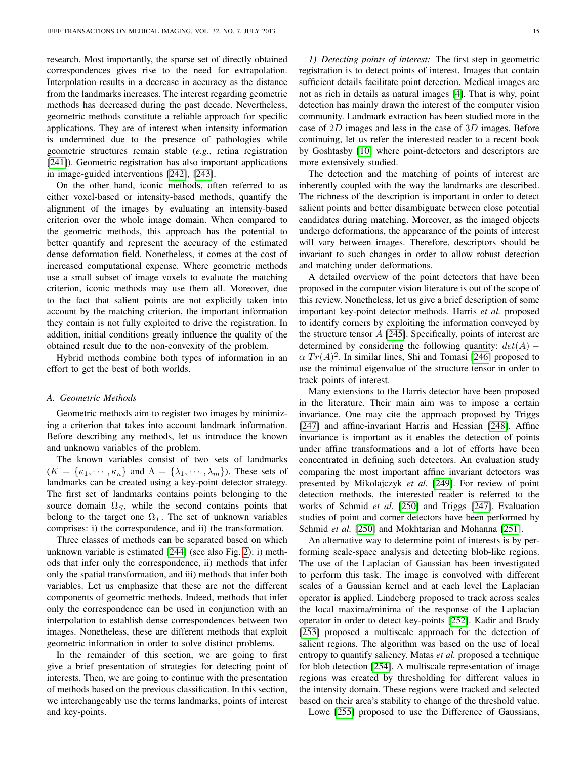research. Most importantly, the sparse set of directly obtained correspondences gives rise to the need for extrapolation. Interpolation results in a decrease in accuracy as the distance from the landmarks increases. The interest regarding geometric methods has decreased during the past decade. Nevertheless, geometric methods constitute a reliable approach for specific applications. They are of interest when intensity information is undermined due to the presence of pathologies while geometric structures remain stable (*e.g.*, retina registration [241]). Geometric registration has also important applications in image-guided interventions [242], [243].

On the other hand, iconic methods, often referred to as either voxel-based or intensity-based methods, quantify the alignment of the images by evaluating an intensity-based criterion over the whole image domain. When compared to the geometric methods, this approach has the potential to better quantify and represent the accuracy of the estimated dense deformation field. Nonetheless, it comes at the cost of increased computational expense. Where geometric methods use a small subset of image voxels to evaluate the matching criterion, iconic methods may use them all. Moreover, due to the fact that salient points are not explicitly taken into account by the matching criterion, the important information they contain is not fully exploited to drive the registration. In addition, initial conditions greatly influence the quality of the obtained result due to the non-convexity of the problem.

Hybrid methods combine both types of information in an effort to get the best of both worlds.

### A. Geometric Methods

Geometric methods aim to register two images by minimizing a criterion that takes into account landmark information. Before describing any methods, let us introduce the known and unknown variables of the problem.

The known variables consist of two sets of landmarks ($K = \{\kappa_1, \cdots, \kappa_n\}$ and $\Lambda = \{\lambda_1, \cdots, \lambda_m\}$). These sets of landmarks can be created using a key-point detector strategy. The first set of landmarks contains points belonging to the source domain $\Omega_S$, while the second contains points that belong to the target one $\Omega_T$. The set of unknown variables comprises: i) the correspondence, and ii) the transformation.

Three classes of methods can be separated based on which unknown variable is estimated [244] (see also Fig. 2): i) methods that infer only the correspondence, ii) methods that infer only the spatial transformation, and iii) methods that infer both variables. Let us emphasize that these are not the different components of geometric methods. Indeed, methods that infer only the correspondence can be used in conjunction with an interpolation to establish dense correspondences between two images. Nonetheless, these are different methods that exploit geometric information in order to solve distinct problems.

In the remainder of this section, we are going to first give a brief presentation of strategies for detecting point of interests. Then, we are going to continue with the presentation of methods based on the previous classification. In this section, we interchangeably use the terms landmarks, points of interest and key-points.

*1) Detecting points of interest:* The first step in geometric registration is to detect points of interest. Images that contain sufficient details facilitate point detection. Medical images are not as rich in details as natural images [4]. That is why, point detection has mainly drawn the interest of the computer vision community. Landmark extraction has been studied more in the case of $2D$ images and less in the case of $3D$ images. Before continuing, let us refer the interested reader to a recent book by Goshtasby [10] where point-detectors and descriptors are more extensively studied.

The detection and the matching of points of interest are inherently coupled with the way the landmarks are described. The richness of the description is important in order to detect salient points and better disambiguate between close potential candidates during matching. Moreover, as the imaged objects undergo deformations, the appearance of the points of interest will vary between images. Therefore, descriptors should be invariant to such changes in order to allow robust detection and matching under deformations.

A detailed overview of the point detectors that have been proposed in the computer vision literature is out of the scope of this review. Nonetheless, let us give a brief description of some important key-point detector methods. Harris *et al.* proposed to identify corners by exploiting the information conveyed by the structure tensor $A$ [245]. Specifically, points of interest are determined by considering the following quantity: $det(A) - \alpha\ Tr(A)^2$. In similar lines, Shi and Tomasi [246] proposed to use the minimal eigenvalue of the structure tensor in order to track points of interest.

Many extensions to the Harris detector have been proposed in the literature. Their main aim was to impose a certain invariance. One may cite the approach proposed by Triggs [247] and affine-invariant Harris and Hessian [248]. Affine invariance is important as it enables the detection of points under affine transformations and a lot of efforts have been concentrated in defining such detectors. An evaluation study comparing the most important affine invariant detectors was presented by Mikolajczyk *et al.* [249]. For review of point detection methods, the interested reader is referred to the works of Schmid *et al.* [250] and Triggs [247]. Evaluation studies of point and corner detectors have been performed by Schmid *et al.* [250] and Mokhtarian and Mohanna [251].

An alternative way to determine point of interests is by performing scale-space analysis and detecting blob-like regions. The use of the Laplacian of Gaussian has been investigated to perform this task. The image is convolved with different scales of a Gaussian kernel and at each level the Laplacian operator is applied. Lindeberg proposed to track across scales the local maxima/minima of the response of the Laplacian operator in order to detect key-points [252]. Kadir and Brady [253] proposed a multiscale approach for the detection of salient regions. The algorithm was based on the use of local entropy to quantify saliency. Matas *et al.* proposed a technique for blob detection [254]. A multiscale representation of image regions was created by thresholding for different values in the intensity domain. These regions were tracked and selected based on their area's stability to change of the threshold value.

Lowe [255] proposed to use the Difference of Gaussians,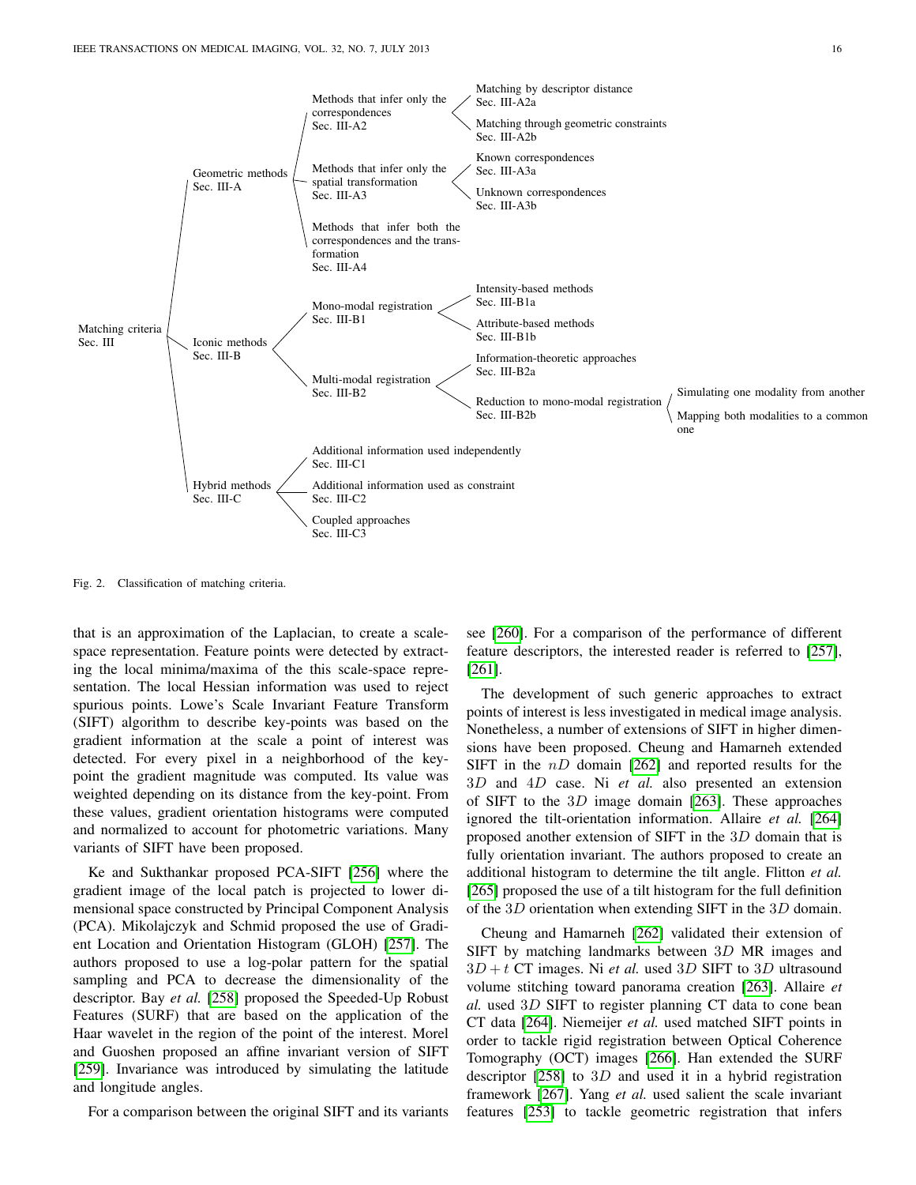- Matching criteria Sec. III
  - Geometric methods Sec. III-A
    - Methods that infer only the correspondences Sec. III-A2
      - Matching by descriptor distance Sec. III-A2a
      - Matching through geometric constraints Sec. III-A2b
    - Methods that infer only the spatial transformation Sec. III-A3
      - Known correspondences Sec. III-A3a
      - Unknown correspondences Sec. III-A3b
    - Methods that infer both the correspondences and the transformation Sec. III-A4
  - Iconic methods Sec. III-B
    - Mono-modal registration Sec. III-B1
      - Intensity-based methods Sec. III-B1a
      - Attribute-based methods Sec. III-B1b
    - Multi-modal registration Sec. III-B2
      - Information-theoretic approaches Sec. III-B2a
      - Reduction to mono-modal registration Sec. III-B2b
        - Simulating one modality from another
        - Mapping both modalities to a common one
  - Hybrid methods Sec. III-C
    - Additional information used independently Sec. III-C1
    - Additional information used as constraint Sec. III-C2
    - Coupled approaches Sec. III-C3

Fig. 2. Classification of matching criteria.

that is an approximation of the Laplacian, to create a scale-space representation. Feature points were detected by extracting the local minima/maxima of the this scale-space representation. The local Hessian information was used to reject spurious points. Lowe's Scale Invariant Feature Transform (SIFT) algorithm to describe key-points was based on the gradient information at the scale a point of interest was detected. For every pixel in a neighborhood of the key-point the gradient magnitude was computed. Its value was weighted depending on its distance from the key-point. From these values, gradient orientation histograms were computed and normalized to account for photometric variations. Many variants of SIFT have been proposed.

Ke and Sukthankar proposed PCA-SIFT [256] where the gradient image of the local patch is projected to lower dimensional space constructed by Principal Component Analysis (PCA). Mikolajczyk and Schmid proposed the use of Gradient Location and Orientation Histogram (GLOH) [257]. The authors proposed to use a log-polar pattern for the spatial sampling and PCA to decrease the dimensionality of the descriptor. Bay *et al.* [258] proposed the Speeded-Up Robust Features (SURF) that are based on the application of the Haar wavelet in the region of the point of the interest. Morel and Guoshen proposed an affine invariant version of SIFT [259]. Invariance was introduced by simulating the latitude and longitude angles.

For a comparison between the original SIFT and its variants see [260]. For a comparison of the performance of different feature descriptors, the interested reader is referred to [257], [261].

The development of such generic approaches to extract points of interest is less investigated in medical image analysis. Nonetheless, a number of extensions of SIFT in higher dimensions have been proposed. Cheung and Hamarneh extended SIFT in the $nD$ domain [262] and reported results for the $3D$ and $4D$ case. Ni *et al.* also presented an extension of SIFT to the $3D$ image domain [263]. These approaches ignored the tilt-orientation information. Allaire *et al.* [264] proposed another extension of SIFT in the $3D$ domain that is fully orientation invariant. The authors proposed to create an additional histogram to determine the tilt angle. Flitton *et al.* [265] proposed the use of a tilt histogram for the full definition of the $3D$ orientation when extending SIFT in the $3D$ domain.

Cheung and Hamarneh [262] validated their extension of SIFT by matching landmarks between $3D$ MR images and $3D + t$ CT images. Ni *et al.* used $3D$ SIFT to $3D$ ultrasound volume stitching toward panorama creation [263]. Allaire *et al.* used $3D$ SIFT to register planning CT data to cone bean CT data [264]. Niemeijer *et al.* used matched SIFT points in order to tackle rigid registration between Optical Coherence Tomography (OCT) images [266]. Han extended the SURF descriptor [258] to $3D$ and used it in a hybrid registration framework [267]. Yang *et al.* used salient the scale invariant features [253] to tackle geometric registration that infers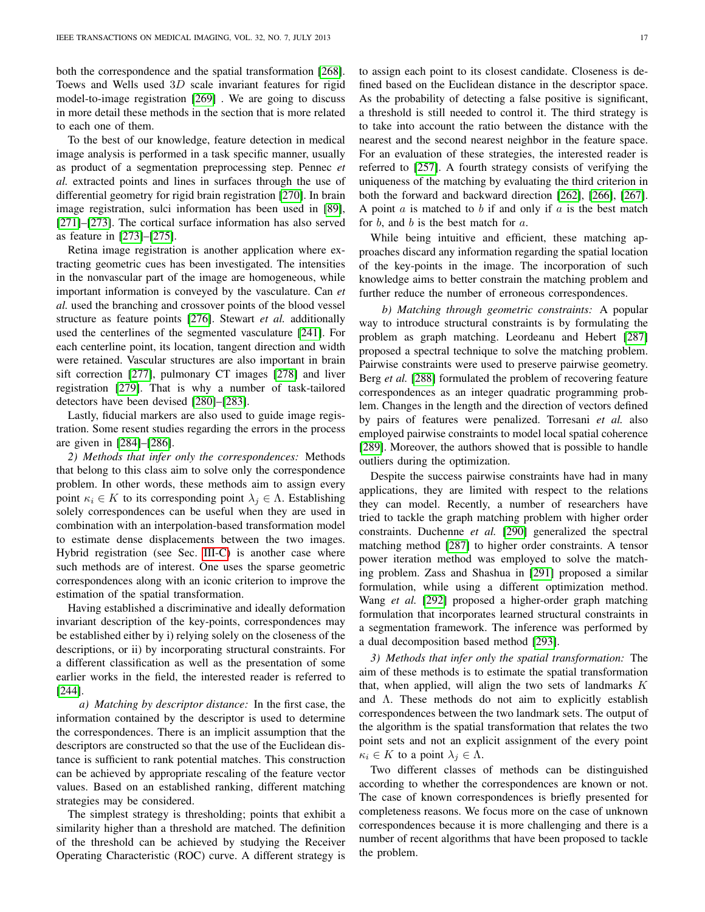both the correspondence and the spatial transformation [268]. Toews and Wells used $3D$ scale invariant features for rigid model-to-image registration [269] . We are going to discuss in more detail these methods in the section that is more related to each one of them.

To the best of our knowledge, feature detection in medical image analysis is performed in a task specific manner, usually as product of a segmentation preprocessing step. Pennec *et al.* extracted points and lines in surfaces through the use of differential geometry for rigid brain registration [270]. In brain image registration, sulci information has been used in [89], [271]–[273]. The cortical surface information has also served as feature in [273]–[275].

Retina image registration is another application where extracting geometric cues has been investigated. The intensities in the nonvascular part of the image are homogeneous, while important information is conveyed by the vasculature. Can *et al.* used the branching and crossover points of the blood vessel structure as feature points [276]. Stewart *et al.* additionally used the centerlines of the segmented vasculature [241]. For each centerline point, its location, tangent direction and width were retained. Vascular structures are also important in brain sift correction [277], pulmonary CT images [278] and liver registration [279]. That is why a number of task-tailored detectors have been devised [280]–[283].

Lastly, fiducial markers are also used to guide image registration. Some resent studies regarding the errors in the process are given in [284]–[286].

*2) Methods that infer only the correspondences:* Methods that belong to this class aim to solve only the correspondence problem. In other words, these methods aim to assign every point $\kappa_i \in K$ to its corresponding point $\lambda_j \in \Lambda$. Establishing solely correspondences can be useful when they are used in combination with an interpolation-based transformation model to estimate dense displacements between the two images. Hybrid registration (see Sec. III-C) is another case where such methods are of interest. One uses the sparse geometric correspondences along with an iconic criterion to improve the estimation of the spatial transformation.

Having established a discriminative and ideally deformation invariant description of the key-points, correspondences may be established either by i) relying solely on the closeness of the descriptions, or ii) by incorporating structural constraints. For a different classification as well as the presentation of some earlier works in the field, the interested reader is referred to [244].

*a) Matching by descriptor distance:* In the first case, the information contained by the descriptor is used to determine the correspondences. There is an implicit assumption that the descriptors are constructed so that the use of the Euclidean distance is sufficient to rank potential matches. This construction can be achieved by appropriate rescaling of the feature vector values. Based on an established ranking, different matching strategies may be considered.

The simplest strategy is thresholding; points that exhibit a similarity higher than a threshold are matched. The definition of the threshold can be achieved by studying the Receiver Operating Characteristic (ROC) curve. A different strategy is to assign each point to its closest candidate. Closeness is defined based on the Euclidean distance in the descriptor space. As the probability of detecting a false positive is significant, a threshold is still needed to control it. The third strategy is to take into account the ratio between the distance with the nearest and the second nearest neighbor in the feature space. For an evaluation of these strategies, the interested reader is referred to [257]. A fourth strategy consists of verifying the uniqueness of the matching by evaluating the third criterion in both the forward and backward direction [262], [266], [267]. A point $a$ is matched to $b$ if and only if $a$ is the best match for $b$, and $b$ is the best match for $a$.

While being intuitive and efficient, these matching approaches discard any information regarding the spatial location of the key-points in the image. The incorporation of such knowledge aims to better constrain the matching problem and further reduce the number of erroneous correspondences.

*b) Matching through geometric constraints:* A popular way to introduce structural constraints is by formulating the problem as graph matching. Leordeanu and Hebert [287] proposed a spectral technique to solve the matching problem. Pairwise constraints were used to preserve pairwise geometry. Berg *et al.* [288] formulated the problem of recovering feature correspondences as an integer quadratic programming problem. Changes in the length and the direction of vectors defined by pairs of features were penalized. Torresani *et al.* also employed pairwise constraints to model local spatial coherence [289]. Moreover, the authors showed that is possible to handle outliers during the optimization.

Despite the success pairwise constraints have had in many applications, they are limited with respect to the relations they can model. Recently, a number of researchers have tried to tackle the graph matching problem with higher order constraints. Duchenne *et al.* [290] generalized the spectral matching method [287] to higher order constraints. A tensor power iteration method was employed to solve the matching problem. Zass and Shashua in [291] proposed a similar formulation, while using a different optimization method. Wang *et al.* [292] proposed a higher-order graph matching formulation that incorporates learned structural constraints in a segmentation framework. The inference was performed by a dual decomposition based method [293].

*3) Methods that infer only the spatial transformation:* The aim of these methods is to estimate the spatial transformation that, when applied, will align the two sets of landmarks $K$ and $\Lambda$. These methods do not aim to explicitly establish correspondences between the two landmark sets. The output of the algorithm is the spatial transformation that relates the two point sets and not an explicit assignment of the every point $\kappa_i \in K$ to a point $\lambda_j \in \Lambda$.

Two different classes of methods can be distinguished according to whether the correspondences are known or not. The case of known correspondences is briefly presented for completeness reasons. We focus more on the case of unknown correspondences because it is more challenging and there is a number of recent algorithms that have been proposed to tackle the problem.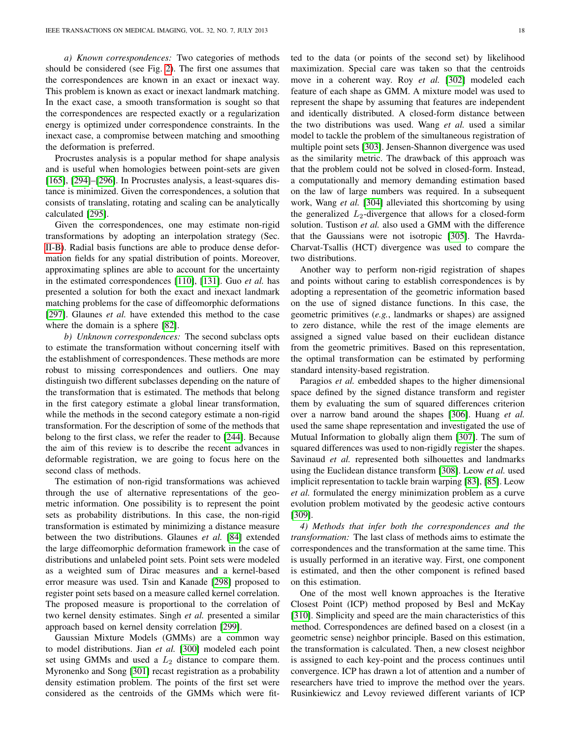*a) Known correspondences:* Two categories of methods should be considered (see Fig. 2). The first one assumes that the correspondences are known in an exact or inexact way. This problem is known as exact or inexact landmark matching. In the exact case, a smooth transformation is sought so that the correspondences are respected exactly or a regularization energy is optimized under correspondence constraints. In the inexact case, a compromise between matching and smoothing the deformation is preferred.

Procrustes analysis is a popular method for shape analysis and is useful when homologies between point-sets are given [165], [294]–[296]. In Procrustes analysis, a least-squares distance is minimized. Given the correspondences, a solution that consists of translating, rotating and scaling can be analytically calculated [295].

Given the correspondences, one may estimate non-rigid transformations by adopting an interpolation strategy (Sec. II-B). Radial basis functions are able to produce dense deformation fields for any spatial distribution of points. Moreover, approximating splines are able to account for the uncertainty in the estimated correspondences [110], [131]. Guo *et al.* has presented a solution for both the exact and inexact landmark matching problems for the case of diffeomorphic deformations [297]. Glaunes *et al.* have extended this method to the case where the domain is a sphere [82].

*b) Unknown correspondences:* The second subclass opts to estimate the transformation without concerning itself with the establishment of correspondences. These methods are more robust to missing correspondences and outliers. One may distinguish two different subclasses depending on the nature of the transformation that is estimated. The methods that belong in the first category estimate a global linear transformation, while the methods in the second category estimate a non-rigid transformation. For the description of some of the methods that belong to the first class, we refer the reader to [244]. Because the aim of this review is to describe the recent advances in deformable registration, we are going to focus here on the second class of methods.

The estimation of non-rigid transformations was achieved through the use of alternative representations of the geometric information. One possibility is to represent the point sets as probability distributions. In this case, the non-rigid transformation is estimated by minimizing a distance measure between the two distributions. Glaunes *et al.* [84] extended the large diffeomorphic deformation framework in the case of distributions and unlabeled point sets. Point sets were modeled as a weighted sum of Dirac measures and a kernel-based error measure was used. Tsin and Kanade [298] proposed to register point sets based on a measure called kernel correlation. The proposed measure is proportional to the correlation of two kernel density estimates. Singh *et al.* presented a similar approach based on kernel density correlation [299].

Gaussian Mixture Models (GMMs) are a common way to model distributions. Jian *et al.* [300] modeled each point set using GMMs and used a $L_2$ distance to compare them. Myronenko and Song [301] recast registration as a probability density estimation problem. The points of the first set were considered as the centroids of the GMMs which were fitted to the data (or points of the second set) by likelihood maximization. Special care was taken so that the centroids move in a coherent way. Roy *et al.* [302] modeled each feature of each shape as GMM. A mixture model was used to represent the shape by assuming that features are independent and identically distributed. A closed-form distance between the two distributions was used. Wang *et al.* used a similar model to tackle the problem of the simultaneous registration of multiple point sets [303]. Jensen-Shannon divergence was used as the similarity metric. The drawback of this approach was that the problem could not be solved in closed-form. Instead, a computationally and memory demanding estimation based on the law of large numbers was required. In a subsequent work, Wang *et al.* [304] alleviated this shortcoming by using the generalized $L_2$-divergence that allows for a closed-form solution. Tustison *et al.* also used a GMM with the difference that the Gaussians were not isotropic [305]. The Havrda-Charvat-Tsallis (HCT) divergence was used to compare the two distributions.

Another way to perform non-rigid registration of shapes and points without caring to establish correspondences is by adopting a representation of the geometric information based on the use of signed distance functions. In this case, the geometric primitives (*e.g.*, landmarks or shapes) are assigned to zero distance, while the rest of the image elements are assigned a signed value based on their euclidean distance from the geometric primitives. Based on this representation, the optimal transformation can be estimated by performing standard intensity-based registration.

Paragios *et al.* embedded shapes to the higher dimensional space defined by the signed distance transform and register them by evaluating the sum of squared differences criterion over a narrow band around the shapes [306]. Huang *et al.* used the same shape representation and investigated the use of Mutual Information to globally align them [307]. The sum of squared differences was used to non-rigidly register the shapes. Savinaud *et al.* represented both silhouettes and landmarks using the Euclidean distance transform [308]. Leow *et al.* used implicit representation to tackle brain warping [83], [85]. Leow *et al.* formulated the energy minimization problem as a curve evolution problem motivated by the geodesic active contours [309].

*4) Methods that infer both the correspondences and the transformation:* The last class of methods aims to estimate the correspondences and the transformation at the same time. This is usually performed in an iterative way. First, one component is estimated, and then the other component is refined based on this estimation.

One of the most well known approaches is the Iterative Closest Point (ICP) method proposed by Besl and McKay [310]. Simplicity and speed are the main characteristics of this method. Correspondences are defined based on a closest (in a geometric sense) neighbor principle. Based on this estimation, the transformation is calculated. Then, a new closest neighbor is assigned to each key-point and the process continues until convergence. ICP has drawn a lot of attention and a number of researchers have tried to improve the method over the years. Rusinkiewicz and Levoy reviewed different variants of ICP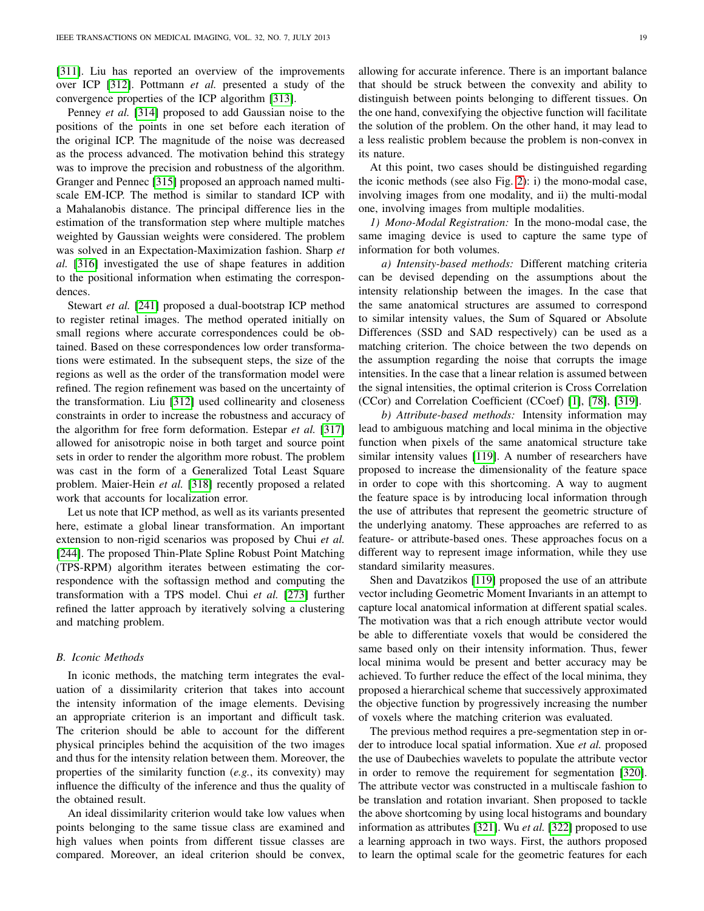[311]. Liu has reported an overview of the improvements over ICP [312]. Pottmann *et al.* presented a study of the convergence properties of the ICP algorithm [313].

Penney *et al.* [314] proposed to add Gaussian noise to the positions of the points in one set before each iteration of the original ICP. The magnitude of the noise was decreased as the process advanced. The motivation behind this strategy was to improve the precision and robustness of the algorithm. Granger and Pennec [315] proposed an approach named multi-scale EM-ICP. The method is similar to standard ICP with a Mahalanobis distance. The principal difference lies in the estimation of the transformation step where multiple matches weighted by Gaussian weights were considered. The problem was solved in an Expectation-Maximization fashion. Sharp *et al.* [316] investigated the use of shape features in addition to the positional information when estimating the correspondences.

Stewart *et al.* [241] proposed a dual-bootstrap ICP method to register retinal images. The method operated initially on small regions where accurate correspondences could be obtained. Based on these correspondences low order transformations were estimated. In the subsequent steps, the size of the regions as well as the order of the transformation model were refined. The region refinement was based on the uncertainty of the transformation. Liu [312] used collinearity and closeness constraints in order to increase the robustness and accuracy of the algorithm for free form deformation. Estepar *et al.* [317] allowed for anisotropic noise in both target and source point sets in order to render the algorithm more robust. The problem was cast in the form of a Generalized Total Least Square problem. Maier-Hein *et al.* [318] recently proposed a related work that accounts for localization error.

Let us note that ICP method, as well as its variants presented here, estimate a global linear transformation. An important extension to non-rigid scenarios was proposed by Chui *et al.* [244]. The proposed Thin-Plate Spline Robust Point Matching (TPS-RPM) algorithm iterates between estimating the correspondence with the softassign method and computing the transformation with a TPS model. Chui *et al.* [273] further refined the latter approach by iteratively solving a clustering and matching problem.

### *B. Iconic Methods*

In iconic methods, the matching term integrates the evaluation of a dissimilarity criterion that takes into account the intensity information of the image elements. Devising an appropriate criterion is an important and difficult task. The criterion should be able to account for the different physical principles behind the acquisition of the two images and thus for the intensity relation between them. Moreover, the properties of the similarity function (*e.g.*, its convexity) may influence the difficulty of the inference and thus the quality of the obtained result.

An ideal dissimilarity criterion would take low values when points belonging to the same tissue class are examined and high values when points from different tissue classes are compared. Moreover, an ideal criterion should be convex, allowing for accurate inference. There is an important balance that should be struck between the convexity and ability to distinguish between points belonging to different tissues. On the one hand, convexifying the objective function will facilitate the solution of the problem. On the other hand, it may lead to a less realistic problem because the problem is non-convex in its nature.

At this point, two cases should be distinguished regarding the iconic methods (see also Fig. 2): i) the mono-modal case, involving images from one modality, and ii) the multi-modal one, involving images from multiple modalities.

*1) Mono-Modal Registration:* In the mono-modal case, the same imaging device is used to capture the same type of information for both volumes.

*a) Intensity-based methods:* Different matching criteria can be devised depending on the assumptions about the intensity relationship between the images. In the case that the same anatomical structures are assumed to correspond to similar intensity values, the Sum of Squared or Absolute Differences (SSD and SAD respectively) can be used as a matching criterion. The choice between the two depends on the assumption regarding the noise that corrupts the image intensities. In the case that a linear relation is assumed between the signal intensities, the optimal criterion is Cross Correlation (CCor) and Correlation Coefficient (CCoef) [1], [78], [319].

*b) Attribute-based methods:* Intensity information may lead to ambiguous matching and local minima in the objective function when pixels of the same anatomical structure take similar intensity values [119]. A number of researchers have proposed to increase the dimensionality of the feature space in order to cope with this shortcoming. A way to augment the feature space is by introducing local information through the use of attributes that represent the geometric structure of the underlying anatomy. These approaches are referred to as feature- or attribute-based ones. These approaches focus on a different way to represent image information, while they use standard similarity measures.

Shen and Davatzikos [119] proposed the use of an attribute vector including Geometric Moment Invariants in an attempt to capture local anatomical information at different spatial scales. The motivation was that a rich enough attribute vector would be able to differentiate voxels that would be considered the same based only on their intensity information. Thus, fewer local minima would be present and better accuracy may be achieved. To further reduce the effect of the local minima, they proposed a hierarchical scheme that successively approximated the objective function by progressively increasing the number of voxels where the matching criterion was evaluated.

The previous method requires a pre-segmentation step in order to introduce local spatial information. Xue *et al.* proposed the use of Daubechies wavelets to populate the attribute vector in order to remove the requirement for segmentation [320]. The attribute vector was constructed in a multiscale fashion to be translation and rotation invariant. Shen proposed to tackle the above shortcoming by using local histograms and boundary information as attributes [321]. Wu *et al.* [322] proposed to use a learning approach in two ways. First, the authors proposed to learn the optimal scale for the geometric features for each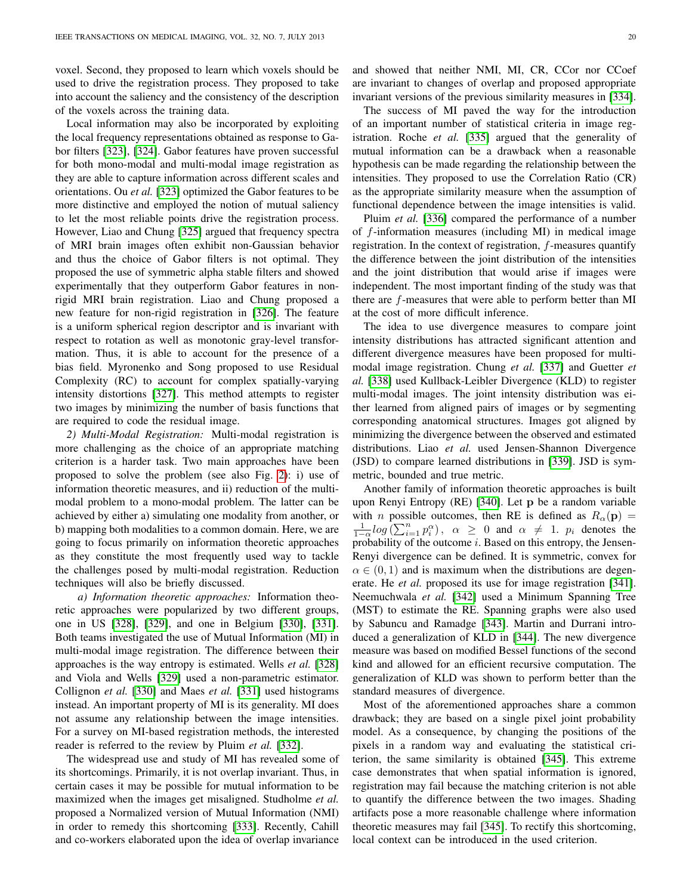voxel. Second, they proposed to learn which voxels should be used to drive the registration process. They proposed to take into account the saliency and the consistency of the description of the voxels across the training data.

Local information may also be incorporated by exploiting the local frequency representations obtained as response to Gabor filters [323], [324]. Gabor features have proven successful for both mono-modal and multi-modal image registration as they are able to capture information across different scales and orientations. Ou *et al.* [323] optimized the Gabor features to be more distinctive and employed the notion of mutual saliency to let the most reliable points drive the registration process. However, Liao and Chung [325] argued that frequency spectra of MRI brain images often exhibit non-Gaussian behavior and thus the choice of Gabor filters is not optimal. They proposed the use of symmetric alpha stable filters and showed experimentally that they outperform Gabor features in non-rigid MRI brain registration. Liao and Chung proposed a new feature for non-rigid registration in [326]. The feature is a uniform spherical region descriptor and is invariant with respect to rotation as well as monotonic gray-level transformation. Thus, it is able to account for the presence of a bias field. Myronenko and Song proposed to use Residual Complexity (RC) to account for complex spatially-varying intensity distortions [327]. This method attempts to register two images by minimizing the number of basis functions that are required to code the residual image.

*2) Multi-Modal Registration:* Multi-modal registration is more challenging as the choice of an appropriate matching criterion is a harder task. Two main approaches have been proposed to solve the problem (see also Fig. 2): i) use of information theoretic measures, and ii) reduction of the multi-modal problem to a mono-modal problem. The latter can be achieved by either a) simulating one modality from another, or b) mapping both modalities to a common domain. Here, we are going to focus primarily on information theoretic approaches as they constitute the most frequently used way to tackle the challenges posed by multi-modal registration. Reduction techniques will also be briefly discussed.

*a) Information theoretic approaches:* Information theoretic approaches were popularized by two different groups, one in US [328], [329], and one in Belgium [330], [331]. Both teams investigated the use of Mutual Information (MI) in multi-modal image registration. The difference between their approaches is the way entropy is estimated. Wells *et al.* [328] and Viola and Wells [329] used a non-parametric estimator. Collignon *et al.* [330] and Maes *et al.* [331] used histograms instead. An important property of MI is its generality. MI does not assume any relationship between the image intensities. For a survey on MI-based registration methods, the interested reader is referred to the review by Pluim *et al.* [332].

The widespread use and study of MI has revealed some of its shortcomings. Primarily, it is not overlap invariant. Thus, in certain cases it may be possible for mutual information to be maximized when the images get misaligned. Studholme *et al.* proposed a Normalized version of Mutual Information (NMI) in order to remedy this shortcoming [333]. Recently, Cahill and co-workers elaborated upon the idea of overlap invariance and showed that neither NMI, MI, CR, CCor nor CCoef are invariant to changes of overlap and proposed appropriate invariant versions of the previous similarity measures in [334].

The success of MI paved the way for the introduction of an important number of statistical criteria in image registration. Roche *et al.* [335] argued that the generality of mutual information can be a drawback when a reasonable hypothesis can be made regarding the relationship between the intensities. They proposed to use the Correlation Ratio (CR) as the appropriate similarity measure when the assumption of functional dependence between the image intensities is valid.

Pluim *et al.* [336] compared the performance of a number of $f$-information measures (including MI) in medical image registration. In the context of registration, $f$-measures quantify the difference between the joint distribution of the intensities and the joint distribution that would arise if images were independent. The most important finding of the study was that there are $f$-measures that were able to perform better than MI at the cost of more difficult inference.

The idea to use divergence measures to compare joint intensity distributions has attracted significant attention and different divergence measures have been proposed for multi-modal image registration. Chung *et al.* [337] and Guetter *et al.* [338] used Kullback-Leibler Divergence (KLD) to register multi-modal images. The joint intensity distribution was either learned from aligned pairs of images or by segmenting corresponding anatomical structures. Images got aligned by minimizing the divergence between the observed and estimated distributions. Liao *et al.* used Jensen-Shannon Divergence (JSD) to compare learned distributions in [339]. JSD is symmetric, bounded and true metric.

Another family of information theoretic approaches is built upon Renyi Entropy (RE) [340]. Let $\mathbf{p}$ be a random variable with $n$ possible outcomes, then RE is defined as $R_\alpha(\mathbf{p}) = \frac{1}{1-\alpha} log\left(\sum_{i=1}^{n} p_i^\alpha\right), \ \alpha \geq 0$ and $\alpha \neq 1$. $p_i$ denotes the probability of the outcome $i$. Based on this entropy, the Jensen-Renyi divergence can be defined. It is symmetric, convex for $\alpha \in (0, 1)$ and is maximum when the distributions are degenerate. He *et al.* proposed its use for image registration [341]. Neemuchwala *et al.* [342] used a Minimum Spanning Tree (MST) to estimate the RE. Spanning graphs were also used by Sabuncu and Ramadge [343]. Martin and Durrani introduced a generalization of KLD in [344]. The new divergence measure was based on modified Bessel functions of the second kind and allowed for an efficient recursive computation. The generalization of KLD was shown to perform better than the standard measures of divergence.

Most of the aforementioned approaches share a common drawback; they are based on a single pixel joint probability model. As a consequence, by changing the positions of the pixels in a random way and evaluating the statistical criterion, the same similarity is obtained [345]. This extreme case demonstrates that when spatial information is ignored, registration may fail because the matching criterion is not able to quantify the difference between the two images. Shading artifacts pose a more reasonable challenge where information theoretic measures may fail [345]. To rectify this shortcoming, local context can be introduced in the used criterion.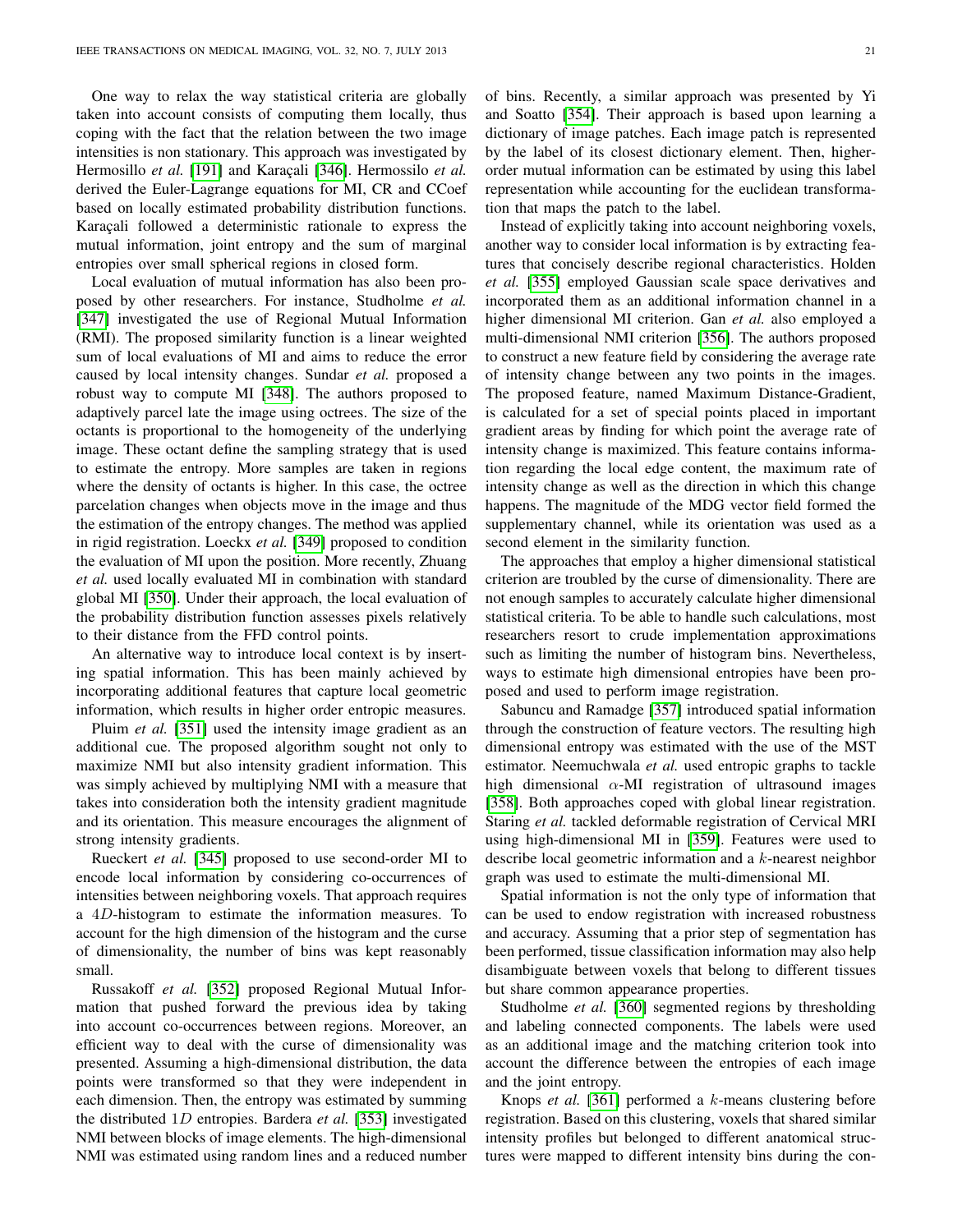One way to relax the way statistical criteria are globally taken into account consists of computing them locally, thus coping with the fact that the relation between the two image intensities is non stationary. This approach was investigated by Hermosillo *et al.* [191] and Karaçali [346]. Hermossilo *et al.* derived the Euler-Lagrange equations for MI, CR and CCoef based on locally estimated probability distribution functions. Karaçali followed a deterministic rationale to express the mutual information, joint entropy and the sum of marginal entropies over small spherical regions in closed form.

Local evaluation of mutual information has also been proposed by other researchers. For instance, Studholme *et al.* [347] investigated the use of Regional Mutual Information (RMI). The proposed similarity function is a linear weighted sum of local evaluations of MI and aims to reduce the error caused by local intensity changes. Sundar *et al.* proposed a robust way to compute MI [348]. The authors proposed to adaptively parcel late the image using octrees. The size of the octants is proportional to the homogeneity of the underlying image. These octant define the sampling strategy that is used to estimate the entropy. More samples are taken in regions where the density of octants is higher. In this case, the octree parcelation changes when objects move in the image and thus the estimation of the entropy changes. The method was applied in rigid registration. Loeckx *et al.* [349] proposed to condition the evaluation of MI upon the position. More recently, Zhuang *et al.* used locally evaluated MI in combination with standard global MI [350]. Under their approach, the local evaluation of the probability distribution function assesses pixels relatively to their distance from the FFD control points.

An alternative way to introduce local context is by inserting spatial information. This has been mainly achieved by incorporating additional features that capture local geometric information, which results in higher order entropic measures.

Pluim *et al.* [351] used the intensity image gradient as an additional cue. The proposed algorithm sought not only to maximize NMI but also intensity gradient information. This was simply achieved by multiplying NMI with a measure that takes into consideration both the intensity gradient magnitude and its orientation. This measure encourages the alignment of strong intensity gradients.

Rueckert *et al.* [345] proposed to use second-order MI to encode local information by considering co-occurrences of intensities between neighboring voxels. That approach requires a $4D$-histogram to estimate the information measures. To account for the high dimension of the histogram and the curse of dimensionality, the number of bins was kept reasonably small.

Russakoff *et al.* [352] proposed Regional Mutual Information that pushed forward the previous idea by taking into account co-occurrences between regions. Moreover, an efficient way to deal with the curse of dimensionality was presented. Assuming a high-dimensional distribution, the data points were transformed so that they were independent in each dimension. Then, the entropy was estimated by summing the distributed $1D$ entropies. Bardera *et al.* [353] investigated NMI between blocks of image elements. The high-dimensional NMI was estimated using random lines and a reduced number of bins. Recently, a similar approach was presented by Yi and Soatto [354]. Their approach is based upon learning a dictionary of image patches. Each image patch is represented by the label of its closest dictionary element. Then, higher-order mutual information can be estimated by using this label representation while accounting for the euclidean transformation that maps the patch to the label.

Instead of explicitly taking into account neighboring voxels, another way to consider local information is by extracting features that concisely describe regional characteristics. Holden *et al.* [355] employed Gaussian scale space derivatives and incorporated them as an additional information channel in a higher dimensional MI criterion. Gan *et al.* also employed a multi-dimensional NMI criterion [356]. The authors proposed to construct a new feature field by considering the average rate of intensity change between any two points in the images. The proposed feature, named Maximum Distance-Gradient, is calculated for a set of special points placed in important gradient areas by finding for which point the average rate of intensity change is maximized. This feature contains information regarding the local edge content, the maximum rate of intensity change as well as the direction in which this change happens. The magnitude of the MDG vector field formed the supplementary channel, while its orientation was used as a second element in the similarity function.

The approaches that employ a higher dimensional statistical criterion are troubled by the curse of dimensionality. There are not enough samples to accurately calculate higher dimensional statistical criteria. To be able to handle such calculations, most researchers resort to crude implementation approximations such as limiting the number of histogram bins. Nevertheless, ways to estimate high dimensional entropies have been proposed and used to perform image registration.

Sabuncu and Ramadge [357] introduced spatial information through the construction of feature vectors. The resulting high dimensional entropy was estimated with the use of the MST estimator. Neemuchwala *et al.* used entropic graphs to tackle high dimensional $\alpha$-MI registration of ultrasound images [358]. Both approaches coped with global linear registration. Staring *et al.* tackled deformable registration of Cervical MRI using high-dimensional MI in [359]. Features were used to describe local geometric information and a $k$-nearest neighbor graph was used to estimate the multi-dimensional MI.

Spatial information is not the only type of information that can be used to endow registration with increased robustness and accuracy. Assuming that a prior step of segmentation has been performed, tissue classification information may also help disambiguate between voxels that belong to different tissues but share common appearance properties.

Studholme *et al.* [360] segmented regions by thresholding and labeling connected components. The labels were used as an additional image and the matching criterion took into account the difference between the entropies of each image and the joint entropy.

Knops *et al.* [361] performed a $k$-means clustering before registration. Based on this clustering, voxels that shared similar intensity profiles but belonged to different anatomical structures were mapped to different intensity bins during the con-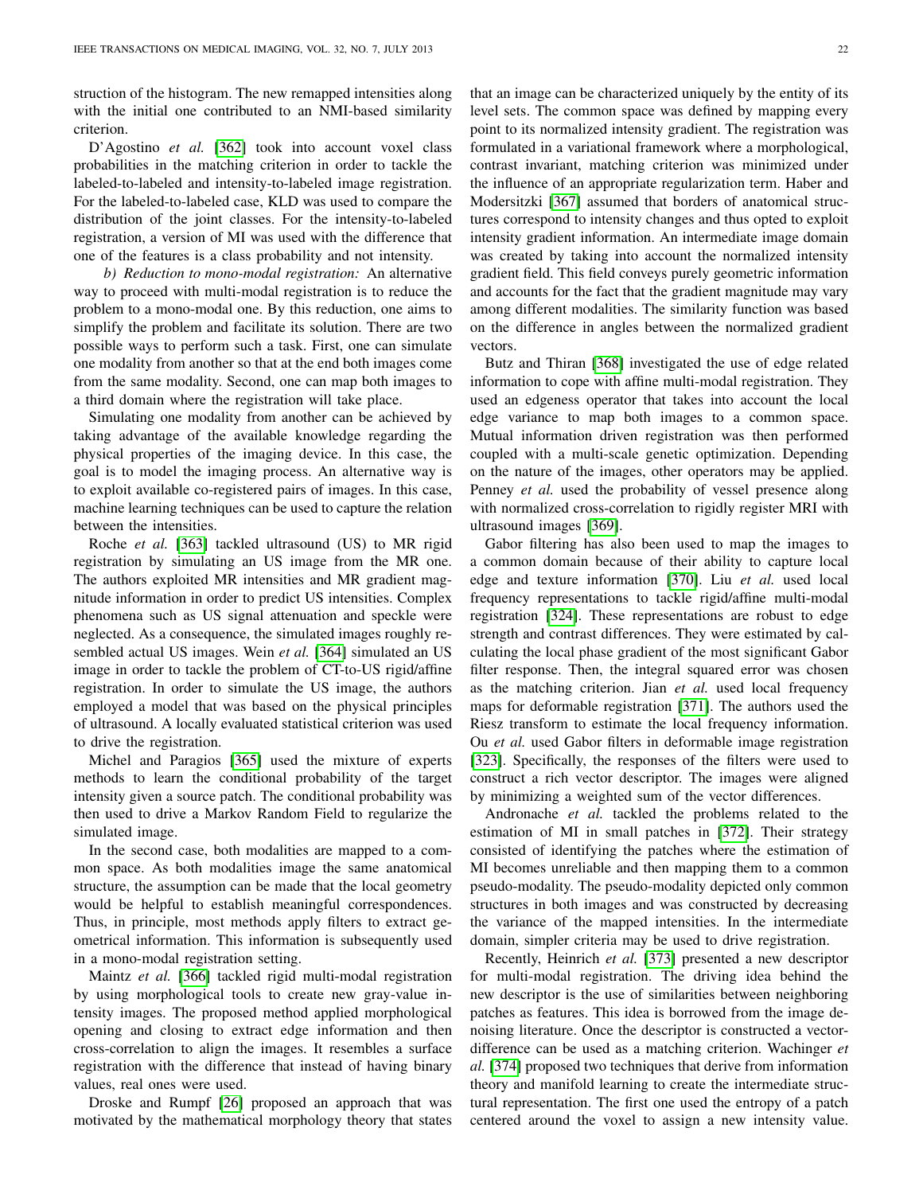struction of the histogram. The new remapped intensities along with the initial one contributed to an NMI-based similarity criterion.

D'Agostino *et al.* [362] took into account voxel class probabilities in the matching criterion in order to tackle the labeled-to-labeled and intensity-to-labeled image registration. For the labeled-to-labeled case, KLD was used to compare the distribution of the joint classes. For the intensity-to-labeled registration, a version of MI was used with the difference that one of the features is a class probability and not intensity.

*b) Reduction to mono-modal registration:* An alternative way to proceed with multi-modal registration is to reduce the problem to a mono-modal one. By this reduction, one aims to simplify the problem and facilitate its solution. There are two possible ways to perform such a task. First, one can simulate one modality from another so that at the end both images come from the same modality. Second, one can map both images to a third domain where the registration will take place.

Simulating one modality from another can be achieved by taking advantage of the available knowledge regarding the physical properties of the imaging device. In this case, the goal is to model the imaging process. An alternative way is to exploit available co-registered pairs of images. In this case, machine learning techniques can be used to capture the relation between the intensities.

Roche *et al.* [363] tackled ultrasound (US) to MR rigid registration by simulating an US image from the MR one. The authors exploited MR intensities and MR gradient magnitude information in order to predict US intensities. Complex phenomena such as US signal attenuation and speckle were neglected. As a consequence, the simulated images roughly resembled actual US images. Wein *et al.* [364] simulated an US image in order to tackle the problem of CT-to-US rigid/affine registration. In order to simulate the US image, the authors employed a model that was based on the physical principles of ultrasound. A locally evaluated statistical criterion was used to drive the registration.

Michel and Paragios [365] used the mixture of experts methods to learn the conditional probability of the target intensity given a source patch. The conditional probability was then used to drive a Markov Random Field to regularize the simulated image.

In the second case, both modalities are mapped to a common space. As both modalities image the same anatomical structure, the assumption can be made that the local geometry would be helpful to establish meaningful correspondences. Thus, in principle, most methods apply filters to extract geometrical information. This information is subsequently used in a mono-modal registration setting.

Maintz *et al.* [366] tackled rigid multi-modal registration by using morphological tools to create new gray-value intensity images. The proposed method applied morphological opening and closing to extract edge information and then cross-correlation to align the images. It resembles a surface registration with the difference that instead of having binary values, real ones were used.

Droske and Rumpf [26] proposed an approach that was motivated by the mathematical morphology theory that states that an image can be characterized uniquely by the entity of its level sets. The common space was defined by mapping every point to its normalized intensity gradient. The registration was formulated in a variational framework where a morphological, contrast invariant, matching criterion was minimized under the influence of an appropriate regularization term. Haber and Modersitzki [367] assumed that borders of anatomical structures correspond to intensity changes and thus opted to exploit intensity gradient information. An intermediate image domain was created by taking into account the normalized intensity gradient field. This field conveys purely geometric information and accounts for the fact that the gradient magnitude may vary among different modalities. The similarity function was based on the difference in angles between the normalized gradient vectors.

Butz and Thiran [368] investigated the use of edge related information to cope with affine multi-modal registration. They used an edgeness operator that takes into account the local edge variance to map both images to a common space. Mutual information driven registration was then performed coupled with a multi-scale genetic optimization. Depending on the nature of the images, other operators may be applied. Penney *et al.* used the probability of vessel presence along with normalized cross-correlation to rigidly register MRI with ultrasound images [369].

Gabor filtering has also been used to map the images to a common domain because of their ability to capture local edge and texture information [370]. Liu *et al.* used local frequency representations to tackle rigid/affine multi-modal registration [324]. These representations are robust to edge strength and contrast differences. They were estimated by calculating the local phase gradient of the most significant Gabor filter response. Then, the integral squared error was chosen as the matching criterion. Jian *et al.* used local frequency maps for deformable registration [371]. The authors used the Riesz transform to estimate the local frequency information. Ou *et al.* used Gabor filters in deformable image registration [323]. Specifically, the responses of the filters were used to construct a rich vector descriptor. The images were aligned by minimizing a weighted sum of the vector differences.

Andronache *et al.* tackled the problems related to the estimation of MI in small patches in [372]. Their strategy consisted of identifying the patches where the estimation of MI becomes unreliable and then mapping them to a common pseudo-modality. The pseudo-modality depicted only common structures in both images and was constructed by decreasing the variance of the mapped intensities. In the intermediate domain, simpler criteria may be used to drive registration.

Recently, Heinrich *et al.* [373] presented a new descriptor for multi-modal registration. The driving idea behind the new descriptor is the use of similarities between neighboring patches as features. This idea is borrowed from the image denoising literature. Once the descriptor is constructed a vector-difference can be used as a matching criterion. Wachinger *et al.* [374] proposed two techniques that derive from information theory and manifold learning to create the intermediate structural representation. The first one used the entropy of a patch centered around the voxel to assign a new intensity value.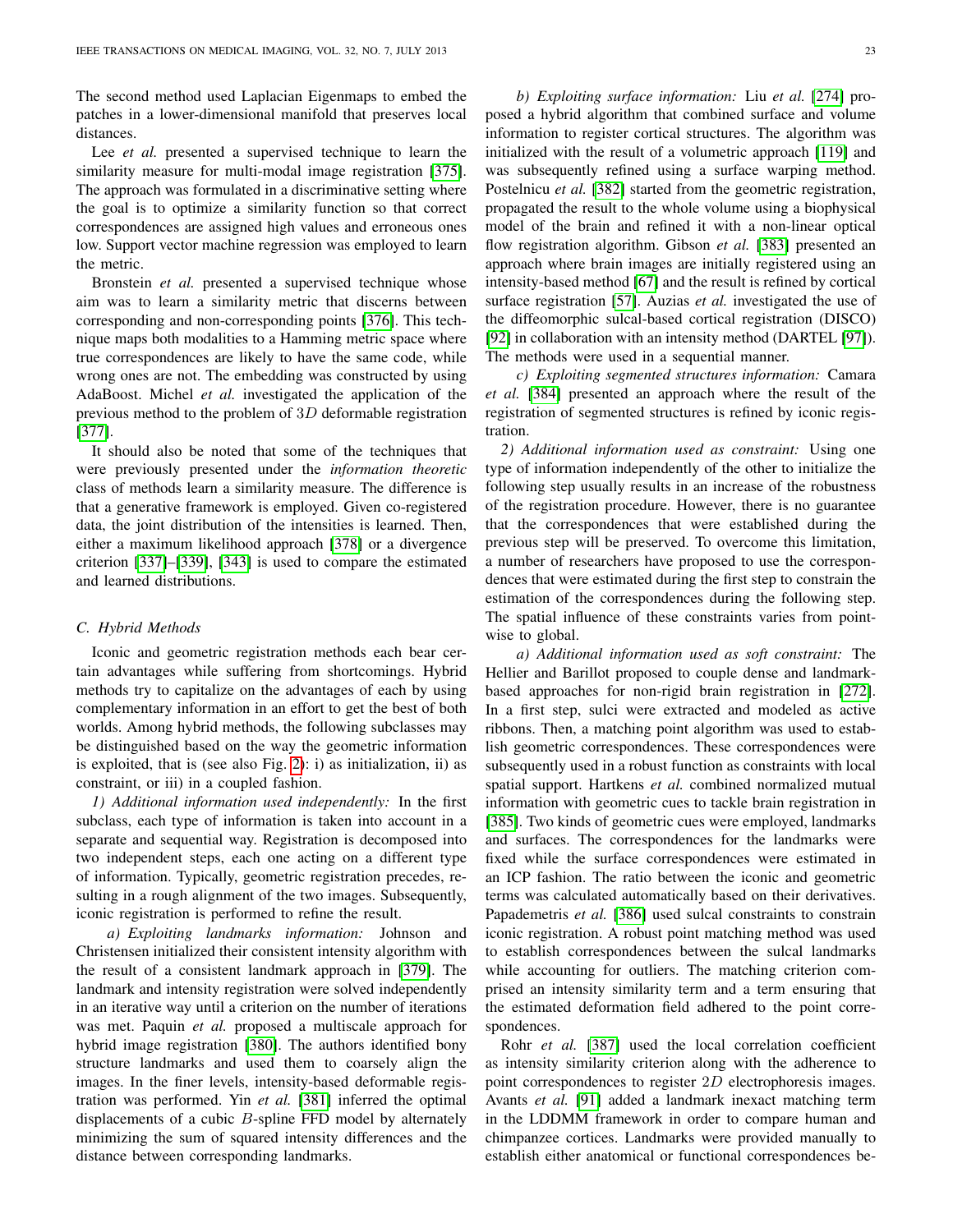The second method used Laplacian Eigenmaps to embed the patches in a lower-dimensional manifold that preserves local distances.

Lee *et al.* presented a supervised technique to learn the similarity measure for multi-modal image registration [375]. The approach was formulated in a discriminative setting where the goal is to optimize a similarity function so that correct correspondences are assigned high values and erroneous ones low. Support vector machine regression was employed to learn the metric.

Bronstein *et al.* presented a supervised technique whose aim was to learn a similarity metric that discerns between corresponding and non-corresponding points [376]. This technique maps both modalities to a Hamming metric space where true correspondences are likely to have the same code, while wrong ones are not. The embedding was constructed by using AdaBoost. Michel *et al.* investigated the application of the previous method to the problem of $3D$ deformable registration [377].

It should also be noted that some of the techniques that were previously presented under the *information theoretic* class of methods learn a similarity measure. The difference is that a generative framework is employed. Given co-registered data, the joint distribution of the intensities is learned. Then, either a maximum likelihood approach [378] or a divergence criterion [337]–[339], [343] is used to compare the estimated and learned distributions.

### C. Hybrid Methods

Iconic and geometric registration methods each bear certain advantages while suffering from shortcomings. Hybrid methods try to capitalize on the advantages of each by using complementary information in an effort to get the best of both worlds. Among hybrid methods, the following subclasses may be distinguished based on the way the geometric information is exploited, that is (see also Fig. 2): i) as initialization, ii) as constraint, or iii) in a coupled fashion.

*1) Additional information used independently:* In the first subclass, each type of information is taken into account in a separate and sequential way. Registration is decomposed into two independent steps, each one acting on a different type of information. Typically, geometric registration precedes, resulting in a rough alignment of the two images. Subsequently, iconic registration is performed to refine the result.

*a) Exploiting landmarks information:* Johnson and Christensen initialized their consistent intensity algorithm with the result of a consistent landmark approach in [379]. The landmark and intensity registration were solved independently in an iterative way until a criterion on the number of iterations was met. Paquin *et al.* proposed a multiscale approach for hybrid image registration [380]. The authors identified bony structure landmarks and used them to coarsely align the images. In the finer levels, intensity-based deformable registration was performed. Yin *et al.* [381] inferred the optimal displacements of a cubic $B$-spline FFD model by alternately minimizing the sum of squared intensity differences and the distance between corresponding landmarks.

*b) Exploiting surface information:* Liu *et al.* [274] proposed a hybrid algorithm that combined surface and volume information to register cortical structures. The algorithm was initialized with the result of a volumetric approach [119] and was subsequently refined using a surface warping method. Postelnicu *et al.* [382] started from the geometric registration, propagated the result to the whole volume using a biophysical model of the brain and refined it with a non-linear optical flow registration algorithm. Gibson *et al.* [383] presented an approach where brain images are initially registered using an intensity-based method [67] and the result is refined by cortical surface registration [57]. Auzias *et al.* investigated the use of the diffeomorphic sulcal-based cortical registration (DISCO) [92] in collaboration with an intensity method (DARTEL [97]). The methods were used in a sequential manner.

*c) Exploiting segmented structures information:* Camara *et al.* [384] presented an approach where the result of the registration of segmented structures is refined by iconic registration.

*2) Additional information used as constraint:* Using one type of information independently of the other to initialize the following step usually results in an increase of the robustness of the registration procedure. However, there is no guarantee that the correspondences that were established during the previous step will be preserved. To overcome this limitation, a number of researchers have proposed to use the correspondences that were estimated during the first step to constrain the estimation of the correspondences during the following step. The spatial influence of these constraints varies from point-wise to global.

*a) Additional information used as soft constraint:* The Hellier and Barillot proposed to couple dense and landmark-based approaches for non-rigid brain registration in [272]. In a first step, sulci were extracted and modeled as active ribbons. Then, a matching point algorithm was used to establish geometric correspondences. These correspondences were subsequently used in a robust function as constraints with local spatial support. Hartkens *et al.* combined normalized mutual information with geometric cues to tackle brain registration in [385]. Two kinds of geometric cues were employed, landmarks and surfaces. The correspondences for the landmarks were fixed while the surface correspondences were estimated in an ICP fashion. The ratio between the iconic and geometric terms was calculated automatically based on their derivatives. Papademetris *et al.* [386] used sulcal constraints to constrain iconic registration. A robust point matching method was used to establish correspondences between the sulcal landmarks while accounting for outliers. The matching criterion comprised an intensity similarity term and a term ensuring that the estimated deformation field adhered to the point correspondences.

Rohr *et al.* [387] used the local correlation coefficient as intensity similarity criterion along with the adherence to point correspondences to register $2D$ electrophoresis images. Avants *et al.* [91] added a landmark inexact matching term in the LDDMM framework in order to compare human and chimpanzee cortices. Landmarks were provided manually to establish either anatomical or functional correspondences be-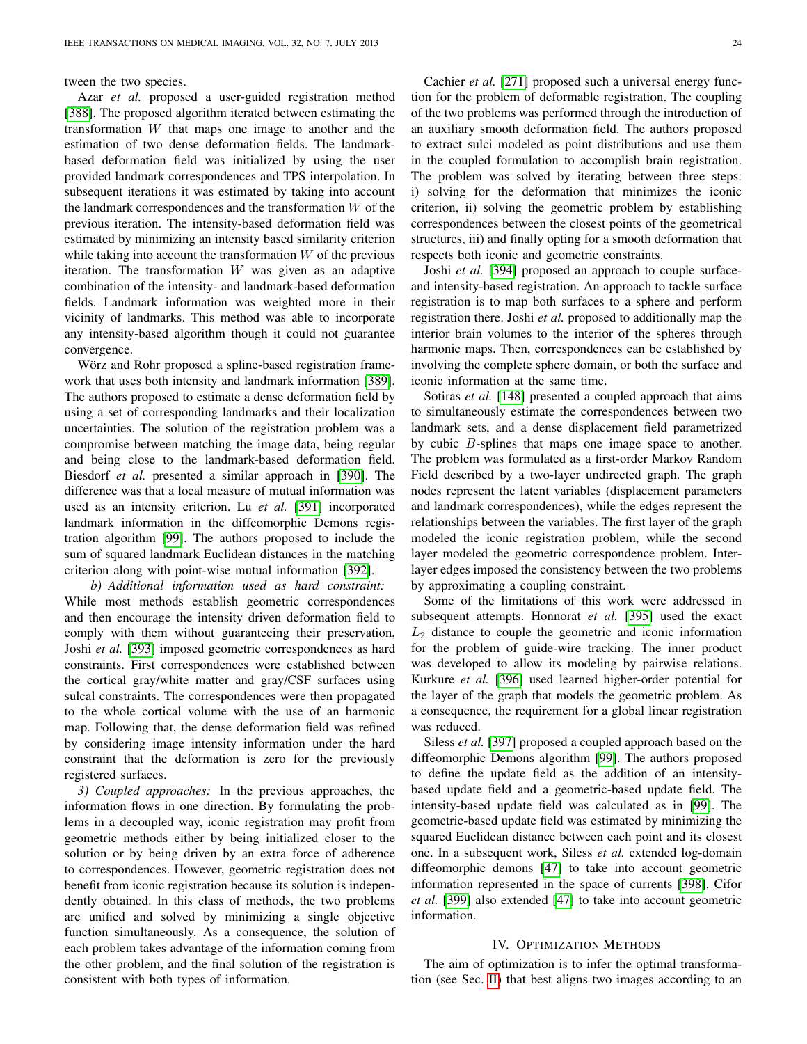tween the two species.

Azar *et al.* proposed a user-guided registration method [388]. The proposed algorithm iterated between estimating the transformation $W$ that maps one image to another and the estimation of two dense deformation fields. The landmark-based deformation field was initialized by using the user provided landmark correspondences and TPS interpolation. In subsequent iterations it was estimated by taking into account the landmark correspondences and the transformation $W$ of the previous iteration. The intensity-based deformation field was estimated by minimizing an intensity based similarity criterion while taking into account the transformation $W$ of the previous iteration. The transformation $W$ was given as an adaptive combination of the intensity- and landmark-based deformation fields. Landmark information was weighted more in their vicinity of landmarks. This method was able to incorporate any intensity-based algorithm though it could not guarantee convergence.

Wörz and Rohr proposed a spline-based registration framework that uses both intensity and landmark information [389]. The authors proposed to estimate a dense deformation field by using a set of corresponding landmarks and their localization uncertainties. The solution of the registration problem was a compromise between matching the image data, being regular and being close to the landmark-based deformation field. Biesdorf *et al.* presented a similar approach in [390]. The difference was that a local measure of mutual information was used as an intensity criterion. Lu *et al.* [391] incorporated landmark information in the diffeomorphic Demons registration algorithm [99]. The authors proposed to include the sum of squared landmark Euclidean distances in the matching criterion along with point-wise mutual information [392].

*b) Additional information used as hard constraint:* While most methods establish geometric correspondences and then encourage the intensity driven deformation field to comply with them without guaranteeing their preservation, Joshi *et al.* [393] imposed geometric correspondences as hard constraints. First correspondences were established between the cortical gray/white matter and gray/CSF surfaces using sulcal constraints. The correspondences were then propagated to the whole cortical volume with the use of an harmonic map. Following that, the dense deformation field was refined by considering image intensity information under the hard constraint that the deformation is zero for the previously registered surfaces.

*3) Coupled approaches:* In the previous approaches, the information flows in one direction. By formulating the problems in a decoupled way, iconic registration may profit from geometric methods either by being initialized closer to the solution or by being driven by an extra force of adherence to correspondences. However, geometric registration does not benefit from iconic registration because its solution is independently obtained. In this class of methods, the two problems are unified and solved by minimizing a single objective function simultaneously. As a consequence, the solution of each problem takes advantage of the information coming from the other problem, and the final solution of the registration is consistent with both types of information.

Cachier *et al.* [271] proposed such a universal energy function for the problem of deformable registration. The coupling of the two problems was performed through the introduction of an auxiliary smooth deformation field. The authors proposed to extract sulci modeled as point distributions and use them in the coupled formulation to accomplish brain registration. The problem was solved by iterating between three steps: i) solving for the deformation that minimizes the iconic criterion, ii) solving the geometric problem by establishing correspondences between the closest points of the geometrical structures, iii) and finally opting for a smooth deformation that respects both iconic and geometric constraints.

Joshi *et al.* [394] proposed an approach to couple surface- and intensity-based registration. An approach to tackle surface registration is to map both surfaces to a sphere and perform registration there. Joshi *et al.* proposed to additionally map the interior brain volumes to the interior of the spheres through harmonic maps. Then, correspondences can be established by involving the complete sphere domain, or both the surface and iconic information at the same time.

Sotiras *et al.* [148] presented a coupled approach that aims to simultaneously estimate the correspondences between two landmark sets, and a dense displacement field parametrized by cubic $B$-splines that maps one image space to another. The problem was formulated as a first-order Markov Random Field described by a two-layer undirected graph. The graph nodes represent the latent variables (displacement parameters and landmark correspondences), while the edges represent the relationships between the variables. The first layer of the graph modeled the iconic registration problem, while the second layer modeled the geometric correspondence problem. Inter-layer edges imposed the consistency between the two problems by approximating a coupling constraint.

Some of the limitations of this work were addressed in subsequent attempts. Honnorat *et al.* [395] used the exact $L_2$ distance to couple the geometric and iconic information for the problem of guide-wire tracking. The inner product was developed to allow its modeling by pairwise relations. Kurkure *et al.* [396] used learned higher-order potential for the layer of the graph that models the geometric problem. As a consequence, the requirement for a global linear registration was reduced.

Siless *et al.* [397] proposed a coupled approach based on the diffeomorphic Demons algorithm [99]. The authors proposed to define the update field as the addition of an intensity-based update field and a geometric-based update field. The intensity-based update field was calculated as in [99]. The geometric-based update field was estimated by minimizing the squared Euclidean distance between each point and its closest one. In a subsequent work, Siless *et al.* extended log-domain diffeomorphic demons [47] to take into account geometric information represented in the space of currents [398]. Cifor *et al.* [399] also extended [47] to take into account geometric information.

## IV. Optimization Methods

The aim of optimization is to infer the optimal transformation (see Sec. II) that best aligns two images according to an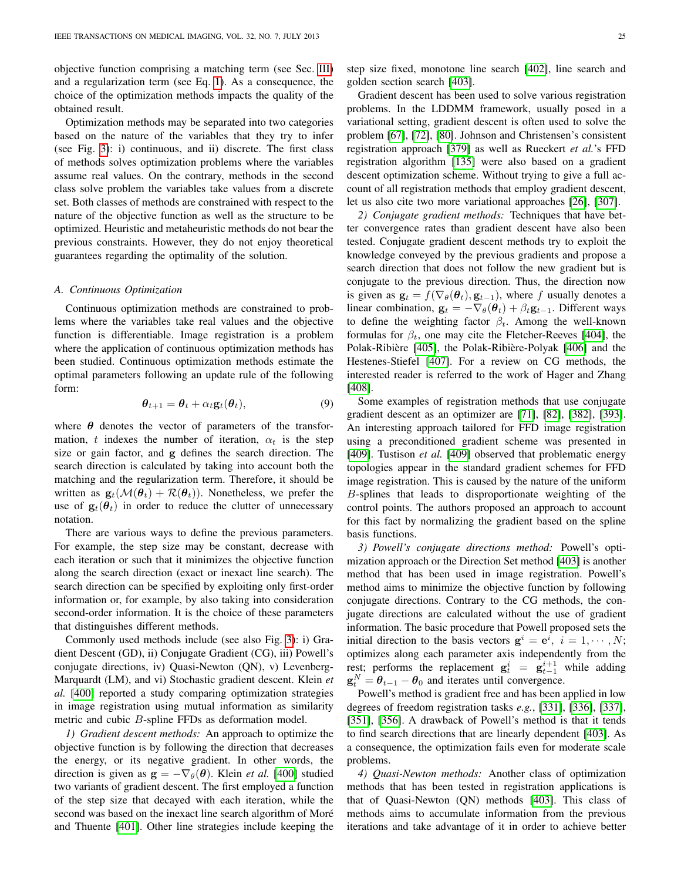objective function comprising a matching term (see Sec. III) and a regularization term (see Eq. 1). As a consequence, the choice of the optimization methods impacts the quality of the obtained result.

Optimization methods may be separated into two categories based on the nature of the variables that they try to infer (see Fig. 3): i) continuous, and ii) discrete. The first class of methods solves optimization problems where the variables assume real values. On the contrary, methods in the second class solve problem the variables take values from a discrete set. Both classes of methods are constrained with respect to the nature of the objective function as well as the structure to be optimized. Heuristic and metaheuristic methods do not bear the previous constraints. However, they do not enjoy theoretical guarantees regarding the optimality of the solution.

### A. Continuous Optimization

Continuous optimization methods are constrained to problems where the variables take real values and the objective function is differentiable. Image registration is a problem where the application of continuous optimization methods has been studied. Continuous optimization methods estimate the optimal parameters following an update rule of the following form:

$$\boldsymbol{\theta}_{t+1} = \boldsymbol{\theta}_t + \alpha_t \mathbf{g}_t(\boldsymbol{\theta}_t), \tag{9}$$

where $\boldsymbol{\theta}$ denotes the vector of parameters of the transformation, $t$ indexes the number of iteration, $\alpha_t$ is the step size or gain factor, and $\mathbf{g}$ defines the search direction. The search direction is calculated by taking into account both the matching and the regularization term. Therefore, it should be written as $\mathbf{g}_t(\mathcal{M}(\boldsymbol{\theta}_t) + \mathcal{R}(\boldsymbol{\theta}_t))$. Nonetheless, we prefer the use of $\mathbf{g}_t(\boldsymbol{\theta}_t)$ in order to reduce the clutter of unnecessary notation.

There are various ways to define the previous parameters. For example, the step size may be constant, decrease with each iteration or such that it minimizes the objective function along the search direction (exact or inexact line search). The search direction can be specified by exploiting only first-order information or, for example, by also taking into consideration second-order information. It is the choice of these parameters that distinguishes different methods.

Commonly used methods include (see also Fig. 3): i) Gradient Descent (GD), ii) Conjugate Gradient (CG), iii) Powell's conjugate directions, iv) Quasi-Newton (QN), v) Levenberg-Marquardt (LM), and vi) Stochastic gradient descent. Klein *et al.* [400] reported a study comparing optimization strategies in image registration using mutual information as similarity metric and cubic $B$-spline FFDs as deformation model.

*1) Gradient descent methods:* An approach to optimize the objective function is by following the direction that decreases the energy, or its negative gradient. In other words, the direction is given as $\mathbf{g} = -\nabla_\theta(\boldsymbol{\theta})$. Klein *et al.* [400] studied two variants of gradient descent. The first employed a function of the step size that decayed with each iteration, while the second was based on the inexact line search algorithm of Moré and Thuente [401]. Other line strategies include keeping the step size fixed, monotone line search [402], line search and golden section search [403].

Gradient descent has been used to solve various registration problems. In the LDDMM framework, usually posed in a variational setting, gradient descent is often used to solve the problem [67], [72], [80]. Johnson and Christensen's consistent registration approach [379] as well as Rueckert *et al.*'s FFD registration algorithm [135] were also based on a gradient descent optimization scheme. Without trying to give a full account of all registration methods that employ gradient descent, let us also cite two more variational approaches [26], [307].

*2) Conjugate gradient methods:* Techniques that have better convergence rates than gradient descent have also been tested. Conjugate gradient descent methods try to exploit the knowledge conveyed by the previous gradients and propose a search direction that does not follow the new gradient but is conjugate to the previous direction. Thus, the direction now is given as $\mathbf{g}_t = f(\nabla_\theta(\boldsymbol{\theta}_t), \mathbf{g}_{t-1})$, where $f$ usually denotes a linear combination, $\mathbf{g}_t = -\nabla_\theta(\boldsymbol{\theta}_t) + \beta_t \mathbf{g}_{t-1}$. Different ways to define the weighting factor $\beta_t$. Among the well-known formulas for $\beta_t$, one may cite the Fletcher-Reeves [404], the Polak-Ribière [405], the Polak-Ribière-Polyak [406] and the Hestenes-Stiefel [407]. For a review on CG methods, the interested reader is referred to the work of Hager and Zhang [408].

Some examples of registration methods that use conjugate gradient descent as an optimizer are [71], [82], [382], [393]. An interesting approach tailored for FFD image registration using a preconditioned gradient scheme was presented in [409]. Tustison *et al.* [409] observed that problematic energy topologies appear in the standard gradient schemes for FFD image registration. This is caused by the nature of the uniform $B$-splines that leads to disproportionate weighting of the control points. The authors proposed an approach to account for this fact by normalizing the gradient based on the spline basis functions.

*3) Powell's conjugate directions method:* Powell's optimization approach or the Direction Set method [403] is another method that has been used in image registration. Powell's method aims to minimize the objective function by following conjugate directions. Contrary to the CG methods, the conjugate directions are calculated without the use of gradient information. The basic procedure that Powell proposed sets the initial direction to the basis vectors $\mathbf{g}^i = \mathbf{e}^i,\ i = 1, \cdots, N$; optimizes along each parameter axis independently from the rest; performs the replacement $\mathbf{g}_t^i = \mathbf{g}_{t-1}^{i+1}$ while adding $\mathbf{g}_t^N = \boldsymbol{\theta}_{t-1} - \boldsymbol{\theta}_0$ and iterates until convergence.

Powell's method is gradient free and has been applied in low degrees of freedom registration tasks *e.g.*, [331], [336], [337], [351], [356]. A drawback of Powell's method is that it tends to find search directions that are linearly dependent [403]. As a consequence, the optimization fails even for moderate scale problems.

*4) Quasi-Newton methods:* Another class of optimization methods that has been tested in registration applications is that of Quasi-Newton (QN) methods [403]. This class of methods aims to accumulate information from the previous iterations and take advantage of it in order to achieve better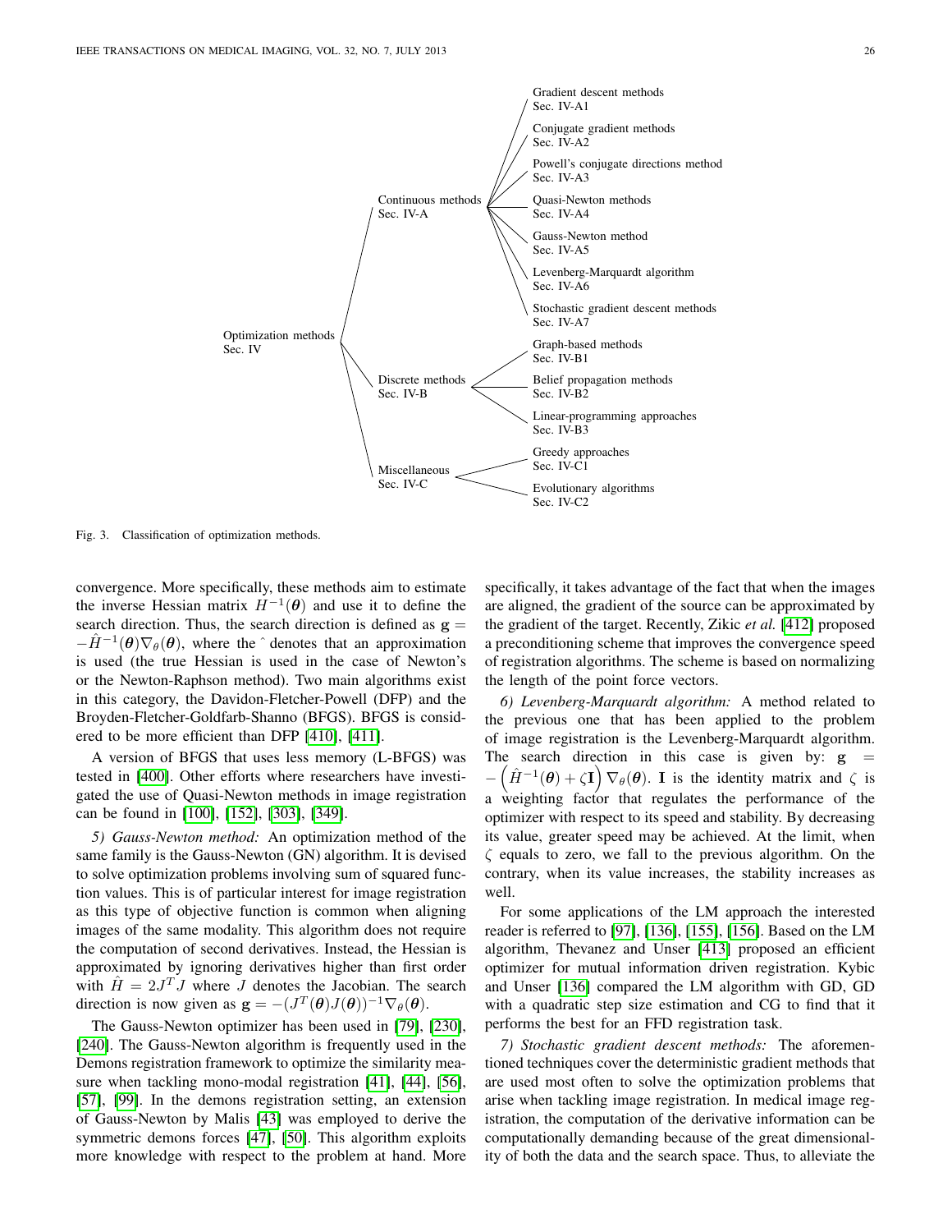- Optimization methods Sec. IV
  - Continuous methods Sec. IV-A
    - Gradient descent methods Sec. IV-A1
    - Conjugate gradient methods Sec. IV-A2
    - Powell's conjugate directions method Sec. IV-A3
    - Quasi-Newton methods Sec. IV-A4
    - Gauss-Newton method Sec. IV-A5
    - Levenberg-Marquardt algorithm Sec. IV-A6
    - Stochastic gradient descent methods Sec. IV-A7
  - Discrete methods Sec. IV-B
    - Graph-based methods Sec. IV-B1
    - Belief propagation methods Sec. IV-B2
    - Linear-programming approaches Sec. IV-B3
  - Miscellaneous Sec. IV-C
    - Greedy approaches Sec. IV-C1
    - Evolutionary algorithms Sec. IV-C2

Fig. 3. Classification of optimization methods.

convergence. More specifically, these methods aim to estimate the inverse Hessian matrix $H^{-1}(\boldsymbol{\theta})$ and use it to define the search direction. Thus, the search direction is defined as $\mathbf{g} = -\hat{H}^{-1}(\boldsymbol{\theta})\nabla_{\theta}(\boldsymbol{\theta})$, where the $\hat{}$ denotes that an approximation is used (the true Hessian is used in the case of Newton's or the Newton-Raphson method). Two main algorithms exist in this category, the Davidon-Fletcher-Powell (DFP) and the Broyden-Fletcher-Goldfarb-Shanno (BFGS). BFGS is considered to be more efficient than DFP [410], [411].

A version of BFGS that uses less memory (L-BFGS) was tested in [400]. Other efforts where researchers have investigated the use of Quasi-Newton methods in image registration can be found in [100], [152], [303], [349].

*5) Gauss-Newton method:* An optimization method of the same family is the Gauss-Newton (GN) algorithm. It is devised to solve optimization problems involving sum of squared function values. This is of particular interest for image registration as this type of objective function is common when aligning images of the same modality. This algorithm does not require the computation of second derivatives. Instead, the Hessian is approximated by ignoring derivatives higher than first order with $\hat{H} = 2J^T J$ where $J$ denotes the Jacobian. The search direction is now given as $\mathbf{g} = -(J^T(\boldsymbol{\theta})J(\boldsymbol{\theta}))^{-1}\nabla_{\theta}(\boldsymbol{\theta})$.

The Gauss-Newton optimizer has been used in [79], [230], [240]. The Gauss-Newton algorithm is frequently used in the Demons registration framework to optimize the similarity measure when tackling mono-modal registration [41], [44], [56], [57], [99]. In the demons registration setting, an extension of Gauss-Newton by Malis [43] was employed to derive the symmetric demons forces [47], [50]. This algorithm exploits more knowledge with respect to the problem at hand. More specifically, it takes advantage of the fact that when the images are aligned, the gradient of the source can be approximated by the gradient of the target. Recently, Zikic *et al.* [412] proposed a preconditioning scheme that improves the convergence speed of registration algorithms. The scheme is based on normalizing the length of the point force vectors.

*6) Levenberg-Marquardt algorithm:* A method related to the previous one that has been applied to the problem of image registration is the Levenberg-Marquardt algorithm. The search direction in this case is given by: $\mathbf{g} = -\left(\hat{H}^{-1}(\boldsymbol{\theta}) + \zeta\mathbf{I}\right)\nabla_{\theta}(\boldsymbol{\theta})$. $\mathbf{I}$ is the identity matrix and $\zeta$ is a weighting factor that regulates the performance of the optimizer with respect to its speed and stability. By decreasing its value, greater speed may be achieved. At the limit, when $\zeta$ equals to zero, we fall to the previous algorithm. On the contrary, when its value increases, the stability increases as well.

For some applications of the LM approach the interested reader is referred to [97], [136], [155], [156]. Based on the LM algorithm, Thevanez and Unser [413] proposed an efficient optimizer for mutual information driven registration. Kybic and Unser [136] compared the LM algorithm with GD, GD with a quadratic step size estimation and CG to find that it performs the best for an FFD registration task.

*7) Stochastic gradient descent methods:* The aforementioned techniques cover the deterministic gradient methods that are used most often to solve the optimization problems that arise when tackling image registration. In medical image registration, the computation of the derivative information can be computationally demanding because of the great dimensionality of both the data and the search space. Thus, to alleviate the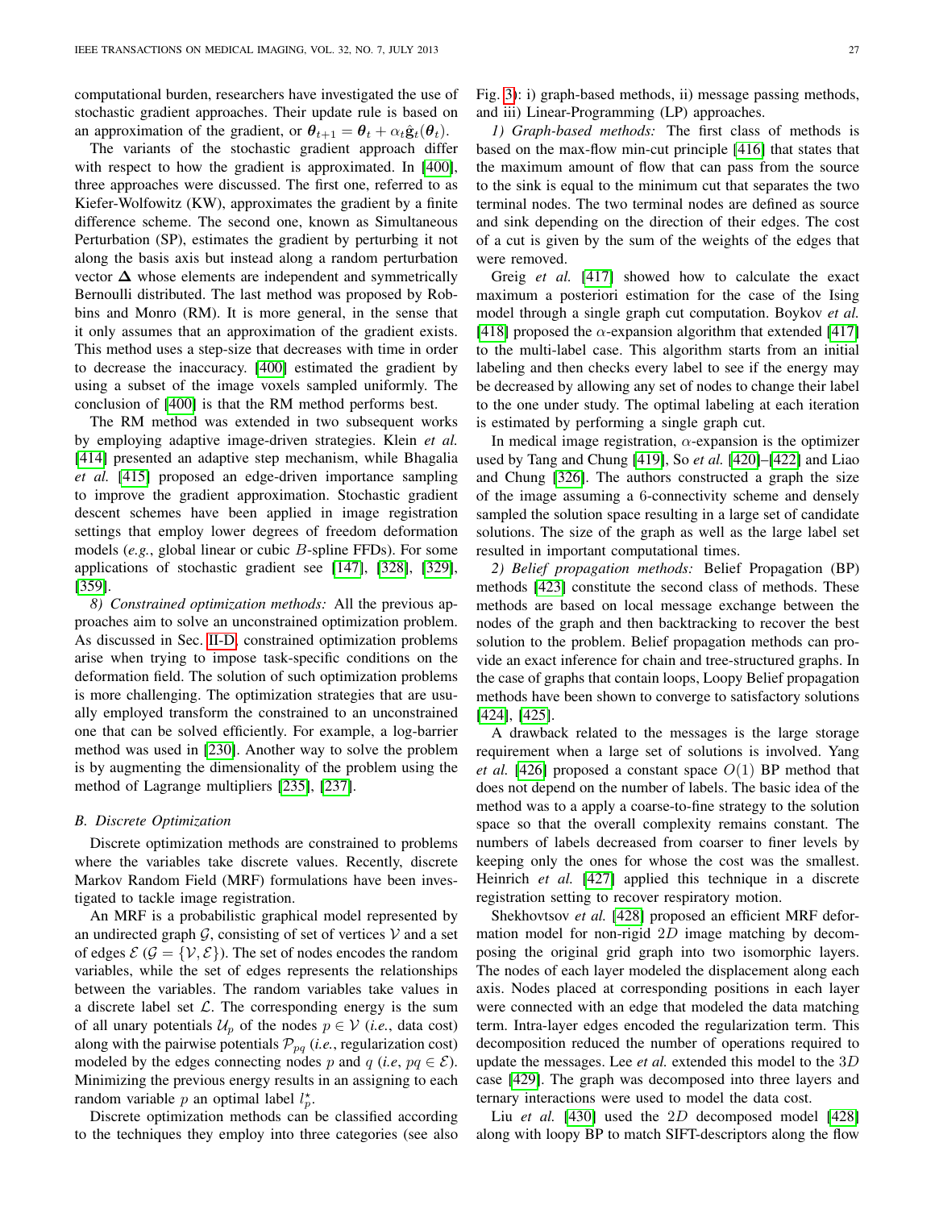computational burden, researchers have investigated the use of stochastic gradient approaches. Their update rule is based on an approximation of the gradient, or $\boldsymbol{\theta}_{t+1} = \boldsymbol{\theta}_t + \alpha_t \hat{\mathbf{g}}_t(\boldsymbol{\theta}_t)$.

The variants of the stochastic gradient approach differ with respect to how the gradient is approximated. In [400], three approaches were discussed. The first one, referred to as Kiefer-Wolfowitz (KW), approximates the gradient by a finite difference scheme. The second one, known as Simultaneous Perturbation (SP), estimates the gradient by perturbing it not along the basis axis but instead along a random perturbation vector $\boldsymbol{\Delta}$ whose elements are independent and symmetrically Bernoulli distributed. The last method was proposed by Robbins and Monro (RM). It is more general, in the sense that it only assumes that an approximation of the gradient exists. This method uses a step-size that decreases with time in order to decrease the inaccuracy. [400] estimated the gradient by using a subset of the image voxels sampled uniformly. The conclusion of [400] is that the RM method performs best.

The RM method was extended in two subsequent works by employing adaptive image-driven strategies. Klein *et al.* [414] presented an adaptive step mechanism, while Bhagalia *et al.* [415] proposed an edge-driven importance sampling to improve the gradient approximation. Stochastic gradient descent schemes have been applied in image registration settings that employ lower degrees of freedom deformation models (*e.g.*, global linear or cubic $B$-spline FFDs). For some applications of stochastic gradient see [147], [328], [329], [359].

*8) Constrained optimization methods:* All the previous approaches aim to solve an unconstrained optimization problem. As discussed in Sec. II-D, constrained optimization problems arise when trying to impose task-specific conditions on the deformation field. The solution of such optimization problems is more challenging. The optimization strategies that are usually employed transform the constrained to an unconstrained one that can be solved efficiently. For example, a log-barrier method was used in [230]. Another way to solve the problem is by augmenting the dimensionality of the problem using the method of Lagrange multipliers [235], [237].

### B. Discrete Optimization

Discrete optimization methods are constrained to problems where the variables take discrete values. Recently, discrete Markov Random Field (MRF) formulations have been investigated to tackle image registration.

An MRF is a probabilistic graphical model represented by an undirected graph $\mathcal{G}$, consisting of set of vertices $\mathcal{V}$ and a set of edges $\mathcal{E}$ ($\mathcal{G} = \{\mathcal{V}, \mathcal{E}\}$). The set of nodes encodes the random variables, while the set of edges represents the relationships between the variables. The random variables take values in a discrete label set $\mathcal{L}$. The corresponding energy is the sum of all unary potentials $\mathcal{U}_p$ of the nodes $p \in \mathcal{V}$ (*i.e.*, data cost) along with the pairwise potentials $\mathcal{P}_{pq}$ (*i.e.*, regularization cost) modeled by the edges connecting nodes $p$ and $q$ (*i.e*, $pq \in \mathcal{E}$). Minimizing the previous energy results in an assigning to each random variable $p$ an optimal label $l_p^{\star}$.

Discrete optimization methods can be classified according to the techniques they employ into three categories (see also Fig. 3): i) graph-based methods, ii) message passing methods, and iii) Linear-Programming (LP) approaches.

*1) Graph-based methods:* The first class of methods is based on the max-flow min-cut principle [416] that states that the maximum amount of flow that can pass from the source to the sink is equal to the minimum cut that separates the two terminal nodes. The two terminal nodes are defined as source and sink depending on the direction of their edges. The cost of a cut is given by the sum of the weights of the edges that were removed.

Greig *et al.* [417] showed how to calculate the exact maximum a posteriori estimation for the case of the Ising model through a single graph cut computation. Boykov *et al.* [418] proposed the $\alpha$-expansion algorithm that extended [417] to the multi-label case. This algorithm starts from an initial labeling and then checks every label to see if the energy may be decreased by allowing any set of nodes to change their label to the one under study. The optimal labeling at each iteration is estimated by performing a single graph cut.

In medical image registration, $\alpha$-expansion is the optimizer used by Tang and Chung [419], So *et al.* [420]–[422] and Liao and Chung [326]. The authors constructed a graph the size of the image assuming a 6-connectivity scheme and densely sampled the solution space resulting in a large set of candidate solutions. The size of the graph as well as the large label set resulted in important computational times.

*2) Belief propagation methods:* Belief Propagation (BP) methods [423] constitute the second class of methods. These methods are based on local message exchange between the nodes of the graph and then backtracking to recover the best solution to the problem. Belief propagation methods can provide an exact inference for chain and tree-structured graphs. In the case of graphs that contain loops, Loopy Belief propagation methods have been shown to converge to satisfactory solutions [424], [425].

A drawback related to the messages is the large storage requirement when a large set of solutions is involved. Yang *et al.* [426] proposed a constant space $O(1)$ BP method that does not depend on the number of labels. The basic idea of the method was to a apply a coarse-to-fine strategy to the solution space so that the overall complexity remains constant. The numbers of labels decreased from coarser to finer levels by keeping only the ones for whose the cost was the smallest. Heinrich *et al.* [427] applied this technique in a discrete registration setting to recover respiratory motion.

Shekhovtsov *et al.* [428] proposed an efficient MRF deformation model for non-rigid $2D$ image matching by decomposing the original grid graph into two isomorphic layers. The nodes of each layer modeled the displacement along each axis. Nodes placed at corresponding positions in each layer were connected with an edge that modeled the data matching term. Intra-layer edges encoded the regularization term. This decomposition reduced the number of operations required to update the messages. Lee *et al.* extended this model to the $3D$ case [429]. The graph was decomposed into three layers and ternary interactions were used to model the data cost.

Liu *et al.* [430] used the $2D$ decomposed model [428] along with loopy BP to match SIFT-descriptors along the flow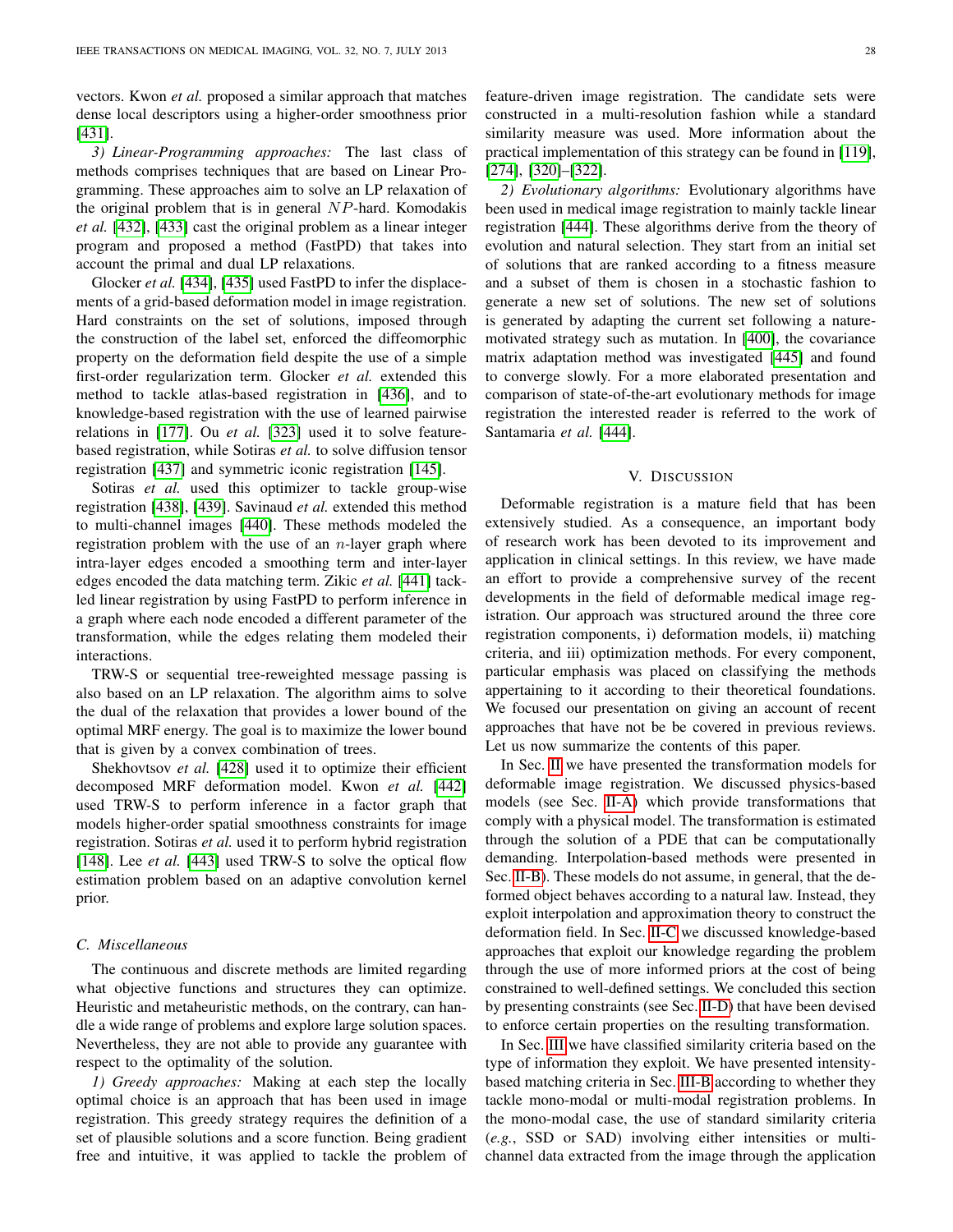vectors. Kwon *et al.* proposed a similar approach that matches dense local descriptors using a higher-order smoothness prior [431].

*3) Linear-Programming approaches:* The last class of methods comprises techniques that are based on Linear Programming. These approaches aim to solve an LP relaxation of the original problem that is in general $NP$-hard. Komodakis *et al.* [432], [433] cast the original problem as a linear integer program and proposed a method (FastPD) that takes into account the primal and dual LP relaxations.

Glocker *et al.* [434], [435] used FastPD to infer the displacements of a grid-based deformation model in image registration. Hard constraints on the set of solutions, imposed through the construction of the label set, enforced the diffeomorphic property on the deformation field despite the use of a simple first-order regularization term. Glocker *et al.* extended this method to tackle atlas-based registration in [436], and to knowledge-based registration with the use of learned pairwise relations in [177]. Ou *et al.* [323] used it to solve feature-based registration, while Sotiras *et al.* to solve diffusion tensor registration [437] and symmetric iconic registration [145].

Sotiras *et al.* used this optimizer to tackle group-wise registration [438], [439]. Savinaud *et al.* extended this method to multi-channel images [440]. These methods modeled the registration problem with the use of an $n$-layer graph where intra-layer edges encoded a smoothing term and inter-layer edges encoded the data matching term. Zikic *et al.* [441] tackled linear registration by using FastPD to perform inference in a graph where each node encoded a different parameter of the transformation, while the edges relating them modeled their interactions.

TRW-S or sequential tree-reweighted message passing is also based on an LP relaxation. The algorithm aims to solve the dual of the relaxation that provides a lower bound of the optimal MRF energy. The goal is to maximize the lower bound that is given by a convex combination of trees.

Shekhovtsov *et al.* [428] used it to optimize their efficient decomposed MRF deformation model. Kwon *et al.* [442] used TRW-S to perform inference in a factor graph that models higher-order spatial smoothness constraints for image registration. Sotiras *et al.* used it to perform hybrid registration [148]. Lee *et al.* [443] used TRW-S to solve the optical flow estimation problem based on an adaptive convolution kernel prior.

### C. Miscellaneous

The continuous and discrete methods are limited regarding what objective functions and structures they can optimize. Heuristic and metaheuristic methods, on the contrary, can handle a wide range of problems and explore large solution spaces. Nevertheless, they are not able to provide any guarantee with respect to the optimality of the solution.

*1) Greedy approaches:* Making at each step the locally optimal choice is an approach that has been used in image registration. This greedy strategy requires the definition of a set of plausible solutions and a score function. Being gradient free and intuitive, it was applied to tackle the problem of feature-driven image registration. The candidate sets were constructed in a multi-resolution fashion while a standard similarity measure was used. More information about the practical implementation of this strategy can be found in [119], [274], [320]–[322].

*2) Evolutionary algorithms:* Evolutionary algorithms have been used in medical image registration to mainly tackle linear registration [444]. These algorithms derive from the theory of evolution and natural selection. They start from an initial set of solutions that are ranked according to a fitness measure and a subset of them is chosen in a stochastic fashion to generate a new set of solutions. The new set of solutions is generated by adapting the current set following a nature-motivated strategy such as mutation. In [400], the covariance matrix adaptation method was investigated [445] and found to converge slowly. For a more elaborated presentation and comparison of state-of-the-art evolutionary methods for image registration the interested reader is referred to the work of Santamaria *et al.* [444].

## V. Discussion

Deformable registration is a mature field that has been extensively studied. As a consequence, an important body of research work has been devoted to its improvement and application in clinical settings. In this review, we have made an effort to provide a comprehensive survey of the recent developments in the field of deformable medical image registration. Our approach was structured around the three core registration components, i) deformation models, ii) matching criteria, and iii) optimization methods. For every component, particular emphasis was placed on classifying the methods appertaining to it according to their theoretical foundations. We focused our presentation on giving an account of recent approaches that have not be be covered in previous reviews. Let us now summarize the contents of this paper.

In Sec. II we have presented the transformation models for deformable image registration. We discussed physics-based models (see Sec. II-A) which provide transformations that comply with a physical model. The transformation is estimated through the solution of a PDE that can be computationally demanding. Interpolation-based methods were presented in Sec. II-B). These models do not assume, in general, that the deformed object behaves according to a natural law. Instead, they exploit interpolation and approximation theory to construct the deformation field. In Sec. II-C we discussed knowledge-based approaches that exploit our knowledge regarding the problem through the use of more informed priors at the cost of being constrained to well-defined settings. We concluded this section by presenting constraints (see Sec. II-D) that have been devised to enforce certain properties on the resulting transformation.

In Sec. III we have classified similarity criteria based on the type of information they exploit. We have presented intensity-based matching criteria in Sec. III-B according to whether they tackle mono-modal or multi-modal registration problems. In the mono-modal case, the use of standard similarity criteria (*e.g.*, SSD or SAD) involving either intensities or multi-channel data extracted from the image through the application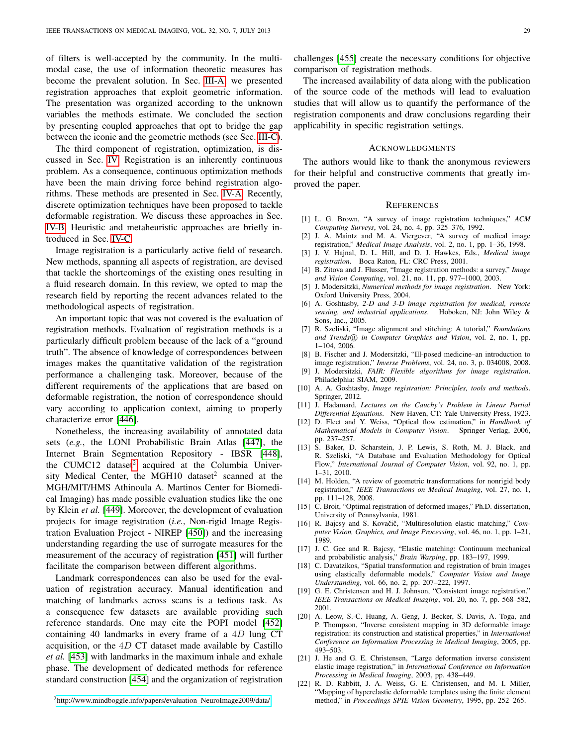of filters is well-accepted by the community. In the multi-modal case, the use of information theoretic measures has become the prevalent solution. In Sec. III-A we presented registration approaches that exploit geometric information. The presentation was organized according to the unknown variables the methods estimate. We concluded the section by presenting coupled approaches that opt to bridge the gap between the iconic and the geometric methods (see Sec. III-C).

The third component of registration, optimization, is discussed in Sec. IV. Registration is an inherently continuous problem. As a consequence, continuous optimization methods have been the main driving force behind registration algorithms. These methods are presented in Sec. IV-A. Recently, discrete optimization techniques have been proposed to tackle deformable registration. We discuss these approaches in Sec. IV-B. Heuristic and metaheuristic approaches are briefly introduced in Sec. IV-C.

Image registration is a particularly active field of research. New methods, spanning all aspects of registration, are devised that tackle the shortcomings of the existing ones resulting in a fluid research domain. In this review, we opted to map the research field by reporting the recent advances related to the methodological aspects of registration.

An important topic that was not covered is the evaluation of registration methods. Evaluation of registration methods is a particularly difficult problem because of the lack of a "ground truth". The absence of knowledge of correspondences between images makes the quantitative validation of the registration performance a challenging task. Moreover, because of the different requirements of the applications that are based on deformable registration, the notion of correspondence should vary according to application context, aiming to properly characterize error [446].

Nonetheless, the increasing availability of annotated data sets (*e.g.*, the LONI Probabilistic Brain Atlas [447], the Internet Brain Segmentation Repository - IBSR [448], the CUMC12 dataset[2] acquired at the Columbia University Medical Center, the MGH10 dataset[2] scanned at the MGH/MIT/HMS Athinoula A. Martinos Center for Biomedical Imaging) has made possible evaluation studies like the one by Klein *et al.* [449]. Moreover, the development of evaluation projects for image registration (*i.e.*, Non-rigid Image Registration Evaluation Project - NIREP [450]) and the increasing understanding regarding the use of surrogate measures for the measurement of the accuracy of registration [451] will further facilitate the comparison between different algorithms.

Landmark correspondences can also be used for the evaluation of registration accuracy. Manual identification and matching of landmarks across scans is a tedious task. As a consequence few datasets are available providing such reference standards. One may cite the POPI model [452] containing 40 landmarks in every frame of a $4D$ lung CT acquisition, or the $4D$ CT dataset made available by Castillo *et al.* [453] with landmarks in the maximum inhale and exhale phase. The development of dedicated methods for reference standard construction [454] and the organization of registration challenges [455] create the necessary conditions for objective comparison of registration methods.

The increased availability of data along with the publication of the source code of the methods will lead to evaluation studies that will allow us to quantify the performance of the registration components and draw conclusions regarding their applicability in specific registration settings.

[2] http://www.mindboggle.info/papers/evaluation_NeuroImage2009/data/

## Acknowledgments

The authors would like to thank the anonymous reviewers for their helpful and constructive comments that greatly improved the paper.

## References

[1] L. G. Brown, "A survey of image registration techniques," *ACM Computing Surveys*, vol. 24, no. 4, pp. 325–376, 1992.

[2] J. A. Maintz and M. A. Viergever, "A survey of medical image registration," *Medical Image Analysis*, vol. 2, no. 1, pp. 1–36, 1998.

[3] J. V. Hajnal, D. L. Hill, and D. J. Hawkes, Eds., *Medical image registration*. Boca Raton, FL: CRC Press, 2001.

[4] B. Zitova and J. Flusser, "Image registration methods: a survey," *Image and Vision Computing*, vol. 21, no. 11, pp. 977–1000, 2003.

[5] J. Modersitzki, *Numerical methods for image registration*. New York: Oxford University Press, 2004.

[6] A. Goshtasby, *2-D and 3-D image registration for medical, remote sensing, and industrial applications*. Hoboken, NJ: John Wiley & Sons, Inc., 2005.

[7] R. Szeliski, "Image alignment and stitching: A tutorial," *Foundations and Trends® in Computer Graphics and Vision*, vol. 2, no. 1, pp. 1–104, 2006.

[8] B. Fischer and J. Modersitzki, "Ill-posed medicine–an introduction to image registration," *Inverse Problems*, vol. 24, no. 3, p. 034008, 2008.

[9] J. Modersitzki, *FAIR: Flexible algorithms for image registration*. Philadelphia: SIAM, 2009.

[10] A. A. Goshtasby, *Image registration: Principles, tools and methods*. Springer, 2012.

[11] J. Hadamard, *Lectures on the Cauchy's Problem in Linear Partial Differential Equations*. New Haven, CT: Yale University Press, 1923.

[12] D. Fleet and Y. Weiss, "Optical flow estimation," in *Handbook of Mathematical Models in Computer Vision*. Springer Verlag, 2006, pp. 237–257.

[13] S. Baker, D. Scharstein, J. P. Lewis, S. Roth, M. J. Black, and R. Szeliski, "A Database and Evaluation Methodology for Optical Flow," *International Journal of Computer Vision*, vol. 92, no. 1, pp. 1–31, 2010.

[14] M. Holden, "A review of geometric transformations for nonrigid body registration," *IEEE Transactions on Medical Imaging*, vol. 27, no. 1, pp. 111–128, 2008.

[15] C. Broit, "Optimal registration of deformed images," Ph.D. dissertation, University of Pennsylvania, 1981.

[16] R. Bajcsy and S. Kovačič, "Multiresolution elastic matching," *Computer Vision, Graphics, and Image Processing*, vol. 46, no. 1, pp. 1–21, 1989.

[17] J. C. Gee and R. Bajcsy, "Elastic matching: Continuum mechanical and probabilistic analysis," *Brain Warping*, pp. 183–197, 1999.

[18] C. Davatzikos, "Spatial transformation and registration of brain images using elastically deformable models," *Computer Vision and Image Understanding*, vol. 66, no. 2, pp. 207–222, 1997.

[19] G. E. Christensen and H. J. Johnson, "Consistent image registration," *IEEE Transactions on Medical Imaging*, vol. 20, no. 7, pp. 568–582, 2001.

[20] A. Leow, S.-C. Huang, A. Geng, J. Becker, S. Davis, A. Toga, and P. Thompson, "Inverse consistent mapping in 3D deformable image registration: its construction and statistical properties," in *International Conference on Information Processing in Medical Imaging*, 2005, pp. 493–503.

[21] J. He and G. E. Christensen, "Large deformation inverse consistent elastic image registration," in *International Conference on Information Processing in Medical Imaging*, 2003, pp. 438–449.

[22] R. D. Rabbitt, J. A. Weiss, G. E. Christensen, and M. I. Miller, "Mapping of hyperelastic deformable templates using the finite element method," in *Proceedings SPIE Vision Geometry*, 1995, pp. 252–265.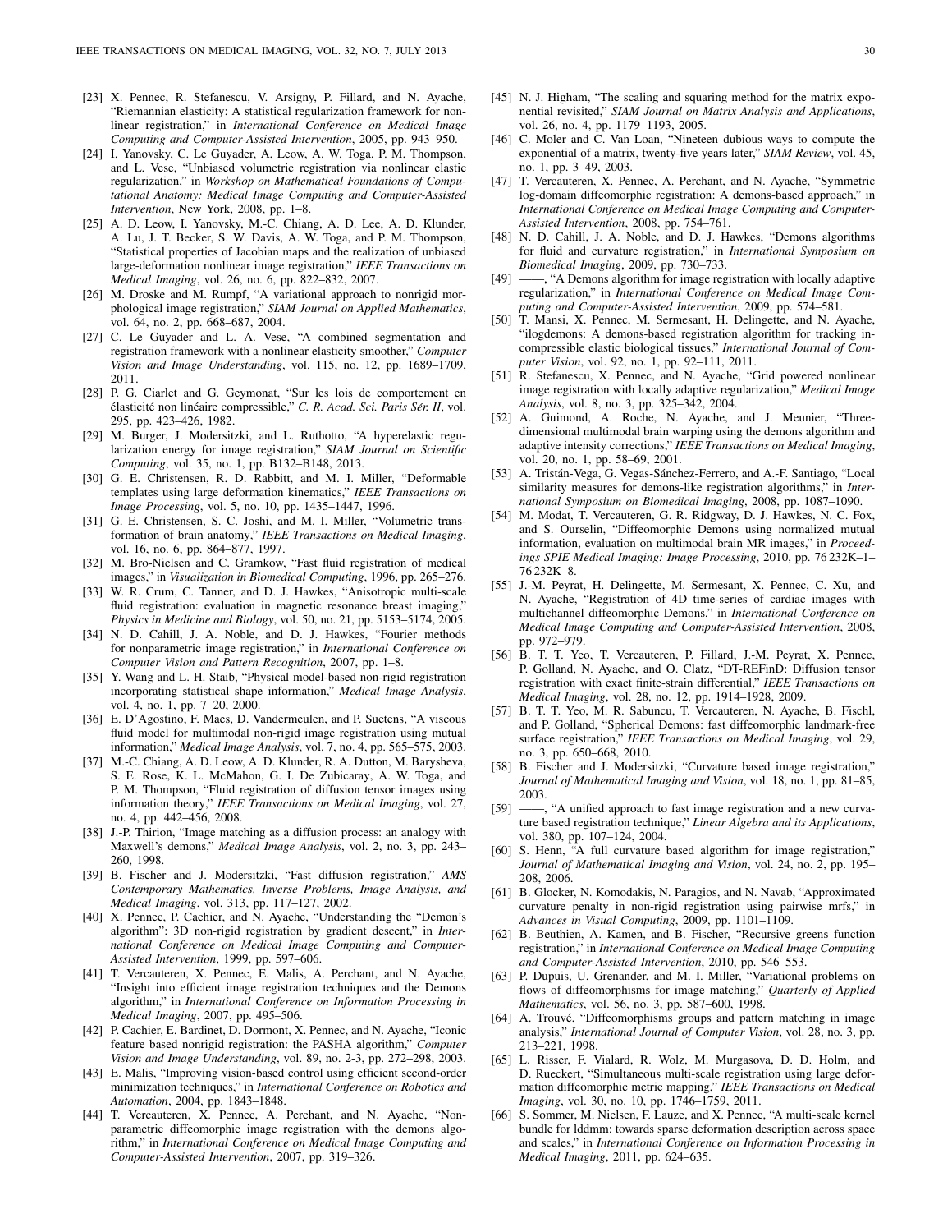[23] X. Pennec, R. Stefanescu, V. Arsigny, P. Fillard, and N. Ayache, "Riemannian elasticity: A statistical regularization framework for non-linear registration," in *International Conference on Medical Image Computing and Computer-Assisted Intervention*, 2005, pp. 943–950.

[24] I. Yanovsky, C. Le Guyader, A. Leow, A. W. Toga, P. M. Thompson, and L. Vese, "Unbiased volumetric registration via nonlinear elastic regularization," in *Workshop on Mathematical Foundations of Computational Anatomy: Medical Image Computing and Computer-Assisted Intervention*, New York, 2008, pp. 1–8.

[25] A. D. Leow, I. Yanovsky, M.-C. Chiang, A. D. Lee, A. D. Klunder, A. Lu, J. T. Becker, S. W. Davis, A. W. Toga, and P. M. Thompson, "Statistical properties of Jacobian maps and the realization of unbiased large-deformation nonlinear image registration," *IEEE Transactions on Medical Imaging*, vol. 26, no. 6, pp. 822–832, 2007.

[26] M. Droske and M. Rumpf, "A variational approach to nonrigid morphological image registration," *SIAM Journal on Applied Mathematics*, vol. 64, no. 2, pp. 668–687, 2004.

[27] C. Le Guyader and L. A. Vese, "A combined segmentation and registration framework with a nonlinear elasticity smoother," *Computer Vision and Image Understanding*, vol. 115, no. 12, pp. 1689–1709, 2011.

[28] P. G. Ciarlet and G. Geymonat, "Sur les lois de comportement en élasticité non linéaire compressible," *C. R. Acad. Sci. Paris Sér. II*, vol. 295, pp. 423–426, 1982.

[29] M. Burger, J. Modersitzki, and L. Ruthotto, "A hyperelastic regularization energy for image registration," *SIAM Journal on Scientific Computing*, vol. 35, no. 1, pp. B132–B148, 2013.

[30] G. E. Christensen, R. D. Rabbitt, and M. I. Miller, "Deformable templates using large deformation kinematics," *IEEE Transactions on Image Processing*, vol. 5, no. 10, pp. 1435–1447, 1996.

[31] G. E. Christensen, S. C. Joshi, and M. I. Miller, "Volumetric transformation of brain anatomy," *IEEE Transactions on Medical Imaging*, vol. 16, no. 6, pp. 864–877, 1997.

[32] M. Bro-Nielsen and C. Gramkow, "Fast fluid registration of medical images," in *Visualization in Biomedical Computing*, 1996, pp. 265–276.

[33] W. R. Crum, C. Tanner, and D. J. Hawkes, "Anisotropic multi-scale fluid registration: evaluation in magnetic resonance breast imaging," *Physics in Medicine and Biology*, vol. 50, no. 21, pp. 5153–5174, 2005.

[34] N. D. Cahill, J. A. Noble, and D. J. Hawkes, "Fourier methods for nonparametric image registration," in *International Conference on Computer Vision and Pattern Recognition*, 2007, pp. 1–8.

[35] Y. Wang and L. H. Staib, "Physical model-based non-rigid registration incorporating statistical shape information," *Medical Image Analysis*, vol. 4, no. 1, pp. 7–20, 2000.

[36] E. D'Agostino, F. Maes, D. Vandermeulen, and P. Suetens, "A viscous fluid model for multimodal non-rigid image registration using mutual information," *Medical Image Analysis*, vol. 7, no. 4, pp. 565–575, 2003.

[37] M.-C. Chiang, A. D. Leow, A. D. Klunder, R. A. Dutton, M. Barysheva, S. E. Rose, K. L. McMahon, G. I. De Zubicaray, A. W. Toga, and P. M. Thompson, "Fluid registration of diffusion tensor images using information theory," *IEEE Transactions on Medical Imaging*, vol. 27, no. 4, pp. 442–456, 2008.

[38] J.-P. Thirion, "Image matching as a diffusion process: an analogy with Maxwell's demons," *Medical Image Analysis*, vol. 2, no. 3, pp. 243–260, 1998.

[39] B. Fischer and J. Modersitzki, "Fast diffusion registration," *AMS Contemporary Mathematics, Inverse Problems, Image Analysis, and Medical Imaging*, vol. 313, pp. 117–127, 2002.

[40] X. Pennec, P. Cachier, and N. Ayache, "Understanding the "Demon's algorithm": 3D non-rigid registration by gradient descent," in *International Conference on Medical Image Computing and Computer-Assisted Intervention*, 1999, pp. 597–606.

[41] T. Vercauteren, X. Pennec, E. Malis, A. Perchant, and N. Ayache, "Insight into efficient image registration techniques and the Demons algorithm," in *International Conference on Information Processing in Medical Imaging*, 2007, pp. 495–506.

[42] P. Cachier, E. Bardinet, D. Dormont, X. Pennec, and N. Ayache, "Iconic feature based nonrigid registration: the PASHA algorithm," *Computer Vision and Image Understanding*, vol. 89, no. 2-3, pp. 272–298, 2003.

[43] E. Malis, "Improving vision-based control using efficient second-order minimization techniques," in *International Conference on Robotics and Automation*, 2004, pp. 1843–1848.

[44] T. Vercauteren, X. Pennec, A. Perchant, and N. Ayache, "Non-parametric diffeomorphic image registration with the demons algorithm," in *International Conference on Medical Image Computing and Computer-Assisted Intervention*, 2007, pp. 319–326.

[45] N. J. Higham, "The scaling and squaring method for the matrix exponential revisited," *SIAM Journal on Matrix Analysis and Applications*, vol. 26, no. 4, pp. 1179–1193, 2005.

[46] C. Moler and C. Van Loan, "Nineteen dubious ways to compute the exponential of a matrix, twenty-five years later," *SIAM Review*, vol. 45, no. 1, pp. 3–49, 2003.

[47] T. Vercauteren, X. Pennec, A. Perchant, and N. Ayache, "Symmetric log-domain diffeomorphic registration: A demons-based approach," in *International Conference on Medical Image Computing and Computer-Assisted Intervention*, 2008, pp. 754–761.

[48] N. D. Cahill, J. A. Noble, and D. J. Hawkes, "Demons algorithms for fluid and curvature registration," in *International Symposium on Biomedical Imaging*, 2009, pp. 730–733.

[49] ——, "A Demons algorithm for image registration with locally adaptive regularization," in *International Conference on Medical Image Computing and Computer-Assisted Intervention*, 2009, pp. 574–581.

[50] T. Mansi, X. Pennec, M. Sermesant, H. Delingette, and N. Ayache, "ilogdemons: A demons-based registration algorithm for tracking incompressible elastic biological tissues," *International Journal of Computer Vision*, vol. 92, no. 1, pp. 92–111, 2011.

[51] R. Stefanescu, X. Pennec, and N. Ayache, "Grid powered nonlinear image registration with locally adaptive regularization," *Medical Image Analysis*, vol. 8, no. 3, pp. 325–342, 2004.

[52] A. Guimond, A. Roche, N. Ayache, and J. Meunier, "Three-dimensional multimodal brain warping using the demons algorithm and adaptive intensity corrections," *IEEE Transactions on Medical Imaging*, vol. 20, no. 1, pp. 58–69, 2001.

[53] A. Tristán-Vega, G. Vegas-Sánchez-Ferrero, and A.-F. Santiago, "Local similarity measures for demons-like registration algorithms," in *International Symposium on Biomedical Imaging*, 2008, pp. 1087–1090.

[54] M. Modat, T. Vercauteren, G. R. Ridgway, D. J. Hawkes, N. C. Fox, and S. Ourselin, "Diffeomorphic Demons using normalized mutual information, evaluation on multimodal brain MR images," in *Proceedings SPIE Medical Imaging: Image Processing*, 2010, pp. 76 232K–1–76 232K–8.

[55] J.-M. Peyrat, H. Delingette, M. Sermesant, X. Pennec, C. Xu, and N. Ayache, "Registration of 4D time-series of cardiac images with multichannel diffeomorphic Demons," in *International Conference on Medical Image Computing and Computer-Assisted Intervention*, 2008, pp. 972–979.

[56] B. T. T. Yeo, T. Vercauteren, P. Fillard, J.-M. Peyrat, X. Pennec, P. Golland, N. Ayache, and O. Clatz, "DT-REFinD: Diffusion tensor registration with exact finite-strain differential," *IEEE Transactions on Medical Imaging*, vol. 28, no. 12, pp. 1914–1928, 2009.

[57] B. T. T. Yeo, M. R. Sabuncu, T. Vercauteren, N. Ayache, B. Fischl, and P. Golland, "Spherical Demons: fast diffeomorphic landmark-free surface registration," *IEEE Transactions on Medical Imaging*, vol. 29, no. 3, pp. 650–668, 2010.

[58] B. Fischer and J. Modersitzki, "Curvature based image registration," *Journal of Mathematical Imaging and Vision*, vol. 18, no. 1, pp. 81–85, 2003.

[59] ——, "A unified approach to fast image registration and a new curvature based registration technique," *Linear Algebra and its Applications*, vol. 380, pp. 107–124, 2004.

[60] S. Henn, "A full curvature based algorithm for image registration," *Journal of Mathematical Imaging and Vision*, vol. 24, no. 2, pp. 195–208, 2006.

[61] B. Glocker, N. Komodakis, N. Paragios, and N. Navab, "Approximated curvature penalty in non-rigid registration using pairwise mrfs," in *Advances in Visual Computing*, 2009, pp. 1101–1109.

[62] B. Beuthien, A. Kamen, and B. Fischer, "Recursive greens function registration," in *International Conference on Medical Image Computing and Computer-Assisted Intervention*, 2010, pp. 546–553.

[63] P. Dupuis, U. Grenander, and M. I. Miller, "Variational problems on flows of diffeomorphisms for image matching," *Quarterly of Applied Mathematics*, vol. 56, no. 3, pp. 587–600, 1998.

[64] A. Trouvé, "Diffeomorphisms groups and pattern matching in image analysis," *International Journal of Computer Vision*, vol. 28, no. 3, pp. 213–221, 1998.

[65] L. Risser, F. Vialard, R. Wolz, M. Murgasova, D. D. Holm, and D. Rueckert, "Simultaneous multi-scale registration using large deformation diffeomorphic metric mapping," *IEEE Transactions on Medical Imaging*, vol. 30, no. 10, pp. 1746–1759, 2011.

[66] S. Sommer, M. Nielsen, F. Lauze, and X. Pennec, "A multi-scale kernel bundle for lddmm: towards sparse deformation description across space and scales," in *International Conference on Information Processing in Medical Imaging*, 2011, pp. 624–635.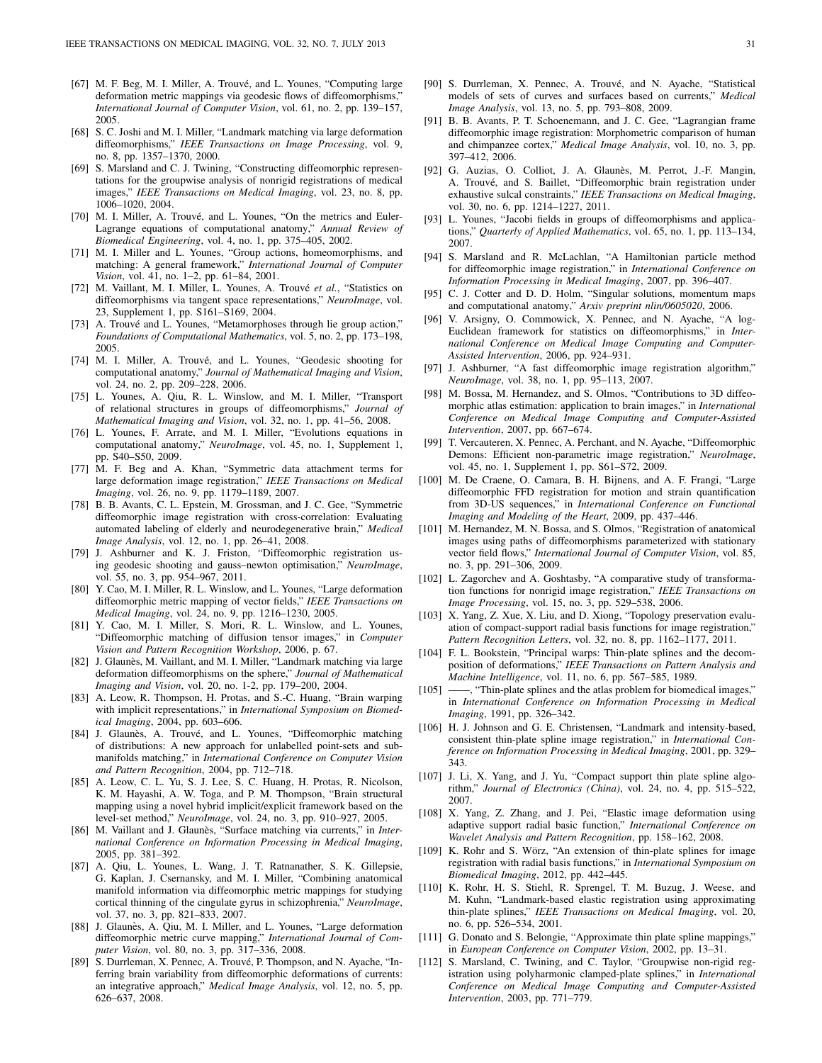[67] M. F. Beg, M. I. Miller, A. Trouvé, and L. Younes, "Computing large deformation metric mappings via geodesic flows of diffeomorphisms," *International Journal of Computer Vision*, vol. 61, no. 2, pp. 139–157, 2005.

[68] S. C. Joshi and M. I. Miller, "Landmark matching via large deformation diffeomorphisms," *IEEE Transactions on Image Processing*, vol. 9, no. 8, pp. 1357–1370, 2000.

[69] S. Marsland and C. J. Twining, "Constructing diffeomorphic representations for the groupwise analysis of nonrigid registrations of medical images," *IEEE Transactions on Medical Imaging*, vol. 23, no. 8, pp. 1006–1020, 2004.

[70] M. I. Miller, A. Trouvé, and L. Younes, "On the metrics and Euler-Lagrange equations of computational anatomy," *Annual Review of Biomedical Engineering*, vol. 4, no. 1, pp. 375–405, 2002.

[71] M. I. Miller and L. Younes, "Group actions, homeomorphisms, and matching: A general framework," *International Journal of Computer Vision*, vol. 41, no. 1–2, pp. 61–84, 2001.

[72] M. Vaillant, M. I. Miller, L. Younes, A. Trouvé *et al.*, "Statistics on diffeomorphisms via tangent space representations," *NeuroImage*, vol. 23, Supplement 1, pp. S161–S169, 2004.

[73] A. Trouvé and L. Younes, "Metamorphoses through lie group action," *Foundations of Computational Mathematics*, vol. 5, no. 2, pp. 173–198, 2005.

[74] M. I. Miller, A. Trouvé, and L. Younes, "Geodesic shooting for computational anatomy," *Journal of Mathematical Imaging and Vision*, vol. 24, no. 2, pp. 209–228, 2006.

[75] L. Younes, A. Qiu, R. L. Winslow, and M. I. Miller, "Transport of relational structures in groups of diffeomorphisms," *Journal of Mathematical Imaging and Vision*, vol. 32, no. 1, pp. 41–56, 2008.

[76] L. Younes, F. Arrate, and M. I. Miller, "Evolutions equations in computational anatomy," *NeuroImage*, vol. 45, no. 1, Supplement 1, pp. S40–S50, 2009.

[77] M. F. Beg and A. Khan, "Symmetric data attachment terms for large deformation image registration," *IEEE Transactions on Medical Imaging*, vol. 26, no. 9, pp. 1179–1189, 2007.

[78] B. B. Avants, C. L. Epstein, M. Grossman, and J. C. Gee, "Symmetric diffeomorphic image registration with cross-correlation: Evaluating automated labeling of elderly and neurodegenerative brain," *Medical Image Analysis*, vol. 12, no. 1, pp. 26–41, 2008.

[79] J. Ashburner and K. J. Friston, "Diffeomorphic registration using geodesic shooting and gauss–newton optimisation," *NeuroImage*, vol. 55, no. 3, pp. 954–967, 2011.

[80] Y. Cao, M. I. Miller, R. L. Winslow, and L. Younes, "Large deformation diffeomorphic metric mapping of vector fields," *IEEE Transactions on Medical Imaging*, vol. 24, no. 9, pp. 1216–1230, 2005.

[81] Y. Cao, M. I. Miller, S. Mori, R. L. Winslow, and L. Younes, "Diffeomorphic matching of diffusion tensor images," in *Computer Vision and Pattern Recognition Workshop*, 2006, p. 67.

[82] J. Glaunès, M. Vaillant, and M. I. Miller, "Landmark matching via large deformation diffeomorphisms on the sphere," *Journal of Mathematical Imaging and Vision*, vol. 20, no. 1-2, pp. 179–200, 2004.

[83] A. Leow, P. Thompson, H. Protas, and S.-C. Huang, "Brain warping with implicit representations," in *International Symposium on Biomedical Imaging*, 2004, pp. 603–606.

[84] J. Glaunès, A. Trouvé, and L. Younes, "Diffeomorphic matching of distributions: A new approach for unlabelled point-sets and sub-manifolds matching," in *International Conference on Computer Vision and Pattern Recognition*, 2004, pp. 712–718.

[85] A. Leow, C. L. Yu, S. J. Lee, S. C. Huang, H. Protas, R. Nicolson, K. M. Hayashi, A. W. Toga, and P. M. Thompson, "Brain structural mapping using a novel hybrid implicit/explicit framework based on the level-set method," *NeuroImage*, vol. 24, no. 3, pp. 910–927, 2005.

[86] M. Vaillant and J. Glaunès, "Surface matching via currents," in *International Conference on Information Processing in Medical Imaging*, 2005, pp. 381–392.

[87] A. Qiu, L. Younes, L. Wang, J. T. Ratnanather, S. K. Gillepsie, G. Kaplan, J. Csernansky, and M. I. Miller, "Combining anatomical manifold information via diffeomorphic metric mappings for studying cortical thinning of the cingulate gyrus in schizophrenia," *NeuroImage*, vol. 37, no. 3, pp. 821–833, 2007.

[88] J. Glaunès, A. Qiu, M. I. Miller, and L. Younes, "Large deformation diffeomorphic metric curve mapping," *International Journal of Computer Vision*, vol. 80, no. 3, pp. 317–336, 2008.

[89] S. Durrleman, X. Pennec, A. Trouvé, P. Thompson, and N. Ayache, "Inferring brain variability from diffeomorphic deformations of currents: an integrative approach," *Medical Image Analysis*, vol. 12, no. 5, pp. 626–637, 2008.

[90] S. Durrleman, X. Pennec, A. Trouvé, and N. Ayache, "Statistical models of sets of curves and surfaces based on currents," *Medical Image Analysis*, vol. 13, no. 5, pp. 793–808, 2009.

[91] B. B. Avants, P. T. Schoenemann, and J. C. Gee, "Lagrangian frame diffeomorphic image registration: Morphometric comparison of human and chimpanzee cortex," *Medical Image Analysis*, vol. 10, no. 3, pp. 397–412, 2006.

[92] G. Auzias, O. Colliot, J. A. Glaunès, M. Perrot, J.-F. Mangin, A. Trouvé, and S. Baillet, "Diffeomorphic brain registration under exhaustive sulcal constraints," *IEEE Transactions on Medical Imaging*, vol. 30, no. 6, pp. 1214–1227, 2011.

[93] L. Younes, "Jacobi fields in groups of diffeomorphisms and applications," *Quarterly of Applied Mathematics*, vol. 65, no. 1, pp. 113–134, 2007.

[94] S. Marsland and R. McLachlan, "A Hamiltonian particle method for diffeomorphic image registration," in *International Conference on Information Processing in Medical Imaging*, 2007, pp. 396–407.

[95] C. J. Cotter and D. D. Holm, "Singular solutions, momentum maps and computational anatomy," *Arxiv preprint nlin/0605020*, 2006.

[96] V. Arsigny, O. Commowick, X. Pennec, and N. Ayache, "A log-Euclidean framework for statistics on diffeomorphisms," in *International Conference on Medical Image Computing and Computer-Assisted Intervention*, 2006, pp. 924–931.

[97] J. Ashburner, "A fast diffeomorphic image registration algorithm," *NeuroImage*, vol. 38, no. 1, pp. 95–113, 2007.

[98] M. Bossa, M. Hernandez, and S. Olmos, "Contributions to 3D diffeomorphic atlas estimation: application to brain images," in *International Conference on Medical Image Computing and Computer-Assisted Intervention*, 2007, pp. 667–674.

[99] T. Vercauteren, X. Pennec, A. Perchant, and N. Ayache, "Diffeomorphic Demons: Efficient non-parametric image registration," *NeuroImage*, vol. 45, no. 1, Supplement 1, pp. S61–S72, 2009.

[100] M. De Craene, O. Camara, B. H. Bijnens, and A. F. Frangi, "Large diffeomorphic FFD registration for motion and strain quantification from 3D-US sequences," in *International Conference on Functional Imaging and Modeling of the Heart*, 2009, pp. 437–446.

[101] M. Hernandez, M. N. Bossa, and S. Olmos, "Registration of anatomical images using paths of diffeomorphisms parameterized with stationary vector field flows," *International Journal of Computer Vision*, vol. 85, no. 3, pp. 291–306, 2009.

[102] L. Zagorchev and A. Goshtasby, "A comparative study of transformation functions for nonrigid image registration," *IEEE Transactions on Image Processing*, vol. 15, no. 3, pp. 529–538, 2006.

[103] X. Yang, Z. Xue, X. Liu, and D. Xiong, "Topology preservation evaluation of compact-support radial basis functions for image registration," *Pattern Recognition Letters*, vol. 32, no. 8, pp. 1162–1177, 2011.

[104] F. L. Bookstein, "Principal warps: Thin-plate splines and the decomposition of deformations," *IEEE Transactions on Pattern Analysis and Machine Intelligence*, vol. 11, no. 6, pp. 567–585, 1989.

[105] ——, "Thin-plate splines and the atlas problem for biomedical images," in *International Conference on Information Processing in Medical Imaging*, 1991, pp. 326–342.

[106] H. J. Johnson and G. E. Christensen, "Landmark and intensity-based, consistent thin-plate spline image registration," in *International Conference on Information Processing in Medical Imaging*, 2001, pp. 329–343.

[107] J. Li, X. Yang, and J. Yu, "Compact support thin plate spline algorithm," *Journal of Electronics (China)*, vol. 24, no. 4, pp. 515–522, 2007.

[108] X. Yang, Z. Zhang, and J. Pei, "Elastic image deformation using adaptive support radial basic function," *International Conference on Wavelet Analysis and Pattern Recognition*, pp. 158–162, 2008.

[109] K. Rohr and S. Wörz, "An extension of thin-plate splines for image registration with radial basis functions," in *International Symposium on Biomedical Imaging*, 2012, pp. 442–445.

[110] K. Rohr, H. S. Stiehl, R. Sprengel, T. M. Buzug, J. Weese, and M. Kuhn, "Landmark-based elastic registration using approximating thin-plate splines," *IEEE Transactions on Medical Imaging*, vol. 20, no. 6, pp. 526–534, 2001.

[111] G. Donato and S. Belongie, "Approximate thin plate spline mappings," in *European Conference on Computer Vision*, 2002, pp. 13–31.

[112] S. Marsland, C. Twining, and C. Taylor, "Groupwise non-rigid registration using polyharmonic clamped-plate splines," in *International Conference on Medical Image Computing and Computer-Assisted Intervention*, 2003, pp. 771–779.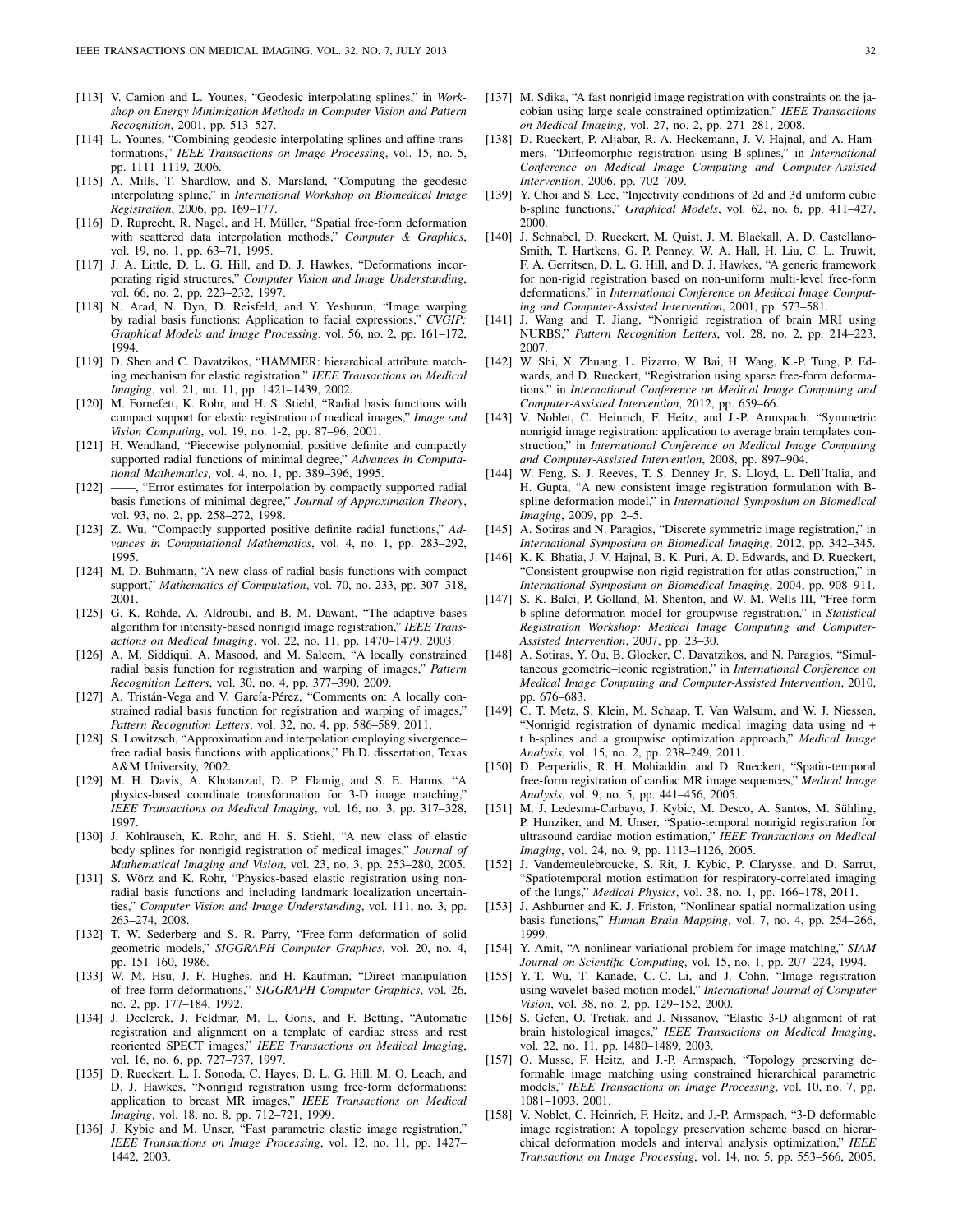[113] V. Camion and L. Younes, "Geodesic interpolating splines," in *Workshop on Energy Minimization Methods in Computer Vision and Pattern Recognition*, 2001, pp. 513–527.

[114] L. Younes, "Combining geodesic interpolating splines and affine transformations," *IEEE Transactions on Image Processing*, vol. 15, no. 5, pp. 1111–1119, 2006.

[115] A. Mills, T. Shardlow, and S. Marsland, "Computing the geodesic interpolating spline," in *International Workshop on Biomedical Image Registration*, 2006, pp. 169–177.

[116] D. Ruprecht, R. Nagel, and H. Müller, "Spatial free-form deformation with scattered data interpolation methods," *Computer & Graphics*, vol. 19, no. 1, pp. 63–71, 1995.

[117] J. A. Little, D. L. G. Hill, and D. J. Hawkes, "Deformations incorporating rigid structures," *Computer Vision and Image Understanding*, vol. 66, no. 2, pp. 223–232, 1997.

[118] N. Arad, N. Dyn, D. Reisfeld, and Y. Yeshurun, "Image warping by radial basis functions: Application to facial expressions," *CVGIP: Graphical Models and Image Processing*, vol. 56, no. 2, pp. 161–172, 1994.

[119] D. Shen and C. Davatzikos, "HAMMER: hierarchical attribute matching mechanism for elastic registration," *IEEE Transactions on Medical Imaging*, vol. 21, no. 11, pp. 1421–1439, 2002.

[120] M. Fornefett, K. Rohr, and H. S. Stiehl, "Radial basis functions with compact support for elastic registration of medical images," *Image and Vision Computing*, vol. 19, no. 1-2, pp. 87–96, 2001.

[121] H. Wendland, "Piecewise polynomial, positive definite and compactly supported radial functions of minimal degree," *Advances in Computational Mathematics*, vol. 4, no. 1, pp. 389–396, 1995.

[122] ——, "Error estimates for interpolation by compactly supported radial basis functions of minimal degree," *Journal of Approximation Theory*, vol. 93, no. 2, pp. 258–272, 1998.

[123] Z. Wu, "Compactly supported positive definite radial functions," *Advances in Computational Mathematics*, vol. 4, no. 1, pp. 283–292, 1995.

[124] M. D. Buhmann, "A new class of radial basis functions with compact support," *Mathematics of Computation*, vol. 70, no. 233, pp. 307–318, 2001.

[125] G. K. Rohde, A. Aldroubi, and B. M. Dawant, "The adaptive bases algorithm for intensity-based nonrigid image registration," *IEEE Transactions on Medical Imaging*, vol. 22, no. 11, pp. 1470–1479, 2003.

[126] A. M. Siddiqui, A. Masood, and M. Saleem, "A locally constrained radial basis function for registration and warping of images," *Pattern Recognition Letters*, vol. 30, no. 4, pp. 377–390, 2009.

[127] A. Tristán-Vega and V. García-Pérez, "Comments on: A locally constrained radial basis function for registration and warping of images," *Pattern Recognition Letters*, vol. 32, no. 4, pp. 586–589, 2011.

[128] S. Lowitzsch, "Approximation and interpolation employing sivergence–free radial basis functions with applications," Ph.D. dissertation, Texas A&M University, 2002.

[129] M. H. Davis, A. Khotanzad, D. P. Flamig, and S. E. Harms, "A physics-based coordinate transformation for 3-D image matching," *IEEE Transactions on Medical Imaging*, vol. 16, no. 3, pp. 317–328, 1997.

[130] J. Kohlrausch, K. Rohr, and H. S. Stiehl, "A new class of elastic body splines for nonrigid registration of medical images," *Journal of Mathematical Imaging and Vision*, vol. 23, no. 3, pp. 253–280, 2005.

[131] S. Wörz and K. Rohr, "Physics-based elastic registration using non-radial basis functions and including landmark localization uncertainties," *Computer Vision and Image Understanding*, vol. 111, no. 3, pp. 263–274, 2008.

[132] T. W. Sederberg and S. R. Parry, "Free-form deformation of solid geometric models," *SIGGRAPH Computer Graphics*, vol. 20, no. 4, pp. 151–160, 1986.

[133] W. M. Hsu, J. F. Hughes, and H. Kaufman, "Direct manipulation of free-form deformations," *SIGGRAPH Computer Graphics*, vol. 26, no. 2, pp. 177–184, 1992.

[134] J. Declerck, J. Feldmar, M. L. Goris, and F. Betting, "Automatic registration and alignment on a template of cardiac stress and rest reoriented SPECT images," *IEEE Transactions on Medical Imaging*, vol. 16, no. 6, pp. 727–737, 1997.

[135] D. Rueckert, L. I. Sonoda, C. Hayes, D. L. G. Hill, M. O. Leach, and D. J. Hawkes, "Nonrigid registration using free-form deformations: application to breast MR images," *IEEE Transactions on Medical Imaging*, vol. 18, no. 8, pp. 712–721, 1999.

[136] J. Kybic and M. Unser, "Fast parametric elastic image registration," *IEEE Transactions on Image Processing*, vol. 12, no. 11, pp. 1427–1442, 2003.

[137] M. Sdika, "A fast nonrigid image registration with constraints on the jacobian using large scale constrained optimization," *IEEE Transactions on Medical Imaging*, vol. 27, no. 2, pp. 271–281, 2008.

[138] D. Rueckert, P. Aljabar, R. A. Heckemann, J. V. Hajnal, and A. Hammers, "Diffeomorphic registration using B-splines," in *International Conference on Medical Image Computing and Computer-Assisted Intervention*, 2006, pp. 702–709.

[139] Y. Choi and S. Lee, "Injectivity conditions of 2d and 3d uniform cubic b-spline functions," *Graphical Models*, vol. 62, no. 6, pp. 411–427, 2000.

[140] J. Schnabel, D. Rueckert, M. Quist, J. M. Blackall, A. D. Castellano-Smith, T. Hartkens, G. P. Penney, W. A. Hall, H. Liu, C. L. Truwit, F. A. Gerritsen, D. L. G. Hill, and D. J. Hawkes, "A generic framework for non-rigid registration based on non-uniform multi-level free-form deformations," in *International Conference on Medical Image Computing and Computer-Assisted Intervention*, 2001, pp. 573–581.

[141] J. Wang and T. Jiang, "Nonrigid registration of brain MRI using NURBS," *Pattern Recognition Letters*, vol. 28, no. 2, pp. 214–223, 2007.

[142] W. Shi, X. Zhuang, L. Pizarro, W. Bai, H. Wang, K.-P. Tung, P. Edwards, and D. Rueckert, "Registration using sparse free-form deformations," in *International Conference on Medical Image Computing and Computer-Assisted Intervention*, 2012, pp. 659–66.

[143] V. Noblet, C. Heinrich, F. Heitz, and J.-P. Armspach, "Symmetric nonrigid image registration: application to average brain templates construction," in *International Conference on Medical Image Computing and Computer-Assisted Intervention*, 2008, pp. 897–904.

[144] W. Feng, S. J. Reeves, T. S. Denney Jr, S. Lloyd, L. Dell'Italia, and H. Gupta, "A new consistent image registration formulation with B-spline deformation model," in *International Symposium on Biomedical Imaging*, 2009, pp. 2–5.

[145] A. Sotiras and N. Paragios, "Discrete symmetric image registration," in *International Symposium on Biomedical Imaging*, 2012, pp. 342–345.

[146] K. K. Bhatia, J. V. Hajnal, B. K. Puri, A. D. Edwards, and D. Rueckert, "Consistent groupwise non-rigid registration for atlas construction," in *International Symposium on Biomedical Imaging*, 2004, pp. 908–911.

[147] S. K. Balci, P. Golland, M. Shenton, and W. M. Wells III, "Free-form b-spline deformation model for groupwise registration," in *Statistical Registration Workshop: Medical Image Computing and Computer-Assisted Intervention*, 2007, pp. 23–30.

[148] A. Sotiras, Y. Ou, B. Glocker, C. Davatzikos, and N. Paragios, "Simultaneous geometric–iconic registration," in *International Conference on Medical Image Computing and Computer-Assisted Intervention*, 2010, pp. 676–683.

[149] C. T. Metz, S. Klein, M. Schaap, T. Van Walsum, and W. J. Niessen, "Nonrigid registration of dynamic medical imaging data using nd + t b-splines and a groupwise optimization approach," *Medical Image Analysis*, vol. 15, no. 2, pp. 238–249, 2011.

[150] D. Perperidis, R. H. Mohiaddin, and D. Rueckert, "Spatio-temporal free-form registration of cardiac MR image sequences," *Medical Image Analysis*, vol. 9, no. 5, pp. 441–456, 2005.

[151] M. J. Ledesma-Carbayo, J. Kybic, M. Desco, A. Santos, M. Sühling, P. Hunziker, and M. Unser, "Spatio-temporal nonrigid registration for ultrasound cardiac motion estimation," *IEEE Transactions on Medical Imaging*, vol. 24, no. 9, pp. 1113–1126, 2005.

[152] J. Vandemeulebroucke, S. Rit, J. Kybic, P. Clarysse, and D. Sarrut, "Spatiotemporal motion estimation for respiratory-correlated imaging of the lungs," *Medical Physics*, vol. 38, no. 1, pp. 166–178, 2011.

[153] J. Ashburner and K. J. Friston, "Nonlinear spatial normalization using basis functions," *Human Brain Mapping*, vol. 7, no. 4, pp. 254–266, 1999.

[154] Y. Amit, "A nonlinear variational problem for image matching," *SIAM Journal on Scientific Computing*, vol. 15, no. 1, pp. 207–224, 1994.

[155] Y.-T. Wu, T. Kanade, C.-C. Li, and J. Cohn, "Image registration using wavelet-based motion model," *International Journal of Computer Vision*, vol. 38, no. 2, pp. 129–152, 2000.

[156] S. Gefen, O. Tretiak, and J. Nissanov, "Elastic 3-D alignment of rat brain histological images," *IEEE Transactions on Medical Imaging*, vol. 22, no. 11, pp. 1480–1489, 2003.

[157] O. Musse, F. Heitz, and J.-P. Armspach, "Topology preserving deformable image matching using constrained hierarchical parametric models," *IEEE Transactions on Image Processing*, vol. 10, no. 7, pp. 1081–1093, 2001.

[158] V. Noblet, C. Heinrich, F. Heitz, and J.-P. Armspach, "3-D deformable image registration: A topology preservation scheme based on hierarchical deformation models and interval analysis optimization," *IEEE Transactions on Image Processing*, vol. 14, no. 5, pp. 553–566, 2005.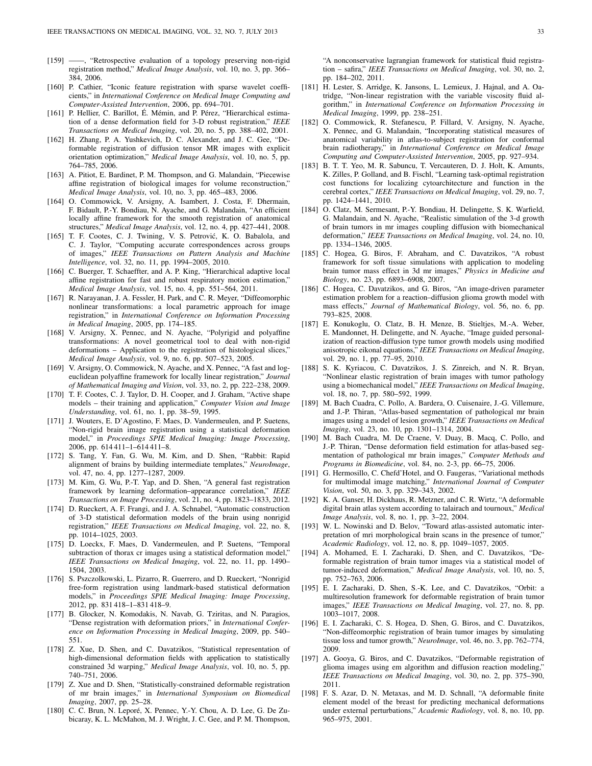[159] ——, "Retrospective evaluation of a topology preserving non-rigid registration method," *Medical Image Analysis*, vol. 10, no. 3, pp. 366–384, 2006.

[160] P. Cathier, "Iconic feature registration with sparse wavelet coefficients," in *International Conference on Medical Image Computing and Computer-Assisted Intervention*, 2006, pp. 694–701.

[161] P. Hellier, C. Barillot, É. Mémin, and P. Pérez, "Hierarchical estimation of a dense deformation field for 3-D robust registration," *IEEE Transactions on Medical Imaging*, vol. 20, no. 5, pp. 388–402, 2001.

[162] H. Zhang, P. A. Yushkevich, D. C. Alexander, and J. C. Gee, "Deformable registration of diffusion tensor MR images with explicit orientation optimization," *Medical Image Analysis*, vol. 10, no. 5, pp. 764–785, 2006.

[163] A. Pitiot, E. Bardinet, P. M. Thompson, and G. Malandain, "Piecewise affine registration of biological images for volume reconstruction," *Medical Image Analysis*, vol. 10, no. 3, pp. 465–483, 2006.

[164] O. Commowick, V. Arsigny, A. Isambert, J. Costa, F. Dhermain, F. Bidault, P.-Y. Bondiau, N. Ayache, and G. Malandain, "An efficient locally affine framework for the smooth registration of anatomical structures," *Medical Image Analysis*, vol. 12, no. 4, pp. 427–441, 2008.

[165] T. F. Cootes, C. J. Twining, V. S. Petrović, K. O. Babalola, and C. J. Taylor, "Computing accurate correspondences across groups of images," *IEEE Transactions on Pattern Analysis and Machine Intelligence*, vol. 32, no. 11, pp. 1994–2005, 2010.

[166] C. Buerger, T. Schaeffter, and A. P. King, "Hierarchical adaptive local affine registration for fast and robust respiratory motion estimation," *Medical Image Analysis*, vol. 15, no. 4, pp. 551–564, 2011.

[167] R. Narayanan, J. A. Fessler, H. Park, and C. R. Meyer, "Diffeomorphic nonlinear transformations: a local parametric approach for image registration," in *International Conference on Information Processing in Medical Imaging*, 2005, pp. 174–185.

[168] V. Arsigny, X. Pennec, and N. Ayache, "Polyrigid and polyaffine transformations: A novel geometrical tool to deal with non-rigid deformations – Application to the registration of histological slices," *Medical Image Analysis*, vol. 9, no. 6, pp. 507–523, 2005.

[169] V. Arsigny, O. Commowick, N. Ayache, and X. Pennec, "A fast and log-euclidean polyaffine framework for locally linear registration," *Journal of Mathematical Imaging and Vision*, vol. 33, no. 2, pp. 222–238, 2009.

[170] T. F. Cootes, C. J. Taylor, D. H. Cooper, and J. Graham, "Active shape models – their training and application," *Computer Vision and Image Understanding*, vol. 61, no. 1, pp. 38–59, 1995.

[171] J. Wouters, E. D'Agostino, F. Maes, D. Vandermeulen, and P. Suetens, "Non-rigid brain image registration using a statistical deformation model," in *Proceedings SPIE Medical Imaging: Image Processing*, 2006, pp. 614 411–1–614 411–8.

[172] S. Tang, Y. Fan, G. Wu, M. Kim, and D. Shen, "Rabbit: Rapid alignment of brains by building intermediate templates," *NeuroImage*, vol. 47, no. 4, pp. 1277–1287, 2009.

[173] M. Kim, G. Wu, P.-T. Yap, and D. Shen, "A general fast registration framework by learning deformation–appearance correlation," *IEEE Transactions on Image Processing*, vol. 21, no. 4, pp. 1823–1833, 2012.

[174] D. Rueckert, A. F. Frangi, and J. A. Schnabel, "Automatic construction of 3-D statistical deformation models of the brain using nonrigid registration," *IEEE Transactions on Medical Imaging*, vol. 22, no. 8, pp. 1014–1025, 2003.

[175] D. Loeckx, F. Maes, D. Vandermeulen, and P. Suetens, "Temporal subtraction of thorax cr images using a statistical deformation model," *IEEE Transactions on Medical Imaging*, vol. 22, no. 11, pp. 1490–1504, 2003.

[176] S. Pszczolkowski, L. Pizarro, R. Guerrero, and D. Rueckert, "Nonrigid free-form registration using landmark-based statistical deformation models," in *Proceedings SPIE Medical Imaging: Image Processing*, 2012, pp. 831 418–1–831 418–9.

[177] B. Glocker, N. Komodakis, N. Navab, G. Tziritas, and N. Paragios, "Dense registration with deformation priors," in *International Conference on Information Processing in Medical Imaging*, 2009, pp. 540–551.

[178] Z. Xue, D. Shen, and C. Davatzikos, "Statistical representation of high-dimensional deformation fields with application to statistically constrained 3d warping," *Medical Image Analysis*, vol. 10, no. 5, pp. 740–751, 2006.

[179] Z. Xue and D. Shen, "Statistically-constrained deformable registration of mr brain images," in *International Symposium on Biomedical Imaging*, 2007, pp. 25–28.

[180] C. C. Brun, N. Leporé, X. Pennec, Y.-Y. Chou, A. D. Lee, G. De Zubicaray, K. L. McMahon, M. J. Wright, J. C. Gee, and P. M. Thompson, "A nonconservative lagrangian framework for statistical fluid registration – safira," *IEEE Transactions on Medical Imaging*, vol. 30, no. 2, pp. 184–202, 2011.

[181] H. Lester, S. Arridge, K. Jansons, L. Lemieux, J. Hajnal, and A. Oatridge, "Non-linear registration with the variable viscosity fluid algorithm," in *International Conference on Information Processing in Medical Imaging*, 1999, pp. 238–251.

[182] O. Commowick, R. Stefanescu, P. Fillard, V. Arsigny, N. Ayache, X. Pennec, and G. Malandain, "Incorporating statistical measures of anatomical variability in atlas-to-subject registration for conformal brain radiotherapy," in *International Conference on Medical Image Computing and Computer-Assisted Intervention*, 2005, pp. 927–934.

[183] B. T. T. Yeo, M. R. Sabuncu, T. Vercauteren, D. J. Holt, K. Amunts, K. Zilles, P. Golland, and B. Fischl, "Learning task-optimal registration cost functions for localizing cytoarchitecture and function in the cerebral cortex," *IEEE Transactions on Medical Imaging*, vol. 29, no. 7, pp. 1424–1441, 2010.

[184] O. Clatz, M. Sermesant, P.-Y. Bondiau, H. Delingette, S. K. Warfield, G. Malandain, and N. Ayache, "Realistic simulation of the 3-d growth of brain tumors in mr images coupling diffusion with biomechanical deformation," *IEEE Transactions on Medical Imaging*, vol. 24, no. 10, pp. 1334–1346, 2005.

[185] C. Hogea, G. Biros, F. Abraham, and C. Davatzikos, "A robust framework for soft tissue simulations with application to modeling brain tumor mass effect in 3d mr images," *Physics in Medicine and Biology*, no. 23, pp. 6893–6908, 2007.

[186] C. Hogea, C. Davatzikos, and G. Biros, "An image-driven parameter estimation problem for a reaction–diffusion glioma growth model with mass effects," *Journal of Mathematical Biology*, vol. 56, no. 6, pp. 793–825, 2008.

[187] E. Konukoglu, O. Clatz, B. H. Menze, B. Stieltjes, M.-A. Weber, E. Mandonnet, H. Delingette, and N. Ayache, "Image guided personalization of reaction-diffusion type tumor growth models using modified anisotropic eikonal equations," *IEEE Transactions on Medical Imaging*, vol. 29, no. 1, pp. 77–95, 2010.

[188] S. K. Kyriacou, C. Davatzikos, J. S. Zinreich, and N. R. Bryan, "Nonlinear elastic registration of brain images with tumor pathology using a biomechanical model," *IEEE Transactions on Medical Imaging*, vol. 18, no. 7, pp. 580–592, 1999.

[189] M. Bach Cuadra, C. Pollo, A. Bardera, O. Cuisenaire, J.-G. Villemure, and J.-P. Thiran, "Atlas-based segmentation of pathological mr brain images using a model of lesion growth," *IEEE Transactions on Medical Imaging*, vol. 23, no. 10, pp. 1301–1314, 2004.

[190] M. Bach Cuadra, M. De Craene, V. Duay, B. Macq, C. Pollo, and J.-P. Thiran, "Dense deformation field estimation for atlas-based segmentation of pathological mr brain images," *Computer Methods and Programs in Biomedicine*, vol. 84, no. 2-3, pp. 66–75, 2006.

[191] G. Hermosillo, C. Chefd'Hotel, and O. Faugeras, "Variational methods for multimodal image matching," *International Journal of Computer Vision*, vol. 50, no. 3, pp. 329–343, 2002.

[192] K. A. Ganser, H. Dickhaus, R. Metzner, and C. R. Wirtz, "A deformable digital brain atlas system according to talairach and tournoux," *Medical Image Analysis*, vol. 8, no. 1, pp. 3–22, 2004.

[193] W. L. Nowinski and D. Belov, "Toward atlas-assisted automatic interpretation of mri morphological brain scans in the presence of tumor," *Academic Radiology*, vol. 12, no. 8, pp. 1049–1057, 2005.

[194] A. Mohamed, E. I. Zacharaki, D. Shen, and C. Davatzikos, "Deformable registration of brain tumor images via a statistical model of tumor-induced deformation," *Medical Image Analysis*, vol. 10, no. 5, pp. 752–763, 2006.

[195] E. I. Zacharaki, D. Shen, S.-K. Lee, and C. Davatzikos, "Orbit: a multiresolution framework for deformable registration of brain tumor images," *IEEE Transactions on Medical Imaging*, vol. 27, no. 8, pp. 1003–1017, 2008.

[196] E. I. Zacharaki, C. S. Hogea, D. Shen, G. Biros, and C. Davatzikos, "Non-diffeomorphic registration of brain tumor images by simulating tissue loss and tumor growth," *NeuroImage*, vol. 46, no. 3, pp. 762–774, 2009.

[197] A. Gooya, G. Biros, and C. Davatzikos, "Deformable registration of glioma images using em algorithm and diffusion reaction modeling," *IEEE Transactions on Medical Imaging*, vol. 30, no. 2, pp. 375–390, 2011.

[198] F. S. Azar, D. N. Metaxas, and M. D. Schnall, "A deformable finite element model of the breast for predicting mechanical deformations under external perturbations," *Academic Radiology*, vol. 8, no. 10, pp. 965–975, 2001.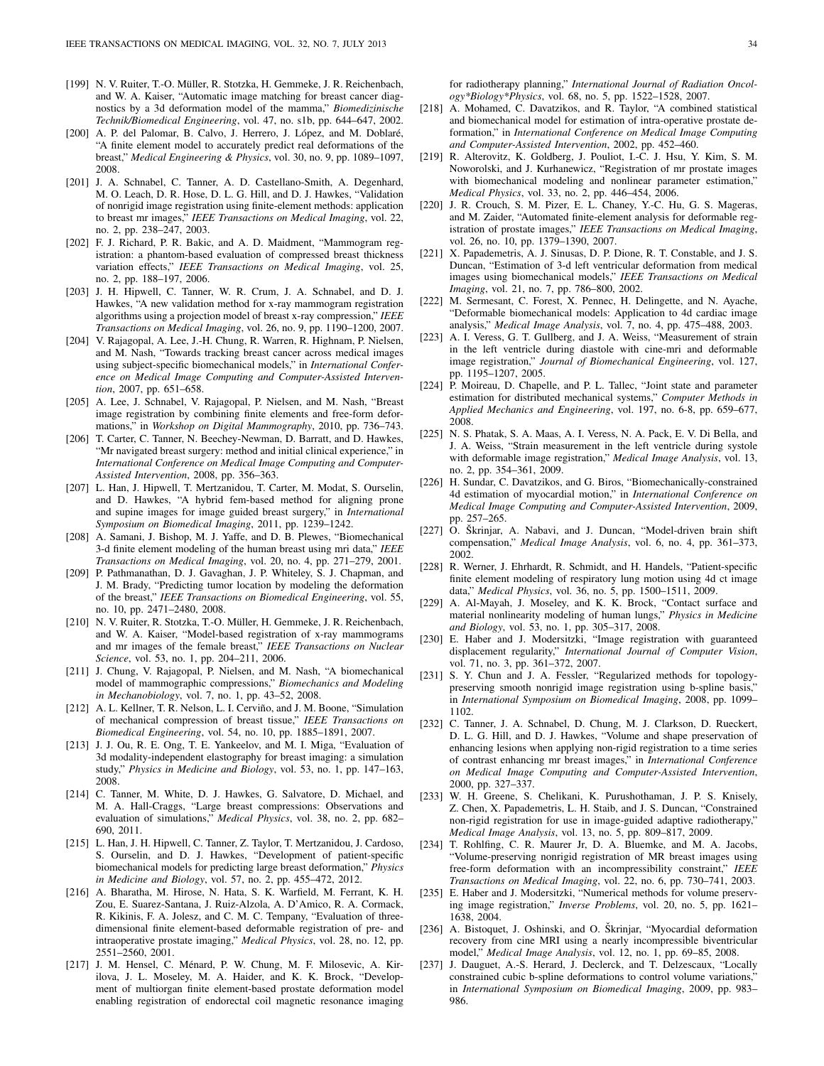[199] N. V. Ruiter, T.-O. Müller, R. Stotzka, H. Gemmeke, J. R. Reichenbach, and W. A. Kaiser, "Automatic image matching for breast cancer diagnostics by a 3d deformation model of the mamma," *Biomedizinische Technik/Biomedical Engineering*, vol. 47, no. s1b, pp. 644–647, 2002.

[200] A. P. del Palomar, B. Calvo, J. Herrero, J. López, and M. Doblaré, "A finite element model to accurately predict real deformations of the breast," *Medical Engineering & Physics*, vol. 30, no. 9, pp. 1089–1097, 2008.

[201] J. A. Schnabel, C. Tanner, A. D. Castellano-Smith, A. Degenhard, M. O. Leach, D. R. Hose, D. L. G. Hill, and D. J. Hawkes, "Validation of nonrigid image registration using finite-element methods: application to breast mr images," *IEEE Transactions on Medical Imaging*, vol. 22, no. 2, pp. 238–247, 2003.

[202] F. J. Richard, P. R. Bakic, and A. D. Maidment, "Mammogram registration: a phantom-based evaluation of compressed breast thickness variation effects," *IEEE Transactions on Medical Imaging*, vol. 25, no. 2, pp. 188–197, 2006.

[203] J. H. Hipwell, C. Tanner, W. R. Crum, J. A. Schnabel, and D. J. Hawkes, "A new validation method for x-ray mammogram registration algorithms using a projection model of breast x-ray compression," *IEEE Transactions on Medical Imaging*, vol. 26, no. 9, pp. 1190–1200, 2007.

[204] V. Rajagopal, A. Lee, J.-H. Chung, R. Warren, R. Highnam, P. Nielsen, and M. Nash, "Towards tracking breast cancer across medical images using subject-specific biomechanical models," in *International Conference on Medical Image Computing and Computer-Assisted Intervention*, 2007, pp. 651–658.

[205] A. Lee, J. Schnabel, V. Rajagopal, P. Nielsen, and M. Nash, "Breast image registration by combining finite elements and free-form deformations," in *Workshop on Digital Mammography*, 2010, pp. 736–743.

[206] T. Carter, C. Tanner, N. Beechey-Newman, D. Barratt, and D. Hawkes, "Mr navigated breast surgery: method and initial clinical experience," in *International Conference on Medical Image Computing and Computer-Assisted Intervention*, 2008, pp. 356–363.

[207] L. Han, J. Hipwell, T. Mertzanidou, T. Carter, M. Modat, S. Ourselin, and D. Hawkes, "A hybrid fem-based method for aligning prone and supine images for image guided breast surgery," in *International Symposium on Biomedical Imaging*, 2011, pp. 1239–1242.

[208] A. Samani, J. Bishop, M. J. Yaffe, and D. B. Plewes, "Biomechanical 3-d finite element modeling of the human breast using mri data," *IEEE Transactions on Medical Imaging*, vol. 20, no. 4, pp. 271–279, 2001.

[209] P. Pathmanathan, D. J. Gavaghan, J. P. Whiteley, S. J. Chapman, and J. M. Brady, "Predicting tumor location by modeling the deformation of the breast," *IEEE Transactions on Biomedical Engineering*, vol. 55, no. 10, pp. 2471–2480, 2008.

[210] N. V. Ruiter, R. Stotzka, T.-O. Müller, H. Gemmeke, J. R. Reichenbach, and W. A. Kaiser, "Model-based registration of x-ray mammograms and mr images of the female breast," *IEEE Transactions on Nuclear Science*, vol. 53, no. 1, pp. 204–211, 2006.

[211] J. Chung, V. Rajagopal, P. Nielsen, and M. Nash, "A biomechanical model of mammographic compressions," *Biomechanics and Modeling in Mechanobiology*, vol. 7, no. 1, pp. 43–52, 2008.

[212] A. L. Kellner, T. R. Nelson, L. I. Cerviño, and J. M. Boone, "Simulation of mechanical compression of breast tissue," *IEEE Transactions on Biomedical Engineering*, vol. 54, no. 10, pp. 1885–1891, 2007.

[213] J. J. Ou, R. E. Ong, T. E. Yankeelov, and M. I. Miga, "Evaluation of 3d modality-independent elastography for breast imaging: a simulation study," *Physics in Medicine and Biology*, vol. 53, no. 1, pp. 147–163, 2008.

[214] C. Tanner, M. White, D. J. Hawkes, G. Salvatore, D. Michael, and M. A. Hall-Craggs, "Large breast compressions: Observations and evaluation of simulations," *Medical Physics*, vol. 38, no. 2, pp. 682–690, 2011.

[215] L. Han, J. H. Hipwell, C. Tanner, Z. Taylor, T. Mertzanidou, J. Cardoso, S. Ourselin, and D. J. Hawkes, "Development of patient-specific biomechanical models for predicting large breast deformation," *Physics in Medicine and Biology*, vol. 57, no. 2, pp. 455–472, 2012.

[216] A. Bharatha, M. Hirose, N. Hata, S. K. Warfield, M. Ferrant, K. H. Zou, E. Suarez-Santana, J. Ruiz-Alzola, A. D'Amico, R. A. Cormack, R. Kikinis, F. A. Jolesz, and C. M. C. Tempany, "Evaluation of three-dimensional finite element-based deformable registration of pre- and intraoperative prostate imaging," *Medical Physics*, vol. 28, no. 12, pp. 2551–2560, 2001.

[217] J. M. Hensel, C. Ménard, P. W. Chung, M. F. Milosevic, A. Kirilova, J. L. Moseley, M. A. Haider, and K. K. Brock, "Development of multiorgan finite element-based prostate deformation model enabling registration of endorectal coil magnetic resonance imaging for radiotherapy planning," *International Journal of Radiation Oncology*Biology*Physics*, vol. 68, no. 5, pp. 1522–1528, 2007.

[218] A. Mohamed, C. Davatzikos, and R. Taylor, "A combined statistical and biomechanical model for estimation of intra-operative prostate deformation," in *International Conference on Medical Image Computing and Computer-Assisted Intervention*, 2002, pp. 452–460.

[219] R. Alterovitz, K. Goldberg, J. Pouliot, I.-C. J. Hsu, Y. Kim, S. M. Noworolski, and J. Kurhanewicz, "Registration of mr prostate images with biomechanical modeling and nonlinear parameter estimation," *Medical Physics*, vol. 33, no. 2, pp. 446–454, 2006.

[220] J. R. Crouch, S. M. Pizer, E. L. Chaney, Y.-C. Hu, G. S. Mageras, and M. Zaider, "Automated finite-element analysis for deformable registration of prostate images," *IEEE Transactions on Medical Imaging*, vol. 26, no. 10, pp. 1379–1390, 2007.

[221] X. Papademetris, A. J. Sinusas, D. P. Dione, R. T. Constable, and J. S. Duncan, "Estimation of 3-d left ventricular deformation from medical images using biomechanical models," *IEEE Transactions on Medical Imaging*, vol. 21, no. 7, pp. 786–800, 2002.

[222] M. Sermesant, C. Forest, X. Pennec, H. Delingette, and N. Ayache, "Deformable biomechanical models: Application to 4d cardiac image analysis," *Medical Image Analysis*, vol. 7, no. 4, pp. 475–488, 2003.

[223] A. I. Veress, G. T. Gullberg, and J. A. Weiss, "Measurement of strain in the left ventricle during diastole with cine-mri and deformable image registration," *Journal of Biomechanical Engineering*, vol. 127, pp. 1195–1207, 2005.

[224] P. Moireau, D. Chapelle, and P. L. Tallec, "Joint state and parameter estimation for distributed mechanical systems," *Computer Methods in Applied Mechanics and Engineering*, vol. 197, no. 6-8, pp. 659–677, 2008.

[225] N. S. Phatak, S. A. Maas, A. I. Veress, N. A. Pack, E. V. Di Bella, and J. A. Weiss, "Strain measurement in the left ventricle during systole with deformable image registration," *Medical Image Analysis*, vol. 13, no. 2, pp. 354–361, 2009.

[226] H. Sundar, C. Davatzikos, and G. Biros, "Biomechanically-constrained 4d estimation of myocardial motion," in *International Conference on Medical Image Computing and Computer-Assisted Intervention*, 2009, pp. 257–265.

[227] O. Škrinjar, A. Nabavi, and J. Duncan, "Model-driven brain shift compensation," *Medical Image Analysis*, vol. 6, no. 4, pp. 361–373, 2002.

[228] R. Werner, J. Ehrhardt, R. Schmidt, and H. Handels, "Patient-specific finite element modeling of respiratory lung motion using 4d ct image data," *Medical Physics*, vol. 36, no. 5, pp. 1500–1511, 2009.

[229] A. Al-Mayah, J. Moseley, and K. K. Brock, "Contact surface and material nonlinearity modeling of human lungs," *Physics in Medicine and Biology*, vol. 53, no. 1, pp. 305–317, 2008.

[230] E. Haber and J. Modersitzki, "Image registration with guaranteed displacement regularity," *International Journal of Computer Vision*, vol. 71, no. 3, pp. 361–372, 2007.

[231] S. Y. Chun and J. A. Fessler, "Regularized methods for topology-preserving smooth nonrigid image registration using b-spline basis," in *International Symposium on Biomedical Imaging*, 2008, pp. 1099–1102.

[232] C. Tanner, J. A. Schnabel, D. Chung, M. J. Clarkson, D. Rueckert, D. L. G. Hill, and D. J. Hawkes, "Volume and shape preservation of enhancing lesions when applying non-rigid registration to a time series of contrast enhancing mr breast images," in *International Conference on Medical Image Computing and Computer-Assisted Intervention*, 2000, pp. 327–337.

[233] W. H. Greene, S. Chelikani, K. Purushothaman, J. P. S. Knisely, Z. Chen, X. Papademetris, L. H. Staib, and J. S. Duncan, "Constrained non-rigid registration for use in image-guided adaptive radiotherapy," *Medical Image Analysis*, vol. 13, no. 5, pp. 809–817, 2009.

[234] T. Rohlfing, C. R. Maurer Jr, D. A. Bluemke, and M. A. Jacobs, "Volume-preserving nonrigid registration of MR breast images using free-form deformation with an incompressibility constraint," *IEEE Transactions on Medical Imaging*, vol. 22, no. 6, pp. 730–741, 2003.

[235] E. Haber and J. Modersitzki, "Numerical methods for volume preserving image registration," *Inverse Problems*, vol. 20, no. 5, pp. 1621–1638, 2004.

[236] A. Bistoquet, J. Oshinski, and O. Škrinjar, "Myocardial deformation recovery from cine MRI using a nearly incompressible biventricular model," *Medical Image Analysis*, vol. 12, no. 1, pp. 69–85, 2008.

[237] J. Dauguet, A.-S. Herard, J. Declerck, and T. Delzescaux, "Locally constrained cubic b-spline deformations to control volume variations," in *International Symposium on Biomedical Imaging*, 2009, pp. 983–986.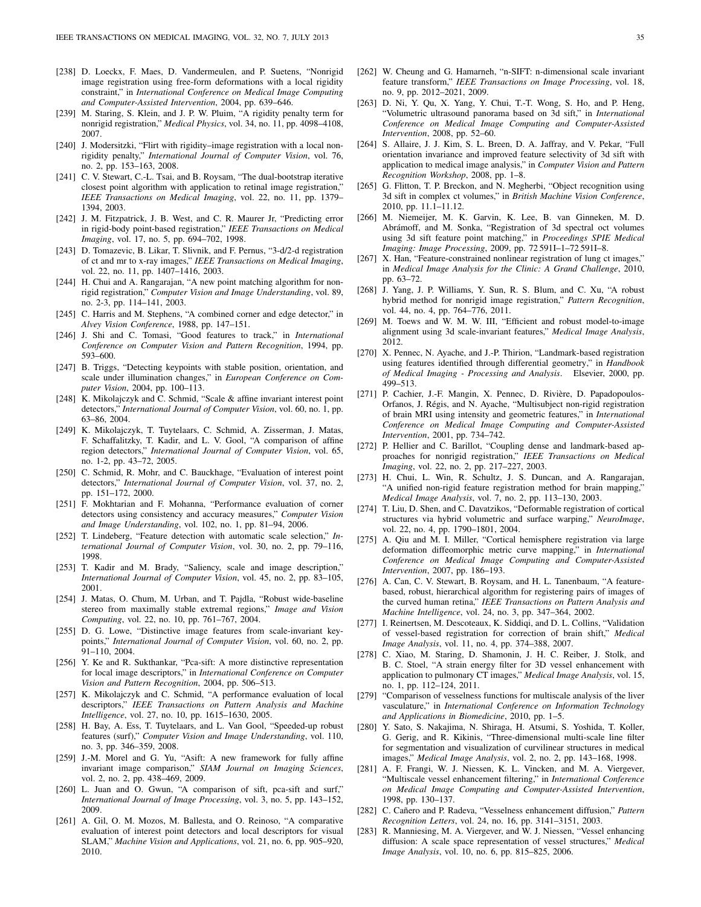[238] D. Loeckx, F. Maes, D. Vandermeulen, and P. Suetens, "Nonrigid image registration using free-form deformations with a local rigidity constraint," in *International Conference on Medical Image Computing and Computer-Assisted Intervention*, 2004, pp. 639–646.

[239] M. Staring, S. Klein, and J. P. W. Pluim, "A rigidity penalty term for nonrigid registration," *Medical Physics*, vol. 34, no. 11, pp. 4098–4108, 2007.

[240] J. Modersitzki, "Flirt with rigidity–image registration with a local non-rigidity penalty," *International Journal of Computer Vision*, vol. 76, no. 2, pp. 153–163, 2008.

[241] C. V. Stewart, C.-L. Tsai, and B. Roysam, "The dual-bootstrap iterative closest point algorithm with application to retinal image registration," *IEEE Transactions on Medical Imaging*, vol. 22, no. 11, pp. 1379–1394, 2003.

[242] J. M. Fitzpatrick, J. B. West, and C. R. Maurer Jr, "Predicting error in rigid-body point-based registration," *IEEE Transactions on Medical Imaging*, vol. 17, no. 5, pp. 694–702, 1998.

[243] D. Tomazevic, B. Likar, T. Slivnik, and F. Pernus, "3-d/2-d registration of ct and mr to x-ray images," *IEEE Transactions on Medical Imaging*, vol. 22, no. 11, pp. 1407–1416, 2003.

[244] H. Chui and A. Rangarajan, "A new point matching algorithm for non-rigid registration," *Computer Vision and Image Understanding*, vol. 89, no. 2-3, pp. 114–141, 2003.

[245] C. Harris and M. Stephens, "A combined corner and edge detector," in *Alvey Vision Conference*, 1988, pp. 147–151.

[246] J. Shi and C. Tomasi, "Good features to track," in *International Conference on Computer Vision and Pattern Recognition*, 1994, pp. 593–600.

[247] B. Triggs, "Detecting keypoints with stable position, orientation, and scale under illumination changes," in *European Conference on Computer Vision*, 2004, pp. 100–113.

[248] K. Mikolajczyk and C. Schmid, "Scale & affine invariant interest point detectors," *International Journal of Computer Vision*, vol. 60, no. 1, pp. 63–86, 2004.

[249] K. Mikolajczyk, T. Tuytelaars, C. Schmid, A. Zisserman, J. Matas, F. Schaffalitzky, T. Kadir, and L. V. Gool, "A comparison of affine region detectors," *International Journal of Computer Vision*, vol. 65, no. 1-2, pp. 43–72, 2005.

[250] C. Schmid, R. Mohr, and C. Bauckhage, "Evaluation of interest point detectors," *International Journal of Computer Vision*, vol. 37, no. 2, pp. 151–172, 2000.

[251] F. Mokhtarian and F. Mohanna, "Performance evaluation of corner detectors using consistency and accuracy measures," *Computer Vision and Image Understanding*, vol. 102, no. 1, pp. 81–94, 2006.

[252] T. Lindeberg, "Feature detection with automatic scale selection," *International Journal of Computer Vision*, vol. 30, no. 2, pp. 79–116, 1998.

[253] T. Kadir and M. Brady, "Saliency, scale and image description," *International Journal of Computer Vision*, vol. 45, no. 2, pp. 83–105, 2001.

[254] J. Matas, O. Chum, M. Urban, and T. Pajdla, "Robust wide-baseline stereo from maximally stable extremal regions," *Image and Vision Computing*, vol. 22, no. 10, pp. 761–767, 2004.

[255] D. G. Lowe, "Distinctive image features from scale-invariant keypoints," *International Journal of Computer Vision*, vol. 60, no. 2, pp. 91–110, 2004.

[256] Y. Ke and R. Sukthankar, "Pca-sift: A more distinctive representation for local image descriptors," in *International Conference on Computer Vision and Pattern Recognition*, 2004, pp. 506–513.

[257] K. Mikolajczyk and C. Schmid, "A performance evaluation of local descriptors," *IEEE Transactions on Pattern Analysis and Machine Intelligence*, vol. 27, no. 10, pp. 1615–1630, 2005.

[258] H. Bay, A. Ess, T. Tuytelaars, and L. Van Gool, "Speeded-up robust features (surf)," *Computer Vision and Image Understanding*, vol. 110, no. 3, pp. 346–359, 2008.

[259] J.-M. Morel and G. Yu, "Asift: A new framework for fully affine invariant image comparison," *SIAM Journal on Imaging Sciences*, vol. 2, no. 2, pp. 438–469, 2009.

[260] L. Juan and O. Gwun, "A comparison of sift, pca-sift and surf," *International Journal of Image Processing*, vol. 3, no. 5, pp. 143–152, 2009.

[261] A. Gil, O. M. Mozos, M. Ballesta, and O. Reinoso, "A comparative evaluation of interest point detectors and local descriptors for visual SLAM," *Machine Vision and Applications*, vol. 21, no. 6, pp. 905–920, 2010.

[262] W. Cheung and G. Hamarneh, "n-SIFT: n-dimensional scale invariant feature transform," *IEEE Transactions on Image Processing*, vol. 18, no. 9, pp. 2012–2021, 2009.

[263] D. Ni, Y. Qu, X. Yang, Y. Chui, T.-T. Wong, S. Ho, and P. Heng, "Volumetric ultrasound panorama based on 3d sift," in *International Conference on Medical Image Computing and Computer-Assisted Intervention*, 2008, pp. 52–60.

[264] S. Allaire, J. J. Kim, S. L. Breen, D. A. Jaffray, and V. Pekar, "Full orientation invariance and improved feature selectivity of 3d sift with application to medical image analysis," in *Computer Vision and Pattern Recognition Workshop*, 2008, pp. 1–8.

[265] G. Flitton, T. P. Breckon, and N. Megherbi, "Object recognition using 3d sift in complex ct volumes," in *British Machine Vision Conference*, 2010, pp. 11.1–11.12.

[266] M. Niemeijer, M. K. Garvin, K. Lee, B. van Ginneken, M. D. Abrámoff, and M. Sonka, "Registration of 3d spectral oct volumes using 3d sift feature point matching," in *Proceedings SPIE Medical Imaging: Image Processing*, 2009, pp. 72 591I–1–72 591I–8.

[267] X. Han, "Feature-constrained nonlinear registration of lung ct images," in *Medical Image Analysis for the Clinic: A Grand Challenge*, 2010, pp. 63–72.

[268] J. Yang, J. P. Williams, Y. Sun, R. S. Blum, and C. Xu, "A robust hybrid method for nonrigid image registration," *Pattern Recognition*, vol. 44, no. 4, pp. 764–776, 2011.

[269] M. Toews and W. M. W. III, "Efficient and robust model-to-image alignment using 3d scale-invariant features," *Medical Image Analysis*, 2012.

[270] X. Pennec, N. Ayache, and J.-P. Thirion, "Landmark-based registration using features identified through differential geometry," in *Handbook of Medical Imaging - Processing and Analysis*. Elsevier, 2000, pp. 499–513.

[271] P. Cachier, J.-F. Mangin, X. Pennec, D. Rivière, D. Papadopoulos-Orfanos, J. Régis, and N. Ayache, "Multisubject non-rigid registration of brain MRI using intensity and geometric features," in *International Conference on Medical Image Computing and Computer-Assisted Intervention*, 2001, pp. 734–742.

[272] P. Hellier and C. Barillot, "Coupling dense and landmark-based approaches for nonrigid registration," *IEEE Transactions on Medical Imaging*, vol. 22, no. 2, pp. 217–227, 2003.

[273] H. Chui, L. Win, R. Schultz, J. S. Duncan, and A. Rangarajan, "A unified non-rigid feature registration method for brain mapping," *Medical Image Analysis*, vol. 7, no. 2, pp. 113–130, 2003.

[274] T. Liu, D. Shen, and C. Davatzikos, "Deformable registration of cortical structures via hybrid volumetric and surface warping," *NeuroImage*, vol. 22, no. 4, pp. 1790–1801, 2004.

[275] A. Qiu and M. I. Miller, "Cortical hemisphere registration via large deformation diffeomorphic metric curve mapping," in *International Conference on Medical Image Computing and Computer-Assisted Intervention*, 2007, pp. 186–193.

[276] A. Can, C. V. Stewart, B. Roysam, and H. L. Tanenbaum, "A feature-based, robust, hierarchical algorithm for registering pairs of images of the curved human retina," *IEEE Transactions on Pattern Analysis and Machine Intelligence*, vol. 24, no. 3, pp. 347–364, 2002.

[277] I. Reinertsen, M. Descoteaux, K. Siddiqi, and D. L. Collins, "Validation of vessel-based registration for correction of brain shift," *Medical Image Analysis*, vol. 11, no. 4, pp. 374–388, 2007.

[278] C. Xiao, M. Staring, D. Shamonin, J. H. C. Reiber, J. Stolk, and B. C. Stoel, "A strain energy filter for 3D vessel enhancement with application to pulmonary CT images," *Medical Image Analysis*, vol. 15, no. 1, pp. 112–124, 2011.

[279] "Comparison of vesselness functions for multiscale analysis of the liver vasculature," in *International Conference on Information Technology and Applications in Biomedicine*, 2010, pp. 1–5.

[280] Y. Sato, S. Nakajima, N. Shiraga, H. Atsumi, S. Yoshida, T. Koller, G. Gerig, and R. Kikinis, "Three-dimensional multi-scale line filter for segmentation and visualization of curvilinear structures in medical images," *Medical Image Analysis*, vol. 2, no. 2, pp. 143–168, 1998.

[281] A. F. Frangi, W. J. Niessen, K. L. Vincken, and M. A. Viergever, "Multiscale vessel enhancement filtering," in *International Conference on Medical Image Computing and Computer-Assisted Intervention*, 1998, pp. 130–137.

[282] C. Cañero and P. Radeva, "Vesselness enhancement diffusion," *Pattern Recognition Letters*, vol. 24, no. 16, pp. 3141–3151, 2003.

[283] R. Manniesing, M. A. Viergever, and W. J. Niessen, "Vessel enhancing diffusion: A scale space representation of vessel structures," *Medical Image Analysis*, vol. 10, no. 6, pp. 815–825, 2006.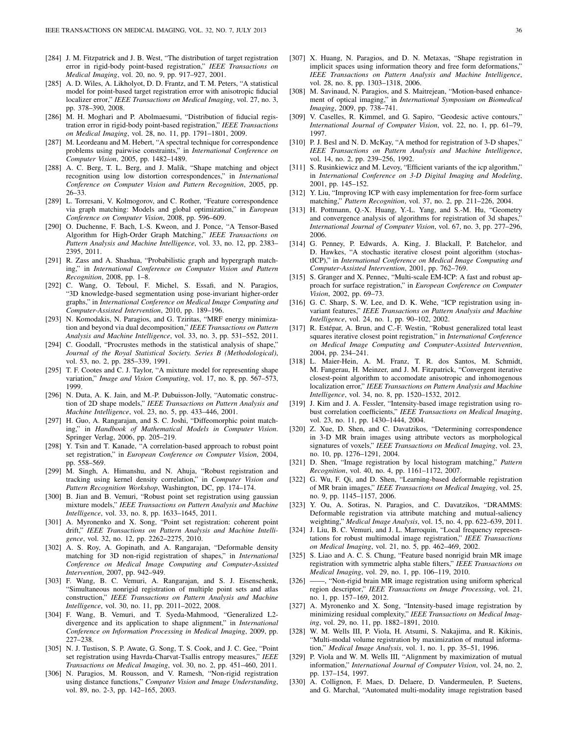[284] J. M. Fitzpatrick and J. B. West, "The distribution of target registration error in rigid-body point-based registration," *IEEE Transactions on Medical Imaging*, vol. 20, no. 9, pp. 917–927, 2001.

[285] A. D. Wiles, A. Likholyot, D. D. Frantz, and T. M. Peters, "A statistical model for point-based target registration error with anisotropic fiducial localizer error," *IEEE Transactions on Medical Imaging*, vol. 27, no. 3, pp. 378–390, 2008.

[286] M. H. Moghari and P. Abolmaesumi, "Distribution of fiducial registration error in rigid-body point-based registration," *IEEE Transactions on Medical Imaging*, vol. 28, no. 11, pp. 1791–1801, 2009.

[287] M. Leordeanu and M. Hebert, "A spectral technique for correspondence problems using pairwise constraints," in *International Conference on Computer Vision*, 2005, pp. 1482–1489.

[288] A. C. Berg, T. L. Berg, and J. Malik, "Shape matching and object recognition using low distortion correspondences," in *International Conference on Computer Vision and Pattern Recognition*, 2005, pp. 26–33.

[289] L. Torresani, V. Kolmogorov, and C. Rother, "Feature correspondence via graph matching: Models and global optimization," in *European Conference on Computer Vision*, 2008, pp. 596–609.

[290] O. Duchenne, F. Bach, I.-S. Kweon, and J. Ponce, "A Tensor-Based Algorithm for High-Order Graph Matching," *IEEE Transactions on Pattern Analysis and Machine Intelligence*, vol. 33, no. 12, pp. 2383–2395, 2011.

[291] R. Zass and A. Shashua, "Probabilistic graph and hypergraph matching," in *International Conference on Computer Vision and Pattern Recognition*, 2008, pp. 1–8.

[292] C. Wang, O. Teboul, F. Michel, S. Essafi, and N. Paragios, "3D knowledge-based segmentation using pose-invariant higher-order graphs," in *International Conference on Medical Image Computing and Computer-Assisted Intervention*, 2010, pp. 189–196.

[293] N. Komodakis, N. Paragios, and G. Tziritas, "MRF energy minimization and beyond via dual decomposition," *IEEE Transactions on Pattern Analysis and Machine Intelligence*, vol. 33, no. 3, pp. 531–552, 2011.

[294] C. Goodall, "Procrustes methods in the statistical analysis of shape," *Journal of the Royal Statistical Society. Series B (Methodological)*, vol. 53, no. 2, pp. 285–339, 1991.

[295] T. F. Cootes and C. J. Taylor, "A mixture model for representing shape variation," *Image and Vision Computing*, vol. 17, no. 8, pp. 567–573, 1999.

[296] N. Duta, A. K. Jain, and M.-P. Dubuisson-Jolly, "Automatic construction of 2D shape models," *IEEE Transactions on Pattern Analysis and Machine Intelligence*, vol. 23, no. 5, pp. 433–446, 2001.

[297] H. Guo, A. Rangarajan, and S. C. Joshi, "Diffeomorphic point matching," in *Handbook of Mathematical Models in Computer Vision*. Springer Verlag, 2006, pp. 205–219.

[298] Y. Tsin and T. Kanade, "A correlation-based approach to robust point set registration," in *European Conference on Computer Vision*, 2004, pp. 558–569.

[299] M. Singh, A. Himanshu, and N. Ahuja, "Robust registration and tracking using kernel density correlation," in *Computer Vision and Pattern Recognition Workshop*, Washington, DC, pp. 174–174.

[300] B. Jian and B. Vemuri, "Robust point set registration using gaussian mixture models," *IEEE Transactions on Pattern Analysis and Machine Intelligence*, vol. 33, no. 8, pp. 1633–1645, 2011.

[301] A. Myronenko and X. Song, "Point set registration: coherent point drift," *IEEE Transactions on Pattern Analysis and Machine Intelligence*, vol. 32, no. 12, pp. 2262–2275, 2010.

[302] A. S. Roy, A. Gopinath, and A. Rangarajan, "Deformable density matching for 3D non-rigid registration of shapes," in *International Conference on Medical Image Computing and Computer-Assisted Intervention*, 2007, pp. 942–949.

[303] F. Wang, B. C. Vemuri, A. Rangarajan, and S. J. Eisenschenk, "Simultaneous nonrigid registration of multiple point sets and atlas construction," *IEEE Transactions on Pattern Analysis and Machine Intelligence*, vol. 30, no. 11, pp. 2011–2022, 2008.

[304] F. Wang, B. Vemuri, and T. Syeda-Mahmood, "Generalized L2-divergence and its application to shape alignment," in *International Conference on Information Processing in Medical Imaging*, 2009, pp. 227–238.

[305] N. J. Tustison, S. P. Awate, G. Song, T. S. Cook, and J. C. Gee, "Point set registration using Havrda-Charvat-Tsallis entropy measures," *IEEE Transactions on Medical Imaging*, vol. 30, no. 2, pp. 451–460, 2011.

[306] N. Paragios, M. Rousson, and V. Ramesh, "Non-rigid registration using distance functions," *Computer Vision and Image Understanding*, vol. 89, no. 2-3, pp. 142–165, 2003.

[307] X. Huang, N. Paragios, and D. N. Metaxas, "Shape registration in implicit spaces using information theory and free form deformations," *IEEE Transactions on Pattern Analysis and Machine Intelligence*, vol. 28, no. 8, pp. 1303–1318, 2006.

[308] M. Savinaud, N. Paragios, and S. Maitrejean, "Motion-based enhancement of optical imaging," in *International Symposium on Biomedical Imaging*, 2009, pp. 738–741.

[309] V. Caselles, R. Kimmel, and G. Sapiro, "Geodesic active contours," *International Journal of Computer Vision*, vol. 22, no. 1, pp. 61–79, 1997.

[310] P. J. Besl and N. D. McKay, "A method for registration of 3-D shapes," *IEEE Transactions on Pattern Analysis and Machine Intelligence*, vol. 14, no. 2, pp. 239–256, 1992.

[311] S. Rusinkiewicz and M. Levoy, "Efficient variants of the icp algorithm," in *International Conference on 3-D Digital Imaging and Modeling*, 2001, pp. 145–152.

[312] Y. Liu, "Improving ICP with easy implementation for free-form surface matching," *Pattern Recognition*, vol. 37, no. 2, pp. 211–226, 2004.

[313] H. Pottmann, Q.-X. Huang, Y.-L. Yang, and S.-M. Hu, "Geometry and convergence analysis of algorithms for registration of 3d shapes," *International Journal of Computer Vision*, vol. 67, no. 3, pp. 277–296, 2006.

[314] G. Penney, P. Edwards, A. King, J. Blackall, P. Batchelor, and D. Hawkes, "A stochastic iterative closest point algorithm (stochastICP)," in *International Conference on Medical Image Computing and Computer-Assisted Intervention*, 2001, pp. 762–769.

[315] S. Granger and X. Pennec, "Multi-scale EM-ICP: A fast and robust approach for surface registration," in *European Conference on Computer Vision*, 2002, pp. 69–73.

[316] G. C. Sharp, S. W. Lee, and D. K. Wehe, "ICP registration using invariant features," *IEEE Transactions on Pattern Analysis and Machine Intelligence*, vol. 24, no. 1, pp. 90–102, 2002.

[317] R. Estépar, A. Brun, and C.-F. Westin, "Robust generalized total least squares iterative closest point registration," in *International Conference on Medical Image Computing and Computer-Assisted Intervention*, 2004, pp. 234–241.

[318] L. Maier-Hein, A. M. Franz, T. R. dos Santos, M. Schmidt, M. Fangerau, H. Meinzer, and J. M. Fitzpatrick, "Convergent iterative closest-point algorithm to accomodate anisotropic and inhomogenous localization error," *IEEE Transactions on Pattern Analysis and Machine Intelligence*, vol. 34, no. 8, pp. 1520–1532, 2012.

[319] J. Kim and J. A. Fessler, "Intensity-based image registration using robust correlation coefficients," *IEEE Transactions on Medical Imaging*, vol. 23, no. 11, pp. 1430–1444, 2004.

[320] Z. Xue, D. Shen, and C. Davatzikos, "Determining correspondence in 3-D MR brain images using attribute vectors as morphological signatures of voxels," *IEEE Transactions on Medical Imaging*, vol. 23, no. 10, pp. 1276–1291, 2004.

[321] D. Shen, "Image registration by local histogram matching," *Pattern Recognition*, vol. 40, no. 4, pp. 1161–1172, 2007.

[322] G. Wu, F. Qi, and D. Shen, "Learning-based deformable registration of MR brain images," *IEEE Transactions on Medical Imaging*, vol. 25, no. 9, pp. 1145–1157, 2006.

[323] Y. Ou, A. Sotiras, N. Paragios, and C. Davatzikos, "DRAMMS: Deformable registration via attribute matching and mutual-saliency weighting," *Medical Image Analysis*, vol. 15, no. 4, pp. 622–639, 2011.

[324] J. Liu, B. C. Vemuri, and J. L. Marroquin, "Local frequency representations for robust multimodal image registration," *IEEE Transactions on Medical Imaging*, vol. 21, no. 5, pp. 462–469, 2002.

[325] S. Liao and A. C. S. Chung, "Feature based nonrigid brain MR image registration with symmetric alpha stable filters," *IEEE Transactions on Medical Imaging*, vol. 29, no. 1, pp. 106–119, 2010.

[326] ——, "Non-rigid brain MR image registration using uniform spherical region descriptor," *IEEE Transactions on Image Processing*, vol. 21, no. 1, pp. 157–169, 2012.

[327] A. Myronenko and X. Song, "Intensity-based image registration by minimizing residual complexity," *IEEE Transactions on Medical Imaging*, vol. 29, no. 11, pp. 1882–1891, 2010.

[328] W. M. Wells III, P. Viola, H. Atsumi, S. Nakajima, and R. Kikinis, "Multi-modal volume registration by maximization of mutual information," *Medical Image Analysis*, vol. 1, no. 1, pp. 35–51, 1996.

[329] P. Viola and W. M. Wells III, "Alignment by maximization of mutual information," *International Journal of Computer Vision*, vol. 24, no. 2, pp. 137–154, 1997.

[330] A. Collignon, F. Maes, D. Delaere, D. Vandermeulen, P. Suetens, and G. Marchal, "Automated multi-modality image registration based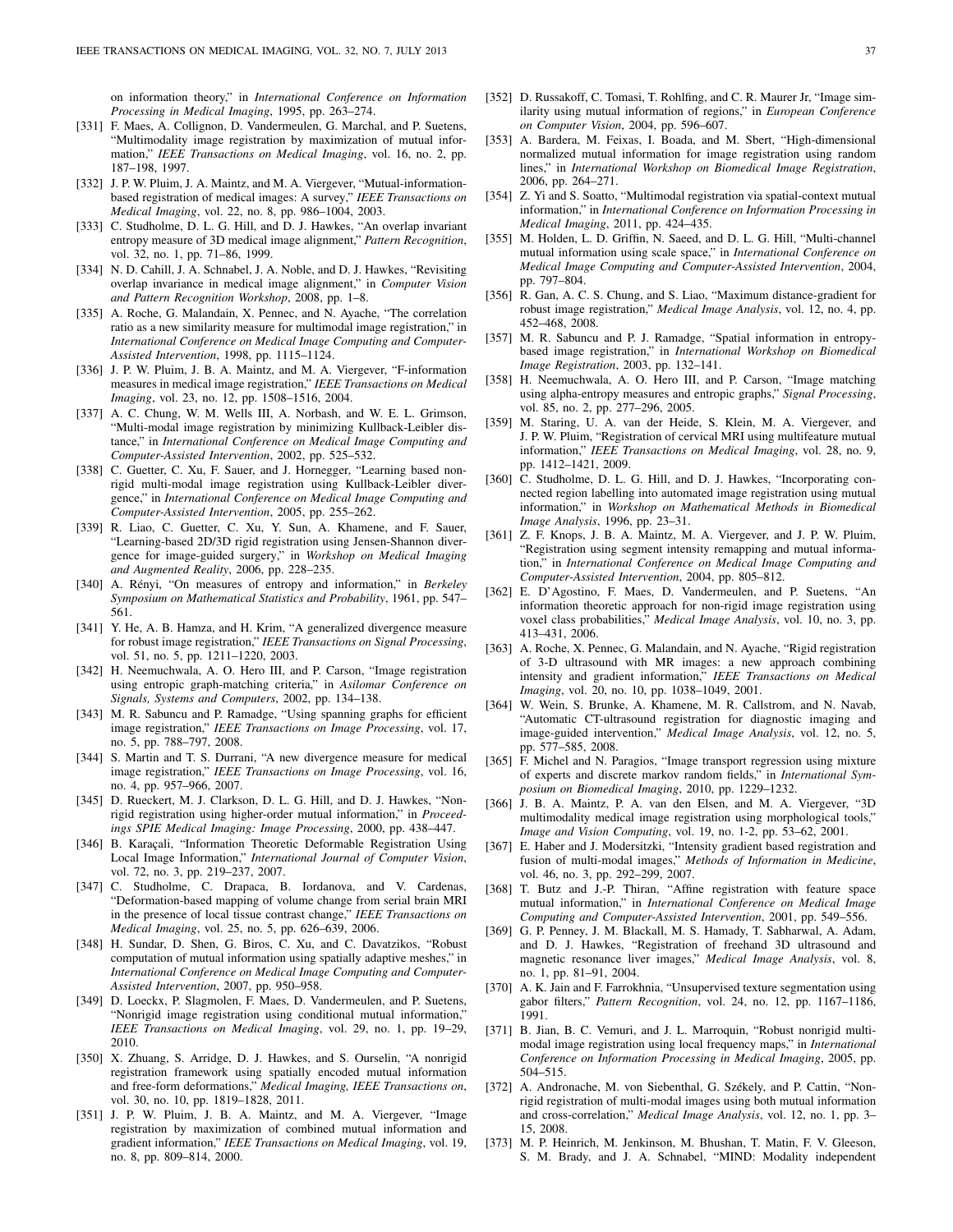on information theory," in *International Conference on Information Processing in Medical Imaging*, 1995, pp. 263–274.

[331] F. Maes, A. Collignon, D. Vandermeulen, G. Marchal, and P. Suetens, "Multimodality image registration by maximization of mutual information," *IEEE Transactions on Medical Imaging*, vol. 16, no. 2, pp. 187–198, 1997.

[332] J. P. W. Pluim, J. A. Maintz, and M. A. Viergever, "Mutual-information-based registration of medical images: A survey," *IEEE Transactions on Medical Imaging*, vol. 22, no. 8, pp. 986–1004, 2003.

[333] C. Studholme, D. L. G. Hill, and D. J. Hawkes, "An overlap invariant entropy measure of 3D medical image alignment," *Pattern Recognition*, vol. 32, no. 1, pp. 71–86, 1999.

[334] N. D. Cahill, J. A. Schnabel, J. A. Noble, and D. J. Hawkes, "Revisiting overlap invariance in medical image alignment," in *Computer Vision and Pattern Recognition Workshop*, 2008, pp. 1–8.

[335] A. Roche, G. Malandain, X. Pennec, and N. Ayache, "The correlation ratio as a new similarity measure for multimodal image registration," in *International Conference on Medical Image Computing and Computer-Assisted Intervention*, 1998, pp. 1115–1124.

[336] J. P. W. Pluim, J. B. A. Maintz, and M. A. Viergever, "F-information measures in medical image registration," *IEEE Transactions on Medical Imaging*, vol. 23, no. 12, pp. 1508–1516, 2004.

[337] A. C. Chung, W. M. Wells III, A. Norbash, and W. E. L. Grimson, "Multi-modal image registration by minimizing Kullback-Leibler distance," in *International Conference on Medical Image Computing and Computer-Assisted Intervention*, 2002, pp. 525–532.

[338] C. Guetter, C. Xu, F. Sauer, and J. Hornegger, "Learning based non-rigid multi-modal image registration using Kullback-Leibler divergence," in *International Conference on Medical Image Computing and Computer-Assisted Intervention*, 2005, pp. 255–262.

[339] R. Liao, C. Guetter, C. Xu, Y. Sun, A. Khamene, and F. Sauer, "Learning-based 2D/3D rigid registration using Jensen-Shannon divergence for image-guided surgery," in *Workshop on Medical Imaging and Augmented Reality*, 2006, pp. 228–235.

[340] A. Rényi, "On measures of entropy and information," in *Berkeley Symposium on Mathematical Statistics and Probability*, 1961, pp. 547–561.

[341] Y. He, A. B. Hamza, and H. Krim, "A generalized divergence measure for robust image registration," *IEEE Transactions on Signal Processing*, vol. 51, no. 5, pp. 1211–1220, 2003.

[342] H. Neemuchwala, A. O. Hero III, and P. Carson, "Image registration using entropic graph-matching criteria," in *Asilomar Conference on Signals, Systems and Computers*, 2002, pp. 134–138.

[343] M. R. Sabuncu and P. Ramadge, "Using spanning graphs for efficient image registration," *IEEE Transactions on Image Processing*, vol. 17, no. 5, pp. 788–797, 2008.

[344] S. Martin and T. S. Durrani, "A new divergence measure for medical image registration," *IEEE Transactions on Image Processing*, vol. 16, no. 4, pp. 957–966, 2007.

[345] D. Rueckert, M. J. Clarkson, D. L. G. Hill, and D. J. Hawkes, "Non-rigid registration using higher-order mutual information," in *Proceedings SPIE Medical Imaging: Image Processing*, 2000, pp. 438–447.

[346] B. Karaçali, "Information Theoretic Deformable Registration Using Local Image Information," *International Journal of Computer Vision*, vol. 72, no. 3, pp. 219–237, 2007.

[347] C. Studholme, C. Drapaca, B. Iordanova, and V. Cardenas, "Deformation-based mapping of volume change from serial brain MRI in the presence of local tissue contrast change," *IEEE Transactions on Medical Imaging*, vol. 25, no. 5, pp. 626–639, 2006.

[348] H. Sundar, D. Shen, G. Biros, C. Xu, and C. Davatzikos, "Robust computation of mutual information using spatially adaptive meshes," in *International Conference on Medical Image Computing and Computer-Assisted Intervention*, 2007, pp. 950–958.

[349] D. Loeckx, P. Slagmolen, F. Maes, D. Vandermeulen, and P. Suetens, "Nonrigid image registration using conditional mutual information," *IEEE Transactions on Medical Imaging*, vol. 29, no. 1, pp. 19–29, 2010.

[350] X. Zhuang, S. Arridge, D. J. Hawkes, and S. Ourselin, "A nonrigid registration framework using spatially encoded mutual information and free-form deformations," *Medical Imaging, IEEE Transactions on*, vol. 30, no. 10, pp. 1819–1828, 2011.

[351] J. P. W. Pluim, J. B. A. Maintz, and M. A. Viergever, "Image registration by maximization of combined mutual information and gradient information," *IEEE Transactions on Medical Imaging*, vol. 19, no. 8, pp. 809–814, 2000.

[352] D. Russakoff, C. Tomasi, T. Rohlfing, and C. R. Maurer Jr, "Image similarity using mutual information of regions," in *European Conference on Computer Vision*, 2004, pp. 596–607.

[353] A. Bardera, M. Feixas, I. Boada, and M. Sbert, "High-dimensional normalized mutual information for image registration using random lines," in *International Workshop on Biomedical Image Registration*, 2006, pp. 264–271.

[354] Z. Yi and S. Soatto, "Multimodal registration via spatial-context mutual information," in *International Conference on Information Processing in Medical Imaging*, 2011, pp. 424–435.

[355] M. Holden, L. D. Griffin, N. Saeed, and D. L. G. Hill, "Multi-channel mutual information using scale space," in *International Conference on Medical Image Computing and Computer-Assisted Intervention*, 2004, pp. 797–804.

[356] R. Gan, A. C. S. Chung, and S. Liao, "Maximum distance-gradient for robust image registration," *Medical Image Analysis*, vol. 12, no. 4, pp. 452–468, 2008.

[357] M. R. Sabuncu and P. J. Ramadge, "Spatial information in entropy-based image registration," in *International Workshop on Biomedical Image Registration*, 2003, pp. 132–141.

[358] H. Neemuchwala, A. O. Hero III, and P. Carson, "Image matching using alpha-entropy measures and entropic graphs," *Signal Processing*, vol. 85, no. 2, pp. 277–296, 2005.

[359] M. Staring, U. A. van der Heide, S. Klein, M. A. Viergever, and J. P. W. Pluim, "Registration of cervical MRI using multifeature mutual information," *IEEE Transactions on Medical Imaging*, vol. 28, no. 9, pp. 1412–1421, 2009.

[360] C. Studholme, D. L. G. Hill, and D. J. Hawkes, "Incorporating connected region labelling into automated image registration using mutual information," in *Workshop on Mathematical Methods in Biomedical Image Analysis*, 1996, pp. 23–31.

[361] Z. F. Knops, J. B. A. Maintz, M. A. Viergever, and J. P. W. Pluim, "Registration using segment intensity remapping and mutual information," in *International Conference on Medical Image Computing and Computer-Assisted Intervention*, 2004, pp. 805–812.

[362] E. D'Agostino, F. Maes, D. Vandermeulen, and P. Suetens, "An information theoretic approach for non-rigid image registration using voxel class probabilities," *Medical Image Analysis*, vol. 10, no. 3, pp. 413–431, 2006.

[363] A. Roche, X. Pennec, G. Malandain, and N. Ayache, "Rigid registration of 3-D ultrasound with MR images: a new approach combining intensity and gradient information," *IEEE Transactions on Medical Imaging*, vol. 20, no. 10, pp. 1038–1049, 2001.

[364] W. Wein, S. Brunke, A. Khamene, M. R. Callstrom, and N. Navab, "Automatic CT-ultrasound registration for diagnostic imaging and image-guided intervention," *Medical Image Analysis*, vol. 12, no. 5, pp. 577–585, 2008.

[365] F. Michel and N. Paragios, "Image transport regression using mixture of experts and discrete markov random fields," in *International Symposium on Biomedical Imaging*, 2010, pp. 1229–1232.

[366] J. B. A. Maintz, P. A. van den Elsen, and M. A. Viergever, "3D multimodality medical image registration using morphological tools," *Image and Vision Computing*, vol. 19, no. 1-2, pp. 53–62, 2001.

[367] E. Haber and J. Modersitzki, "Intensity gradient based registration and fusion of multi-modal images," *Methods of Information in Medicine*, vol. 46, no. 3, pp. 292–299, 2007.

[368] T. Butz and J.-P. Thiran, "Affine registration with feature space mutual information," in *International Conference on Medical Image Computing and Computer-Assisted Intervention*, 2001, pp. 549–556.

[369] G. P. Penney, J. M. Blackall, M. S. Hamady, T. Sabharwal, A. Adam, and D. J. Hawkes, "Registration of freehand 3D ultrasound and magnetic resonance liver images," *Medical Image Analysis*, vol. 8, no. 1, pp. 81–91, 2004.

[370] A. K. Jain and F. Farrokhnia, "Unsupervised texture segmentation using gabor filters," *Pattern Recognition*, vol. 24, no. 12, pp. 1167–1186, 1991.

[371] B. Jian, B. C. Vemuri, and J. L. Marroquin, "Robust nonrigid multimodal image registration using local frequency maps," in *International Conference on Information Processing in Medical Imaging*, 2005, pp. 504–515.

[372] A. Andronache, M. von Siebenthal, G. Székely, and P. Cattin, "Non-rigid registration of multi-modal images using both mutual information and cross-correlation," *Medical Image Analysis*, vol. 12, no. 1, pp. 3–15, 2008.

[373] M. P. Heinrich, M. Jenkinson, M. Bhushan, T. Matin, F. V. Gleeson, S. M. Brady, and J. A. Schnabel, "MIND: Modality independent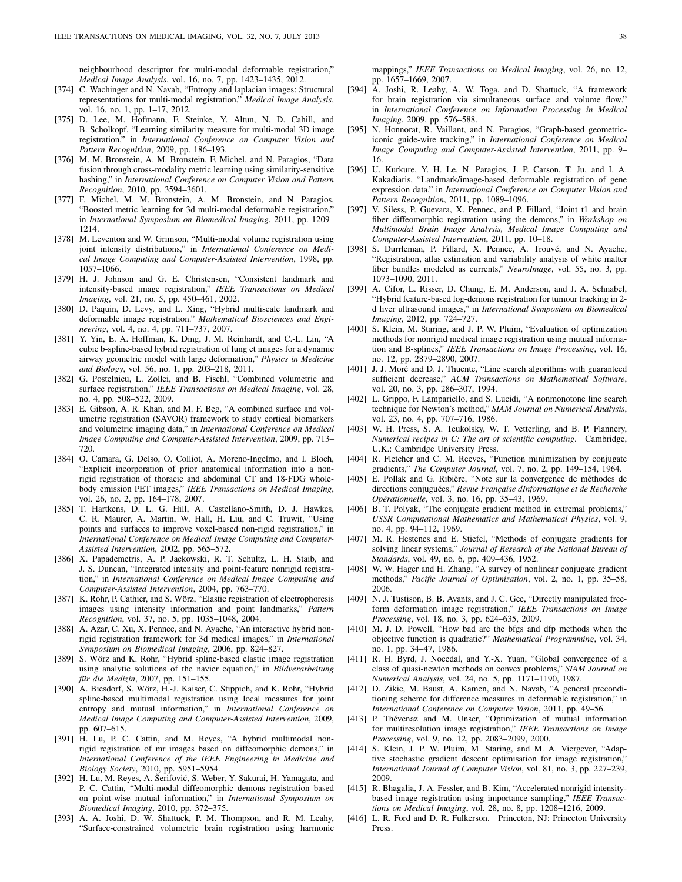neighbourhood descriptor for multi-modal deformable registration," *Medical Image Analysis*, vol. 16, no. 7, pp. 1423–1435, 2012.

[374] C. Wachinger and N. Navab, "Entropy and laplacian images: Structural representations for multi-modal registration," *Medical Image Analysis*, vol. 16, no. 1, pp. 1–17, 2012.

[375] D. Lee, M. Hofmann, F. Steinke, Y. Altun, N. D. Cahill, and B. Scholkopf, "Learning similarity measure for multi-modal 3D image registration," in *International Conference on Computer Vision and Pattern Recognition*, 2009, pp. 186–193.

[376] M. M. Bronstein, A. M. Bronstein, F. Michel, and N. Paragios, "Data fusion through cross-modality metric learning using similarity-sensitive hashing," in *International Conference on Computer Vision and Pattern Recognition*, 2010, pp. 3594–3601.

[377] F. Michel, M. M. Bronstein, A. M. Bronstein, and N. Paragios, "Boosted metric learning for 3d multi-modal deformable registration," in *International Symposium on Biomedical Imaging*, 2011, pp. 1209–1214.

[378] M. Leventon and W. Grimson, "Multi-modal volume registration using joint intensity distributions," in *International Conference on Medical Image Computing and Computer-Assisted Intervention*, 1998, pp. 1057–1066.

[379] H. J. Johnson and G. E. Christensen, "Consistent landmark and intensity-based image registration," *IEEE Transactions on Medical Imaging*, vol. 21, no. 5, pp. 450–461, 2002.

[380] D. Paquin, D. Levy, and L. Xing, "Hybrid multiscale landmark and deformable image registration," *Mathematical Biosciences and Engineering*, vol. 4, no. 4, pp. 711–737, 2007.

[381] Y. Yin, E. A. Hoffman, K. Ding, J. M. Reinhardt, and C.-L. Lin, "A cubic b-spline-based hybrid registration of lung ct images for a dynamic airway geometric model with large deformation," *Physics in Medicine and Biology*, vol. 56, no. 1, pp. 203–218, 2011.

[382] G. Postelnicu, L. Zollei, and B. Fischl, "Combined volumetric and surface registration," *IEEE Transactions on Medical Imaging*, vol. 28, no. 4, pp. 508–522, 2009.

[383] E. Gibson, A. R. Khan, and M. F. Beg, "A combined surface and volumetric registration (SAVOR) framework to study cortical biomarkers and volumetric imaging data," in *International Conference on Medical Image Computing and Computer-Assisted Intervention*, 2009, pp. 713–720.

[384] O. Camara, G. Delso, O. Colliot, A. Moreno-Ingelmo, and I. Bloch, "Explicit incorporation of prior anatomical information into a nonrigid registration of thoracic and abdominal CT and 18-FDG whole-body emission PET images," *IEEE Transactions on Medical Imaging*, vol. 26, no. 2, pp. 164–178, 2007.

[385] T. Hartkens, D. L. G. Hill, A. Castellano-Smith, D. J. Hawkes, C. R. Maurer, A. Martin, W. Hall, H. Liu, and C. Truwit, "Using points and surfaces to improve voxel-based non-rigid registration," in *International Conference on Medical Image Computing and Computer-Assisted Intervention*, 2002, pp. 565–572.

[386] X. Papademetris, A. P. Jackowski, R. T. Schultz, L. H. Staib, and J. S. Duncan, "Integrated intensity and point-feature nonrigid registration," in *International Conference on Medical Image Computing and Computer-Assisted Intervention*, 2004, pp. 763–770.

[387] K. Rohr, P. Cathier, and S. Wörz, "Elastic registration of electrophoresis images using intensity information and point landmarks," *Pattern Recognition*, vol. 37, no. 5, pp. 1035–1048, 2004.

[388] A. Azar, C. Xu, X. Pennec, and N. Ayache, "An interactive hybrid nonrigid registration framework for 3d medical images," in *International Symposium on Biomedical Imaging*, 2006, pp. 824–827.

[389] S. Wörz and K. Rohr, "Hybrid spline-based elastic image registration using analytic solutions of the navier equation," in *Bildverarbeitung für die Medizin*, 2007, pp. 151–155.

[390] A. Biesdorf, S. Wörz, H.-J. Kaiser, C. Stippich, and K. Rohr, "Hybrid spline-based multimodal registration using local measures for joint entropy and mutual information," in *International Conference on Medical Image Computing and Computer-Assisted Intervention*, 2009, pp. 607–615.

[391] H. Lu, P. C. Cattin, and M. Reyes, "A hybrid multimodal nonrigid registration of mr images based on diffeomorphic demons," in *International Conference of the IEEE Engineering in Medicine and Biology Society*, 2010, pp. 5951–5954.

[392] H. Lu, M. Reyes, A. Šerifović, S. Weber, Y. Sakurai, H. Yamagata, and P. C. Cattin, "Multi-modal diffeomorphic demons registration based on point-wise mutual information," in *International Symposium on Biomedical Imaging*, 2010, pp. 372–375.

[393] A. A. Joshi, D. W. Shattuck, P. M. Thompson, and R. M. Leahy, "Surface-constrained volumetric brain registration using harmonic mappings," *IEEE Transactions on Medical Imaging*, vol. 26, no. 12, pp. 1657–1669, 2007.

[394] A. Joshi, R. Leahy, A. W. Toga, and D. Shattuck, "A framework for brain registration via simultaneous surface and volume flow," in *International Conference on Information Processing in Medical Imaging*, 2009, pp. 576–588.

[395] N. Honnorat, R. Vaillant, and N. Paragios, "Graph-based geometric-iconic guide-wire tracking," in *International Conference on Medical Image Computing and Computer-Assisted Intervention*, 2011, pp. 9–16.

[396] U. Kurkure, Y. H. Le, N. Paragios, J. P. Carson, T. Ju, and I. A. Kakadiaris, "Landmark/image-based deformable registration of gene expression data," in *International Conference on Computer Vision and Pattern Recognition*, 2011, pp. 1089–1096.

[397] V. Siless, P. Guevara, X. Pennec, and P. Fillard, "Joint t1 and brain fiber diffeomorphic registration using the demons," in *Workshop on Multimodal Brain Image Analysis, Medical Image Computing and Computer-Assisted Intervention*, 2011, pp. 10–18.

[398] S. Durrleman, P. Fillard, X. Pennec, A. Trouvé, and N. Ayache, "Registration, atlas estimation and variability analysis of white matter fiber bundles modeled as currents," *NeuroImage*, vol. 55, no. 3, pp. 1073–1090, 2011.

[399] A. Cifor, L. Risser, D. Chung, E. M. Anderson, and J. A. Schnabel, "Hybrid feature-based log-demons registration for tumour tracking in 2-d liver ultrasound images," in *International Symposium on Biomedical Imaging*, 2012, pp. 724–727.

[400] S. Klein, M. Staring, and J. P. W. Pluim, "Evaluation of optimization methods for nonrigid medical image registration using mutual information and B-splines," *IEEE Transactions on Image Processing*, vol. 16, no. 12, pp. 2879–2890, 2007.

[401] J. J. Moré and D. J. Thuente, "Line search algorithms with guaranteed sufficient decrease," *ACM Transactions on Mathematical Software*, vol. 20, no. 3, pp. 286–307, 1994.

[402] L. Grippo, F. Lampariello, and S. Lucidi, "A nonmonotone line search technique for Newton's method," *SIAM Journal on Numerical Analysis*, vol. 23, no. 4, pp. 707–716, 1986.

[403] W. H. Press, S. A. Teukolsky, W. T. Vetterling, and B. P. Flannery, *Numerical recipes in C: The art of scientific computing*. Cambridge, U.K.: Cambridge University Press.

[404] R. Fletcher and C. M. Reeves, "Function minimization by conjugate gradients," *The Computer Journal*, vol. 7, no. 2, pp. 149–154, 1964.

[405] E. Pollak and G. Ribière, "Note sur la convergence de méthodes de directions conjuguées," *Revue Française dInformatique et de Recherche Opérationnelle*, vol. 3, no. 16, pp. 35–43, 1969.

[406] B. T. Polyak, "The conjugate gradient method in extremal problems," *USSR Computational Mathematics and Mathematical Physics*, vol. 9, no. 4, pp. 94–112, 1969.

[407] M. R. Hestenes and E. Stiefel, "Methods of conjugate gradients for solving linear systems," *Journal of Research of the National Bureau of Standards*, vol. 49, no. 6, pp. 409–436, 1952.

[408] W. W. Hager and H. Zhang, "A survey of nonlinear conjugate gradient methods," *Pacific Journal of Optimization*, vol. 2, no. 1, pp. 35–58, 2006.

[409] N. J. Tustison, B. B. Avants, and J. C. Gee, "Directly manipulated free-form deformation image registration," *IEEE Transactions on Image Processing*, vol. 18, no. 3, pp. 624–635, 2009.

[410] M. J. D. Powell, "How bad are the bfgs and dfp methods when the objective function is quadratic?" *Mathematical Programming*, vol. 34, no. 1, pp. 34–47, 1986.

[411] R. H. Byrd, J. Nocedal, and Y.-X. Yuan, "Global convergence of a class of quasi-newton methods on convex problems," *SIAM Journal on Numerical Analysis*, vol. 24, no. 5, pp. 1171–1190, 1987.

[412] D. Zikic, M. Baust, A. Kamen, and N. Navab, "A general preconditioning scheme for difference measures in deformable registration," in *International Conference on Computer Vision*, 2011, pp. 49–56.

[413] P. Thévenaz and M. Unser, "Optimization of mutual information for multiresolution image registration," *IEEE Transactions on Image Processing*, vol. 9, no. 12, pp. 2083–2099, 2000.

[414] S. Klein, J. P. W. Pluim, M. Staring, and M. A. Viergever, "Adaptive stochastic gradient descent optimisation for image registration," *International Journal of Computer Vision*, vol. 81, no. 3, pp. 227–239, 2009.

[415] R. Bhagalia, J. A. Fessler, and B. Kim, "Accelerated nonrigid intensity-based image registration using importance sampling," *IEEE Transactions on Medical Imaging*, vol. 28, no. 8, pp. 1208–1216, 2009.

[416] L. R. Ford and D. R. Fulkerson. Princeton, NJ: Princeton University Press.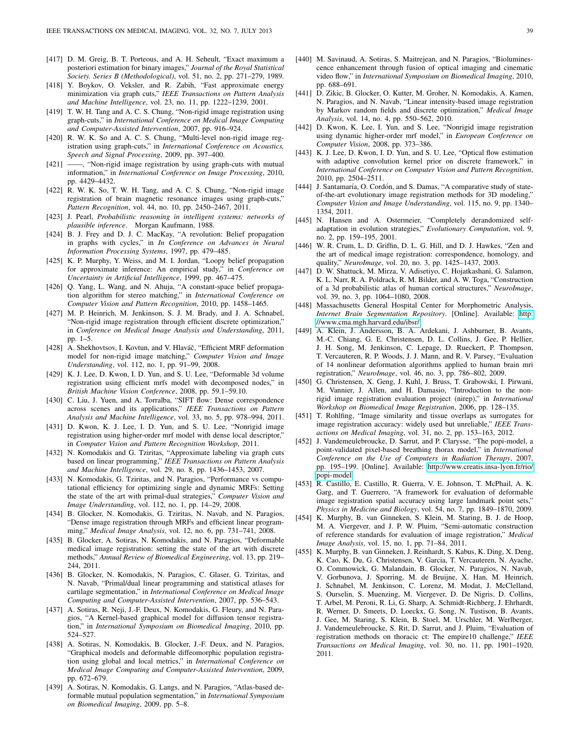[417] D. M. Greig, B. T. Porteous, and A. H. Seheult, "Exact maximum a posteriori estimation for binary images," *Journal of the Royal Statistical Society. Series B (Methodological)*, vol. 51, no. 2, pp. 271–279, 1989.

[418] Y. Boykov, O. Veksler, and R. Zabih, "Fast approximate energy minimization via graph cuts," *IEEE Transactions on Pattern Analysis and Machine Intelligence*, vol. 23, no. 11, pp. 1222–1239, 2001.

[419] T. W. H. Tang and A. C. S. Chung, "Non-rigid image registration using graph-cuts," in *International Conference on Medical Image Computing and Computer-Assisted Intervention*, 2007, pp. 916–924.

[420] R. W. K. So and A. C. S. Chung, "Multi-level non-rigid image registration using graph-cuts," in *International Conference on Acoustics, Speech and Signal Processing*, 2009, pp. 397–400.

[421] ——, "Non-rigid image registration by using graph-cuts with mutual information," in *International Conference on Image Processing*, 2010, pp. 4429–4432.

[422] R. W. K. So, T. W. H. Tang, and A. C. S. Chung, "Non-rigid image registration of brain magnetic resonance images using graph-cuts," *Pattern Recognition*, vol. 44, no. 10, pp. 2450–2467, 2011.

[423] J. Pearl, *Probabilistic reasoning in intelligent systems: networks of plausible inference*. Morgan Kaufmann, 1988.

[424] B. J. Frey and D. J. C. MacKay, "A revolution: Belief propagation in graphs with cycles," in *In Conference on Advances in Neural Information Processing Systems*, 1997, pp. 479–485.

[425] K. P. Murphy, Y. Weiss, and M. I. Jordan, "Loopy belief propagation for approximate inference: An empirical study," in *Conference on Uncertainty in Artificial Intelligence*, 1999, pp. 467–475.

[426] Q. Yang, L. Wang, and N. Ahuja, "A constant-space belief propagation algorithm for stereo matching," in *International Conference on Computer Vision and Pattern Recognition*, 2010, pp. 1458–1465.

[427] M. P. Heinrich, M. Jenkinson, S. J. M. Brady, and J. A. Schnabel, "Non-rigid image registration through efficient discrete optimization," in *Conference on Medical Image Analysis and Understanding*, 2011, pp. 1–5.

[428] A. Shekhovtsov, I. Kovtun, and V. Hlaváč, "Efficient MRF deformation model for non-rigid image matching," *Computer Vision and Image Understanding*, vol. 112, no. 1, pp. 91–99, 2008.

[429] K. J. Lee, D. Kwon, I. D. Yun, and S. U. Lee, "Deformable 3d volume registration using efficient mrfs model with decomposed nodes," in *British Machine Vision Conference*, 2008, pp. 59.1–59.10.

[430] C. Liu, J. Yuen, and A. Torralba, "SIFT flow: Dense correspondence across scenes and its applications," *IEEE Transactions on Pattern Analysis and Machine Intelligence*, vol. 33, no. 5, pp. 978–994, 2011.

[431] D. Kwon, K. J. Lee, I. D. Yun, and S. U. Lee, "Nonrigid image registration using higher-order mrf model with dense local descriptor," in *Computer Vision and Pattern Recognition Workshop*, 2011.

[432] N. Komodakis and G. Tziritas, "Approximate labeling via graph cuts based on linear programming," *IEEE Transactions on Pattern Analysis and Machine Intelligence*, vol. 29, no. 8, pp. 1436–1453, 2007.

[433] N. Komodakis, G. Tziritas, and N. Paragios, "Performance vs computational efficiency for optimizing single and dynamic MRFs: Setting the state of the art with primal-dual strategies," *Computer Vision and Image Understanding*, vol. 112, no. 1, pp. 14–29, 2008.

[434] B. Glocker, N. Komodakis, G. Tziritas, N. Navab, and N. Paragios, "Dense image registration through MRFs and efficient linear programming," *Medical Image Analysis*, vol. 12, no. 6, pp. 731–741, 2008.

[435] B. Glocker, A. Sotiras, N. Komodakis, and N. Paragios, "Deformable medical image registration: setting the state of the art with discrete methods," *Annual Review of Biomedical Engineering*, vol. 13, pp. 219–244, 2011.

[436] B. Glocker, N. Komodakis, N. Paragios, C. Glaser, G. Tziritas, and N. Navab, "Primal/dual linear programming and statistical atlases for cartilage segmentation," in *International Conference on Medical Image Computing and Computer-Assisted Intervention*, 2007, pp. 536–543.

[437] A. Sotiras, R. Neji, J.-F. Deux, N. Komodakis, G. Fleury, and N. Paragios, "A Kernel-based graphical model for diffusion tensor registration," in *International Symposium on Biomedical Imaging*, 2010, pp. 524–527.

[438] A. Sotiras, N. Komodakis, B. Glocker, J.-F. Deux, and N. Paragios, "Graphical models and deformable diffeomorphic population registration using global and local metrics," in *International Conference on Medical Image Computing and Computer-Assisted Intervention*, 2009, pp. 672–679.

[439] A. Sotiras, N. Komodakis, G. Langs, and N. Paragios, "Atlas-based deformable mutual population segmentation," in *International Symposium on Biomedical Imaging*, 2009, pp. 5–8.

[440] M. Savinaud, A. Sotiras, S. Maitrejean, and N. Paragios, "Bioluminescence enhancement through fusion of optical imaging and cinematic video flow," in *International Symposium on Biomedical Imaging*, 2010, pp. 688–691.

[441] D. Zikic, B. Glocker, O. Kutter, M. Groher, N. Komodakis, A. Kamen, N. Paragios, and N. Navab, "Linear intensity-based image registration by Markov random fields and discrete optimization," *Medical Image Analysis*, vol. 14, no. 4, pp. 550–562, 2010.

[442] D. Kwon, K. Lee, I. Yun, and S. Lee, "Nonrigid image registration using dynamic higher-order mrf model," in *European Conference on Computer Vision*, 2008, pp. 373–386.

[443] K. J. Lee, D. Kwon, I. D. Yun, and S. U. Lee, "Optical flow estimation with adaptive convolution kernel prior on discrete framework," in *International Conference on Computer Vision and Pattern Recognition*, 2010, pp. 2504–2511.

[444] J. Santamaría, O. Cordón, and S. Damas, "A comparative study of state-of-the-art evolutionary image registration methods for 3D modeling," *Computer Vision and Image Understanding*, vol. 115, no. 9, pp. 1340–1354, 2011.

[445] N. Hansen and A. Ostermeier, "Completely derandomized self-adaptation in evolution strategies," *Evolutionary Computation*, vol. 9, no. 2, pp. 159–195, 2001.

[446] W. R. Crum, L. D. Griffin, D. L. G. Hill, and D. J. Hawkes, "Zen and the art of medical image registration: correspondence, homology, and quality," *NeuroImage*, vol. 20, no. 3, pp. 1425–1437, 2003.

[447] D. W. Shattuck, M. Mirza, V. Adisetiyo, C. Hojatkashani, G. Salamon, K. L. Narr, R. A. Poldrack, R. M. Bilder, and A. W. Toga, "Construction of a 3d probabilistic atlas of human cortical structures," *NeuroImage*, vol. 39, no. 3, pp. 1064–1080, 2008.

[448] Massachusetts General Hospital Center for Morphometric Analysis, *Internet Brain Segmentation Repository*. [Online]. Available: http://www.cma.mgh.harvard.edu/ibsr/

[449] A. Klein, J. Andersson, B. A. Ardekani, J. Ashburner, B. Avants, M.-C. Chiang, G. E. Christensen, D. L. Collins, J. Gee, P. Hellier, J. H. Song, M. Jenkinson, C. Lepage, D. Rueckert, P. Thompson, T. Vercauteren, R. P. Woods, J. J. Mann, and R. V. Parsey, "Evaluation of 14 nonlinear deformation algorithms applied to human brain mri registration," *NeuroImage*, vol. 46, no. 3, pp. 786–802, 2009.

[450] G. Christensen, X. Geng, J. Kuhl, J. Bruss, T. Grabowski, I. Pirwani, M. Vannier, J. Allen, and H. Damasio, "Introduction to the non-rigid image registration evaluation project (nirep)," in *International Workshop on Biomedical Image Registration*, 2006, pp. 128–135.

[451] T. Rohlfing, "Image similarity and tissue overlaps as surrogates for image registration accuracy: widely used but unreliable," *IEEE Transactions on Medical Imaging*, vol. 31, no. 2, pp. 153–163, 2012.

[452] J. Vandemeulebroucke, D. Sarrut, and P. Clarysse, "The popi-model, a point-validated pixel-based breathing thorax model," in *International Conference on the Use of Computers in Radiation Therapy*, 2007, pp. 195–199. [Online]. Available: http://www.creatis.insa-lyon.fr/rio/popi-model

[453] R. Castillo, E. Castillo, R. Guerra, V. E. Johnson, T. McPhail, A. K. Garg, and T. Guerrero, "A framework for evaluation of deformable image registration spatial accuracy using large landmark point sets," *Physics in Medicine and Biology*, vol. 54, no. 7, pp. 1849–1870, 2009.

[454] K. Murphy, B. van Ginneken, S. Klein, M. Staring, B. J. de Hoop, M. A. Viergever, and J. P. W. Pluim, "Semi-automatic construction of reference standards for evaluation of image registration," *Medical Image Analysis*, vol. 15, no. 1, pp. 71–84, 2011.

[455] K. Murphy, B. van Ginneken, J. Reinhardt, S. Kabus, K. Ding, X. Deng, K. Cao, K. Du, G. Christensen, V. Garcia, T. Vercauteren, N. Ayache, O. Commowick, G. Malandain, B. Glocker, N. Paragios, N. Navab, V. Gorbunova, J. Sporring, M. de Bruijne, X. Han, M. Heinrich, J. Schnabel, M. Jenkinson, C. Lorenz, M. Modat, J. McClelland, S. Ourselin, S. Muenzing, M. Viergever, D. De Nigris, D. Collins, T. Arbel, M. Peroni, R. Li, G. Sharp, A. Schmidt-Richberg, J. Ehrhardt, R. Werner, D. Smeets, D. Loeckx, G. Song, N. Tustison, B. Avants, J. Gee, M. Staring, S. Klein, B. Stoel, M. Urschler, M. Werlberger, J. Vandemeulebroucke, S. Rit, D. Sarrut, and J. Pluim, "Evaluation of registration methods on thoracic ct: The empire10 challenge," *IEEE Transactions on Medical Imaging*, vol. 30, no. 11, pp. 1901–1920, 2011.